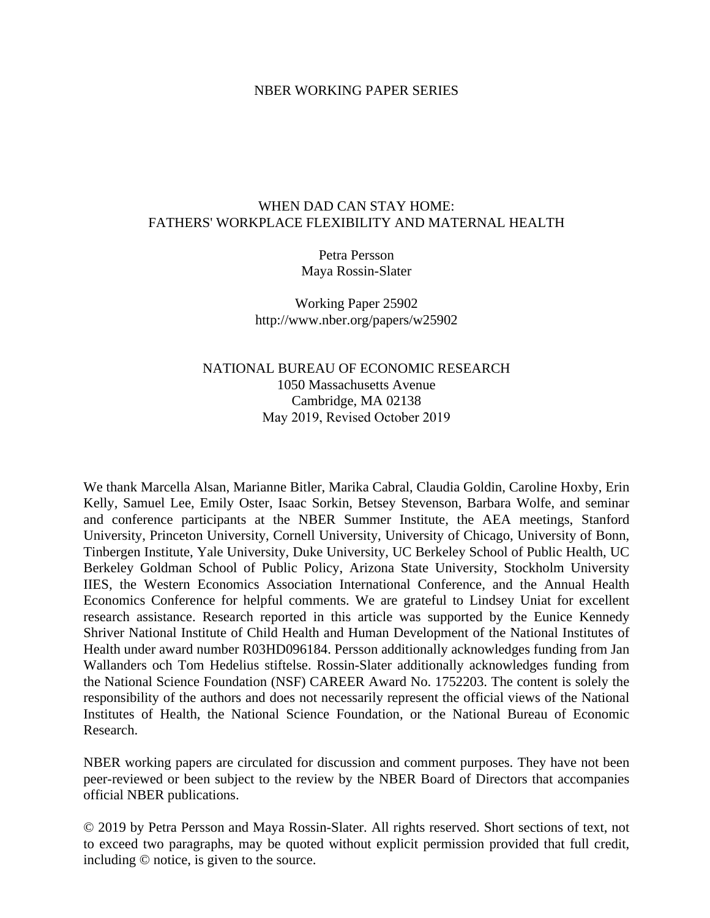NBER WORKING PAPER SERIES

# WHEN DAD CAN STAY HOME:
# FATHERS' WORKPLACE FLEXIBILITY AND MATERNAL HEALTH

Petra Persson
Maya Rossin-Slater

Working Paper 25902
http://www.nber.org/papers/w25902

NATIONAL BUREAU OF ECONOMIC RESEARCH
1050 Massachusetts Avenue
Cambridge, MA 02138
May 2019, Revised October 2019

We thank Marcella Alsan, Marianne Bitler, Marika Cabral, Claudia Goldin, Caroline Hoxby, Erin Kelly, Samuel Lee, Emily Oster, Isaac Sorkin, Betsey Stevenson, Barbara Wolfe, and seminar and conference participants at the NBER Summer Institute, the AEA meetings, Stanford University, Princeton University, Cornell University, University of Chicago, University of Bonn, Tinbergen Institute, Yale University, Duke University, UC Berkeley School of Public Health, UC Berkeley Goldman School of Public Policy, Arizona State University, Stockholm University IIES, the Western Economics Association International Conference, and the Annual Health Economics Conference for helpful comments. We are grateful to Lindsey Uniat for excellent research assistance. Research reported in this article was supported by the Eunice Kennedy Shriver National Institute of Child Health and Human Development of the National Institutes of Health under award number R03HD096184. Persson additionally acknowledges funding from Jan Wallanders och Tom Hedelius stiftelse. Rossin-Slater additionally acknowledges funding from the National Science Foundation (NSF) CAREER Award No. 1752203. The content is solely the responsibility of the authors and does not necessarily represent the official views of the National Institutes of Health, the National Science Foundation, or the National Bureau of Economic Research.

NBER working papers are circulated for discussion and comment purposes. They have not been peer-reviewed or been subject to the review by the NBER Board of Directors that accompanies official NBER publications.

© 2019 by Petra Persson and Maya Rossin-Slater. All rights reserved. Short sections of text, not to exceed two paragraphs, may be quoted without explicit permission provided that full credit, including © notice, is given to the source.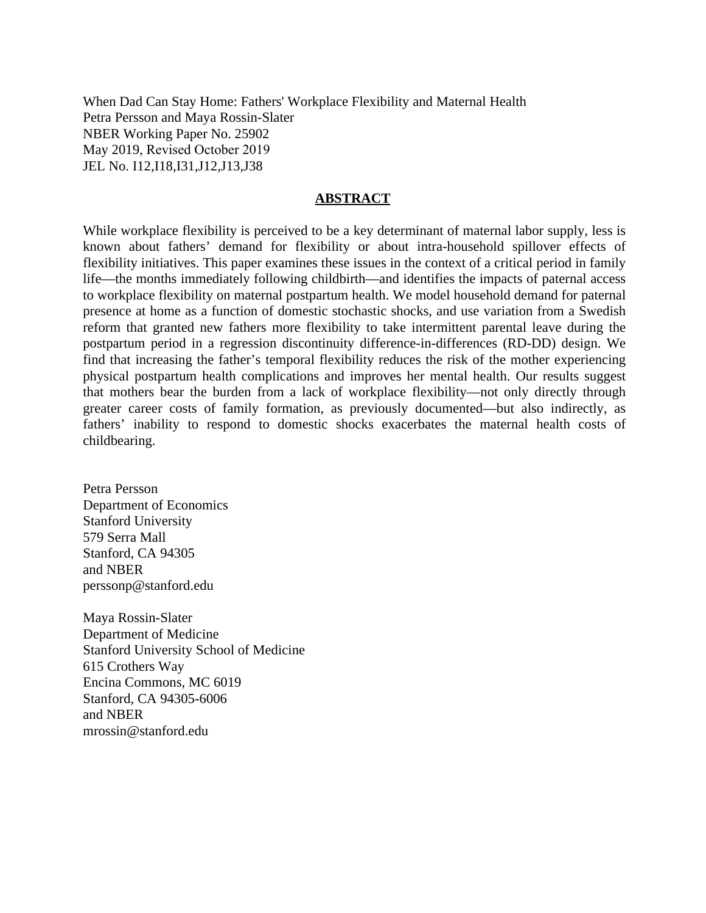When Dad Can Stay Home: Fathers' Workplace Flexibility and Maternal Health
Petra Persson and Maya Rossin-Slater
NBER Working Paper No. 25902
May 2019, Revised October 2019
JEL No. I12,I18,I31,J12,J13,J38

## ABSTRACT

While workplace flexibility is perceived to be a key determinant of maternal labor supply, less is known about fathers' demand for flexibility or about intra-household spillover effects of flexibility initiatives. This paper examines these issues in the context of a critical period in family life—the months immediately following childbirth—and identifies the impacts of paternal access to workplace flexibility on maternal postpartum health. We model household demand for paternal presence at home as a function of domestic stochastic shocks, and use variation from a Swedish reform that granted new fathers more flexibility to take intermittent parental leave during the postpartum period in a regression discontinuity difference-in-differences (RD-DD) design. We find that increasing the father's temporal flexibility reduces the risk of the mother experiencing physical postpartum health complications and improves her mental health. Our results suggest that mothers bear the burden from a lack of workplace flexibility—not only directly through greater career costs of family formation, as previously documented—but also indirectly, as fathers' inability to respond to domestic shocks exacerbates the maternal health costs of childbearing.

Petra Persson
Department of Economics
Stanford University
579 Serra Mall
Stanford, CA 94305
and NBER
perssonp@stanford.edu

Maya Rossin-Slater
Department of Medicine
Stanford University School of Medicine
615 Crothers Way
Encina Commons, MC 6019
Stanford, CA 94305-6006
and NBER
mrossin@stanford.edu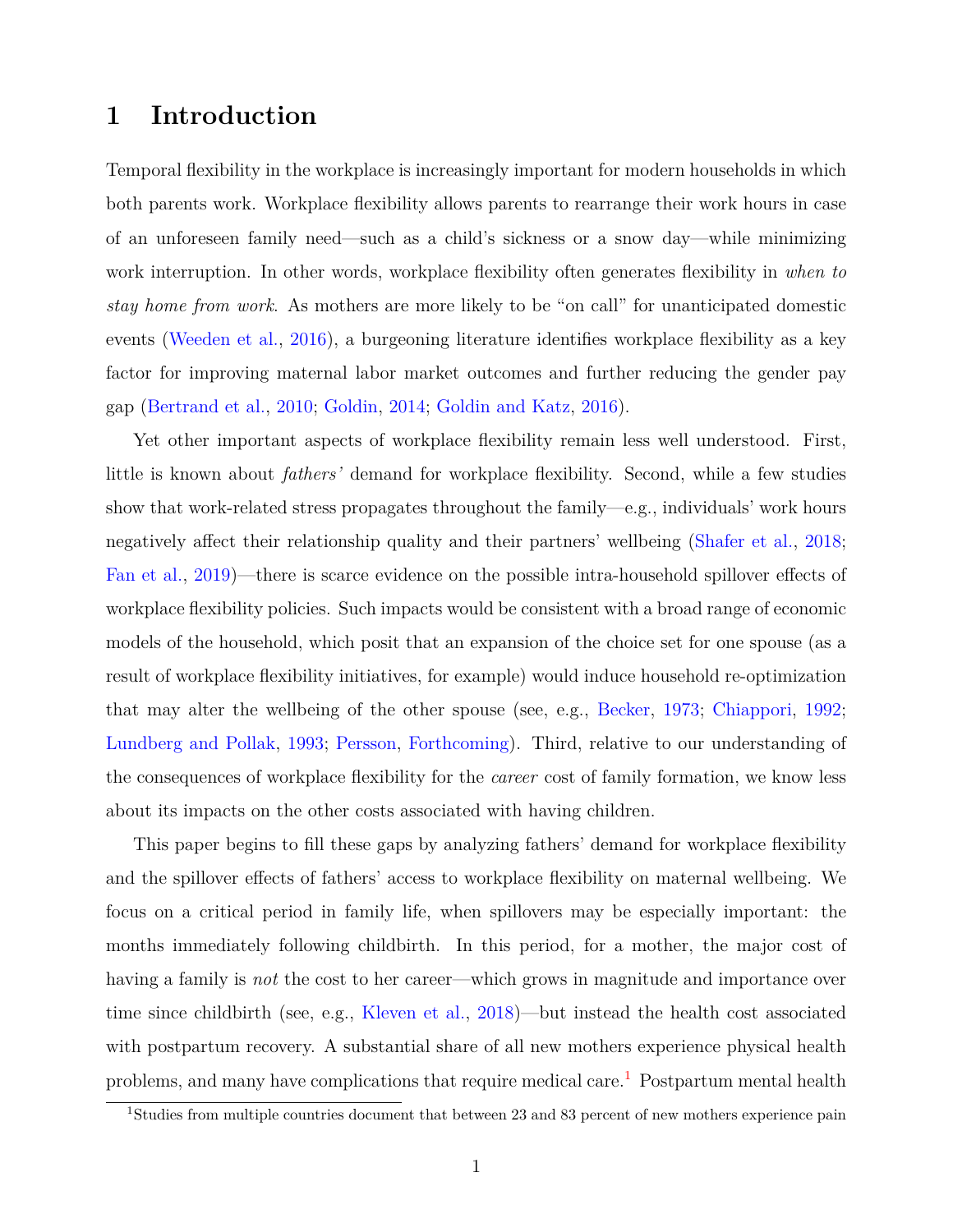# 1 Introduction

Temporal flexibility in the workplace is increasingly important for modern households in which both parents work. Workplace flexibility allows parents to rearrange their work hours in case of an unforeseen family need—such as a child's sickness or a snow day—while minimizing work interruption. In other words, workplace flexibility often generates flexibility in *when to stay home from work*. As mothers are more likely to be "on call" for unanticipated domestic events (Weeden et al., 2016), a burgeoning literature identifies workplace flexibility as a key factor for improving maternal labor market outcomes and further reducing the gender pay gap (Bertrand et al., 2010; Goldin, 2014; Goldin and Katz, 2016).

Yet other important aspects of workplace flexibility remain less well understood. First, little is known about *fathers'* demand for workplace flexibility. Second, while a few studies show that work-related stress propagates throughout the family—e.g., individuals' work hours negatively affect their relationship quality and their partners' wellbeing (Shafer et al., 2018; Fan et al., 2019)—there is scarce evidence on the possible intra-household spillover effects of workplace flexibility policies. Such impacts would be consistent with a broad range of economic models of the household, which posit that an expansion of the choice set for one spouse (as a result of workplace flexibility initiatives, for example) would induce household re-optimization that may alter the wellbeing of the other spouse (see, e.g., Becker, 1973; Chiappori, 1992; Lundberg and Pollak, 1993; Persson, Forthcoming). Third, relative to our understanding of the consequences of workplace flexibility for the *career* cost of family formation, we know less about its impacts on the other costs associated with having children.

This paper begins to fill these gaps by analyzing fathers' demand for workplace flexibility and the spillover effects of fathers' access to workplace flexibility on maternal wellbeing. We focus on a critical period in family life, when spillovers may be especially important: the months immediately following childbirth. In this period, for a mother, the major cost of having a family is *not* the cost to her career—which grows in magnitude and importance over time since childbirth (see, e.g., Kleven et al., 2018)—but instead the health cost associated with postpartum recovery. A substantial share of all new mothers experience physical health problems, and many have complications that require medical care.[1] Postpartum mental health

[1] Studies from multiple countries document that between 23 and 83 percent of new mothers experience pain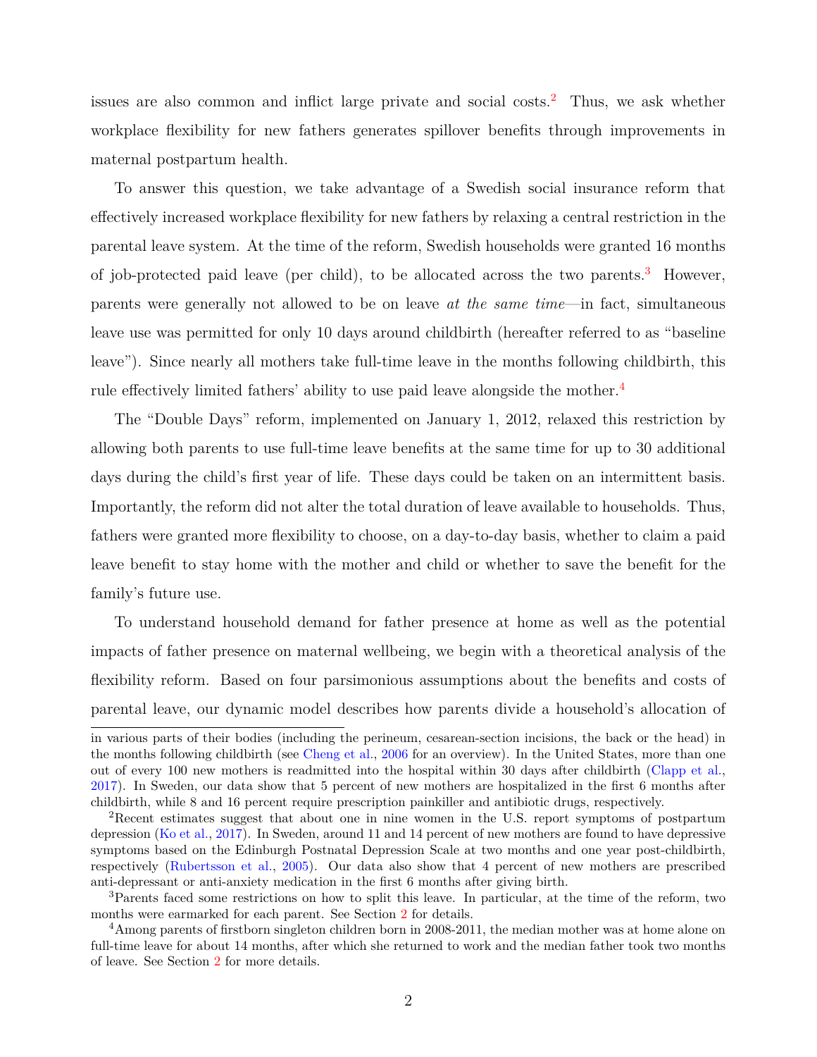issues are also common and inflict large private and social costs.[2] Thus, we ask whether workplace flexibility for new fathers generates spillover benefits through improvements in maternal postpartum health.

To answer this question, we take advantage of a Swedish social insurance reform that effectively increased workplace flexibility for new fathers by relaxing a central restriction in the parental leave system. At the time of the reform, Swedish households were granted 16 months of job-protected paid leave (per child), to be allocated across the two parents.[3] However, parents were generally not allowed to be on leave *at the same time*—in fact, simultaneous leave use was permitted for only 10 days around childbirth (hereafter referred to as "baseline leave"). Since nearly all mothers take full-time leave in the months following childbirth, this rule effectively limited fathers' ability to use paid leave alongside the mother.[4]

The "Double Days" reform, implemented on January 1, 2012, relaxed this restriction by allowing both parents to use full-time leave benefits at the same time for up to 30 additional days during the child's first year of life. These days could be taken on an intermittent basis. Importantly, the reform did not alter the total duration of leave available to households. Thus, fathers were granted more flexibility to choose, on a day-to-day basis, whether to claim a paid leave benefit to stay home with the mother and child or whether to save the benefit for the family's future use.

To understand household demand for father presence at home as well as the potential impacts of father presence on maternal wellbeing, we begin with a theoretical analysis of the flexibility reform. Based on four parsimonious assumptions about the benefits and costs of parental leave, our dynamic model describes how parents divide a household's allocation of

---

in various parts of their bodies (including the perineum, cesarean-section incisions, the back or the head) in the months following childbirth (see Cheng et al., 2006 for an overview). In the United States, more than one out of every 100 new mothers is readmitted into the hospital within 30 days after childbirth (Clapp et al., 2017). In Sweden, our data show that 5 percent of new mothers are hospitalized in the first 6 months after childbirth, while 8 and 16 percent require prescription painkiller and antibiotic drugs, respectively.

[2] Recent estimates suggest that about one in nine women in the U.S. report symptoms of postpartum depression (Ko et al., 2017). In Sweden, around 11 and 14 percent of new mothers are found to have depressive symptoms based on the Edinburgh Postnatal Depression Scale at two months and one year post-childbirth, respectively (Rubertsson et al., 2005). Our data also show that 4 percent of new mothers are prescribed anti-depressant or anti-anxiety medication in the first 6 months after giving birth.

[3] Parents faced some restrictions on how to split this leave. In particular, at the time of the reform, two months were earmarked for each parent. See Section 2 for details.

[4] Among parents of firstborn singleton children born in 2008-2011, the median mother was at home alone on full-time leave for about 14 months, after which she returned to work and the median father took two months of leave. See Section 2 for more details.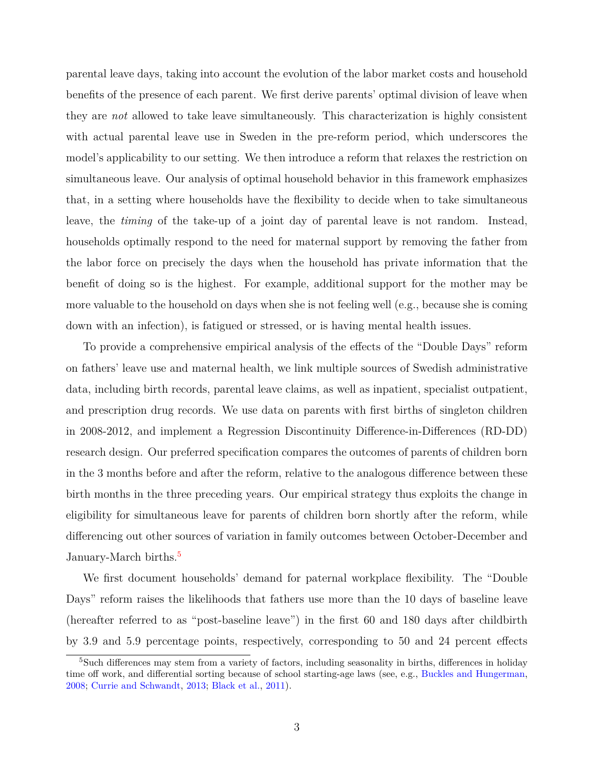parental leave days, taking into account the evolution of the labor market costs and household benefits of the presence of each parent. We first derive parents' optimal division of leave when they are *not* allowed to take leave simultaneously. This characterization is highly consistent with actual parental leave use in Sweden in the pre-reform period, which underscores the model's applicability to our setting. We then introduce a reform that relaxes the restriction on simultaneous leave. Our analysis of optimal household behavior in this framework emphasizes that, in a setting where households have the flexibility to decide when to take simultaneous leave, the *timing* of the take-up of a joint day of parental leave is not random. Instead, households optimally respond to the need for maternal support by removing the father from the labor force on precisely the days when the household has private information that the benefit of doing so is the highest. For example, additional support for the mother may be more valuable to the household on days when she is not feeling well (e.g., because she is coming down with an infection), is fatigued or stressed, or is having mental health issues.

To provide a comprehensive empirical analysis of the effects of the "Double Days" reform on fathers' leave use and maternal health, we link multiple sources of Swedish administrative data, including birth records, parental leave claims, as well as inpatient, specialist outpatient, and prescription drug records. We use data on parents with first births of singleton children in 2008-2012, and implement a Regression Discontinuity Difference-in-Differences (RD-DD) research design. Our preferred specification compares the outcomes of parents of children born in the 3 months before and after the reform, relative to the analogous difference between these birth months in the three preceding years. Our empirical strategy thus exploits the change in eligibility for simultaneous leave for parents of children born shortly after the reform, while differencing out other sources of variation in family outcomes between October-December and January-March births.[5]

We first document households' demand for paternal workplace flexibility. The "Double Days" reform raises the likelihoods that fathers use more than the 10 days of baseline leave (hereafter referred to as "post-baseline leave") in the first 60 and 180 days after childbirth by 3.9 and 5.9 percentage points, respectively, corresponding to 50 and 24 percent effects

[5] Such differences may stem from a variety of factors, including seasonality in births, differences in holiday time off work, and differential sorting because of school starting-age laws (see, e.g., Buckles and Hungerman, 2008; Currie and Schwandt, 2013; Black et al., 2011).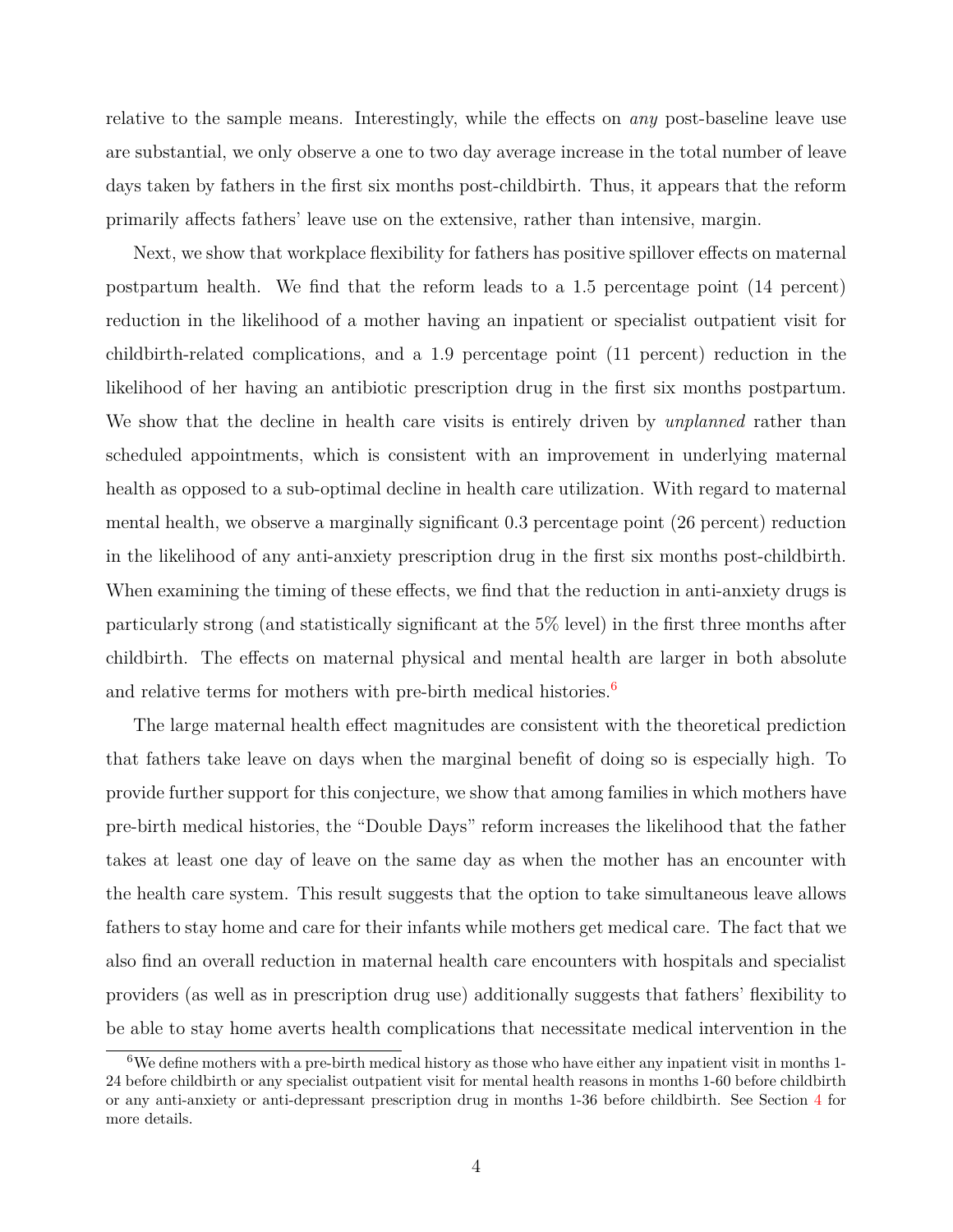relative to the sample means. Interestingly, while the effects on *any* post-baseline leave use are substantial, we only observe a one to two day average increase in the total number of leave days taken by fathers in the first six months post-childbirth. Thus, it appears that the reform primarily affects fathers' leave use on the extensive, rather than intensive, margin.

Next, we show that workplace flexibility for fathers has positive spillover effects on maternal postpartum health. We find that the reform leads to a 1.5 percentage point (14 percent) reduction in the likelihood of a mother having an inpatient or specialist outpatient visit for childbirth-related complications, and a 1.9 percentage point (11 percent) reduction in the likelihood of her having an antibiotic prescription drug in the first six months postpartum. We show that the decline in health care visits is entirely driven by *unplanned* rather than scheduled appointments, which is consistent with an improvement in underlying maternal health as opposed to a sub-optimal decline in health care utilization. With regard to maternal mental health, we observe a marginally significant 0.3 percentage point (26 percent) reduction in the likelihood of any anti-anxiety prescription drug in the first six months post-childbirth. When examining the timing of these effects, we find that the reduction in anti-anxiety drugs is particularly strong (and statistically significant at the 5% level) in the first three months after childbirth. The effects on maternal physical and mental health are larger in both absolute and relative terms for mothers with pre-birth medical histories.[6]

The large maternal health effect magnitudes are consistent with the theoretical prediction that fathers take leave on days when the marginal benefit of doing so is especially high. To provide further support for this conjecture, we show that among families in which mothers have pre-birth medical histories, the "Double Days" reform increases the likelihood that the father takes at least one day of leave on the same day as when the mother has an encounter with the health care system. This result suggests that the option to take simultaneous leave allows fathers to stay home and care for their infants while mothers get medical care. The fact that we also find an overall reduction in maternal health care encounters with hospitals and specialist providers (as well as in prescription drug use) additionally suggests that fathers' flexibility to be able to stay home averts health complications that necessitate medical intervention in the

[6] We define mothers with a pre-birth medical history as those who have either any inpatient visit in months 1-24 before childbirth or any specialist outpatient visit for mental health reasons in months 1-60 before childbirth or any anti-anxiety or anti-depressant prescription drug in months 1-36 before childbirth. See Section 4 for more details.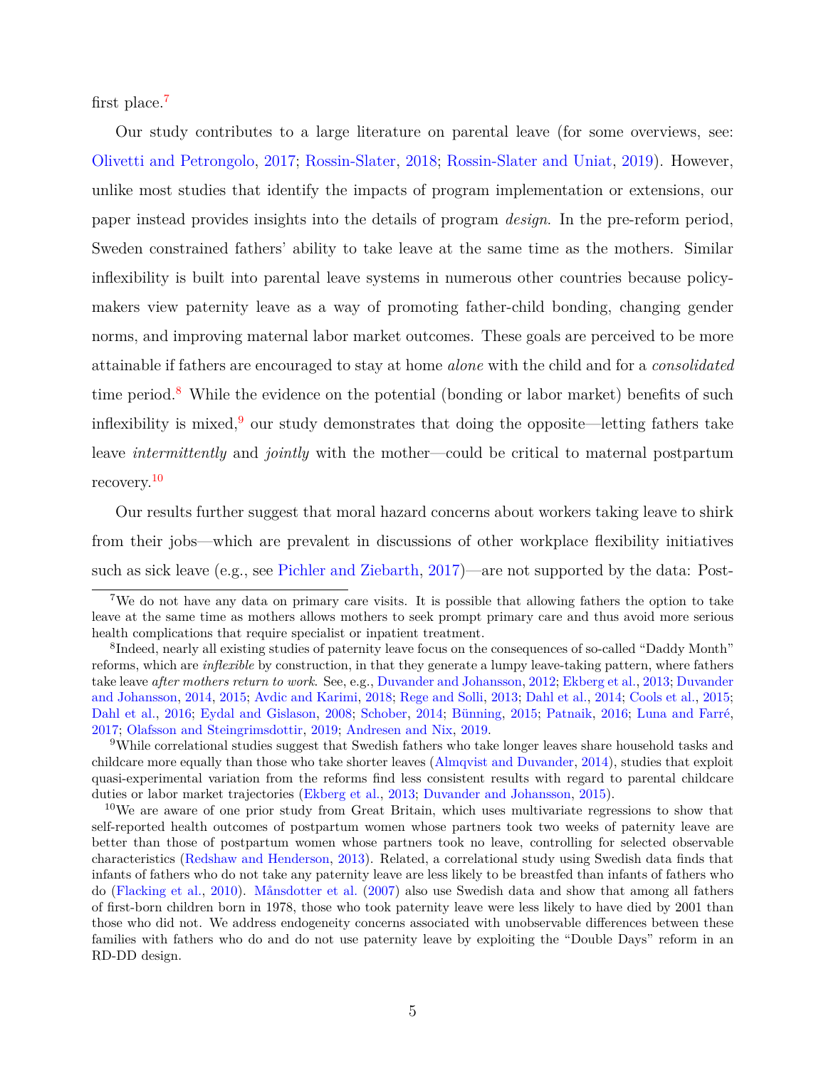first place.[7]

Our study contributes to a large literature on parental leave (for some overviews, see: Olivetti and Petrongolo, 2017; Rossin-Slater, 2018; Rossin-Slater and Uniat, 2019). However, unlike most studies that identify the impacts of program implementation or extensions, our paper instead provides insights into the details of program *design*. In the pre-reform period, Sweden constrained fathers' ability to take leave at the same time as the mothers. Similar inflexibility is built into parental leave systems in numerous other countries because policy-makers view paternity leave as a way of promoting father-child bonding, changing gender norms, and improving maternal labor market outcomes. These goals are perceived to be more attainable if fathers are encouraged to stay at home *alone* with the child and for a *consolidated* time period.[8] While the evidence on the potential (bonding or labor market) benefits of such inflexibility is mixed,[9] our study demonstrates that doing the opposite—letting fathers take leave *intermittently* and *jointly* with the mother—could be critical to maternal postpartum recovery.[10]

Our results further suggest that moral hazard concerns about workers taking leave to shirk from their jobs—which are prevalent in discussions of other workplace flexibility initiatives such as sick leave (e.g., see Pichler and Ziebarth, 2017)—are not supported by the data: Post-

---

[7]We do not have any data on primary care visits. It is possible that allowing fathers the option to take leave at the same time as mothers allows mothers to seek prompt primary care and thus avoid more serious health complications that require specialist or inpatient treatment.

[8]Indeed, nearly all existing studies of paternity leave focus on the consequences of so-called "Daddy Month" reforms, which are *inflexible* by construction, in that they generate a lumpy leave-taking pattern, where fathers take leave *after mothers return to work*. See, e.g., Duvander and Johansson, 2012; Ekberg et al., 2013; Duvander and Johansson, 2014, 2015; Avdic and Karimi, 2018; Rege and Solli, 2013; Dahl et al., 2014; Cools et al., 2015; Dahl et al., 2016; Eydal and Gislason, 2008; Schober, 2014; Bünning, 2015; Patnaik, 2016; Luna and Farré, 2017; Olafsson and Steingrimsdottir, 2019; Andresen and Nix, 2019.

[9]While correlational studies suggest that Swedish fathers who take longer leaves share household tasks and childcare more equally than those who take shorter leaves (Almqvist and Duvander, 2014), studies that exploit quasi-experimental variation from the reforms find less consistent results with regard to parental childcare duties or labor market trajectories (Ekberg et al., 2013; Duvander and Johansson, 2015).

[10]We are aware of one prior study from Great Britain, which uses multivariate regressions to show that self-reported health outcomes of postpartum women whose partners took two weeks of paternity leave are better than those of postpartum women whose partners took no leave, controlling for selected observable characteristics (Redshaw and Henderson, 2013). Related, a correlational study using Swedish data finds that infants of fathers who do not take any paternity leave are less likely to be breastfed than infants of fathers who do (Flacking et al., 2010). Månsdotter et al. (2007) also use Swedish data and show that among all fathers of first-born children born in 1978, those who took paternity leave were less likely to have died by 2001 than those who did not. We address endogeneity concerns associated with unobservable differences between these families with fathers who do and do not use paternity leave by exploiting the "Double Days" reform in an RD-DD design.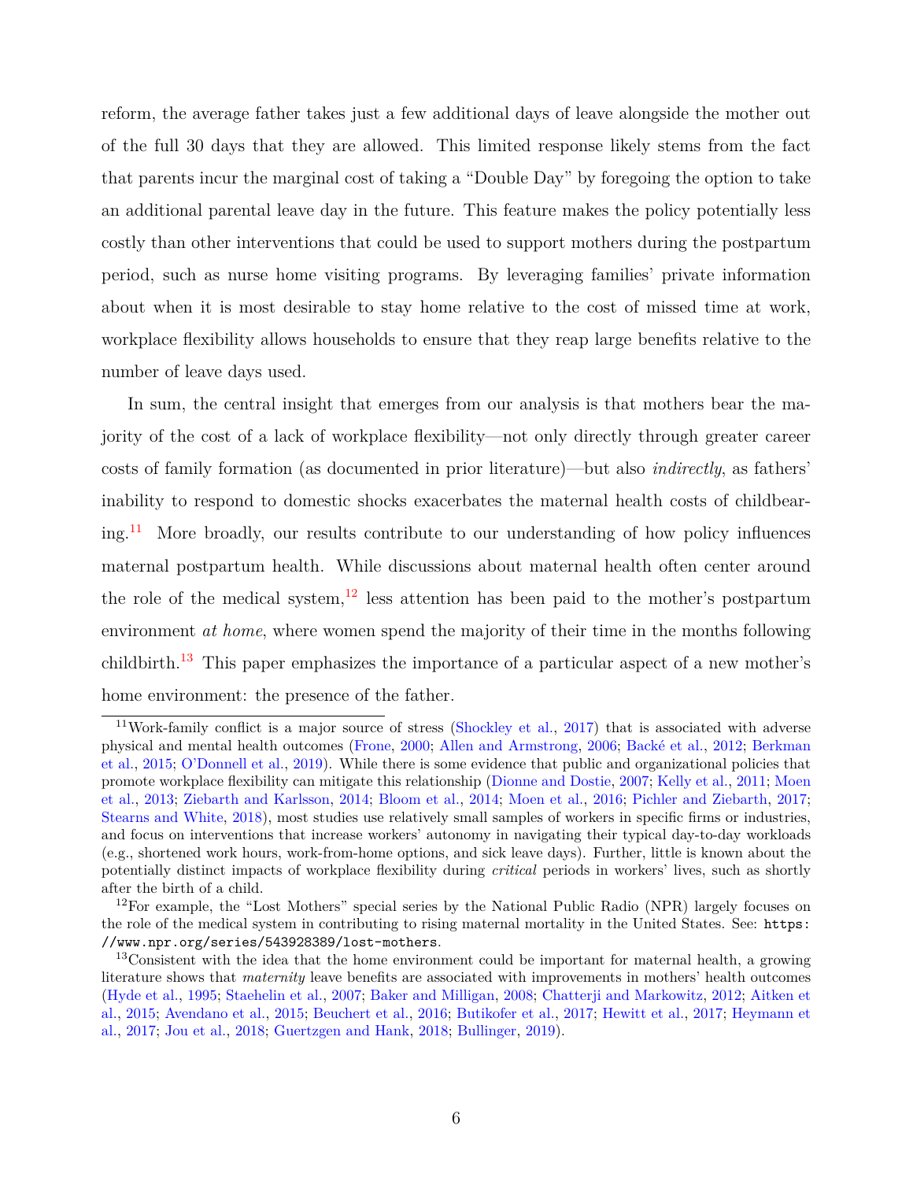reform, the average father takes just a few additional days of leave alongside the mother out of the full 30 days that they are allowed. This limited response likely stems from the fact that parents incur the marginal cost of taking a "Double Day" by foregoing the option to take an additional parental leave day in the future. This feature makes the policy potentially less costly than other interventions that could be used to support mothers during the postpartum period, such as nurse home visiting programs. By leveraging families' private information about when it is most desirable to stay home relative to the cost of missed time at work, workplace flexibility allows households to ensure that they reap large benefits relative to the number of leave days used.

In sum, the central insight that emerges from our analysis is that mothers bear the majority of the cost of a lack of workplace flexibility—not only directly through greater career costs of family formation (as documented in prior literature)—but also *indirectly*, as fathers' inability to respond to domestic shocks exacerbates the maternal health costs of childbearing.[11] More broadly, our results contribute to our understanding of how policy influences maternal postpartum health. While discussions about maternal health often center around the role of the medical system,[12] less attention has been paid to the mother's postpartum environment *at home*, where women spend the majority of their time in the months following childbirth.[13] This paper emphasizes the importance of a particular aspect of a new mother's home environment: the presence of the father.

[11] Work-family conflict is a major source of stress (Shockley et al., 2017) that is associated with adverse physical and mental health outcomes (Frone, 2000; Allen and Armstrong, 2006; Backé et al., 2012; Berkman et al., 2015; O'Donnell et al., 2019). While there is some evidence that public and organizational policies that promote workplace flexibility can mitigate this relationship (Dionne and Dostie, 2007; Kelly et al., 2011; Moen et al., 2013; Ziebarth and Karlsson, 2014; Bloom et al., 2014; Moen et al., 2016; Pichler and Ziebarth, 2017; Stearns and White, 2018), most studies use relatively small samples of workers in specific firms or industries, and focus on interventions that increase workers' autonomy in navigating their typical day-to-day workloads (e.g., shortened work hours, work-from-home options, and sick leave days). Further, little is known about the potentially distinct impacts of workplace flexibility during *critical* periods in workers' lives, such as shortly after the birth of a child.

[12] For example, the "Lost Mothers" special series by the National Public Radio (NPR) largely focuses on the role of the medical system in contributing to rising maternal mortality in the United States. See: `https://www.npr.org/series/543928389/lost-mothers`.

[13] Consistent with the idea that the home environment could be important for maternal health, a growing literature shows that *maternity* leave benefits are associated with improvements in mothers' health outcomes (Hyde et al., 1995; Staehelin et al., 2007; Baker and Milligan, 2008; Chatterji and Markowitz, 2012; Aitken et al., 2015; Avendano et al., 2015; Beuchert et al., 2016; Butikofer et al., 2017; Hewitt et al., 2017; Heymann et al., 2017; Jou et al., 2018; Guertzgen and Hank, 2018; Bullinger, 2019).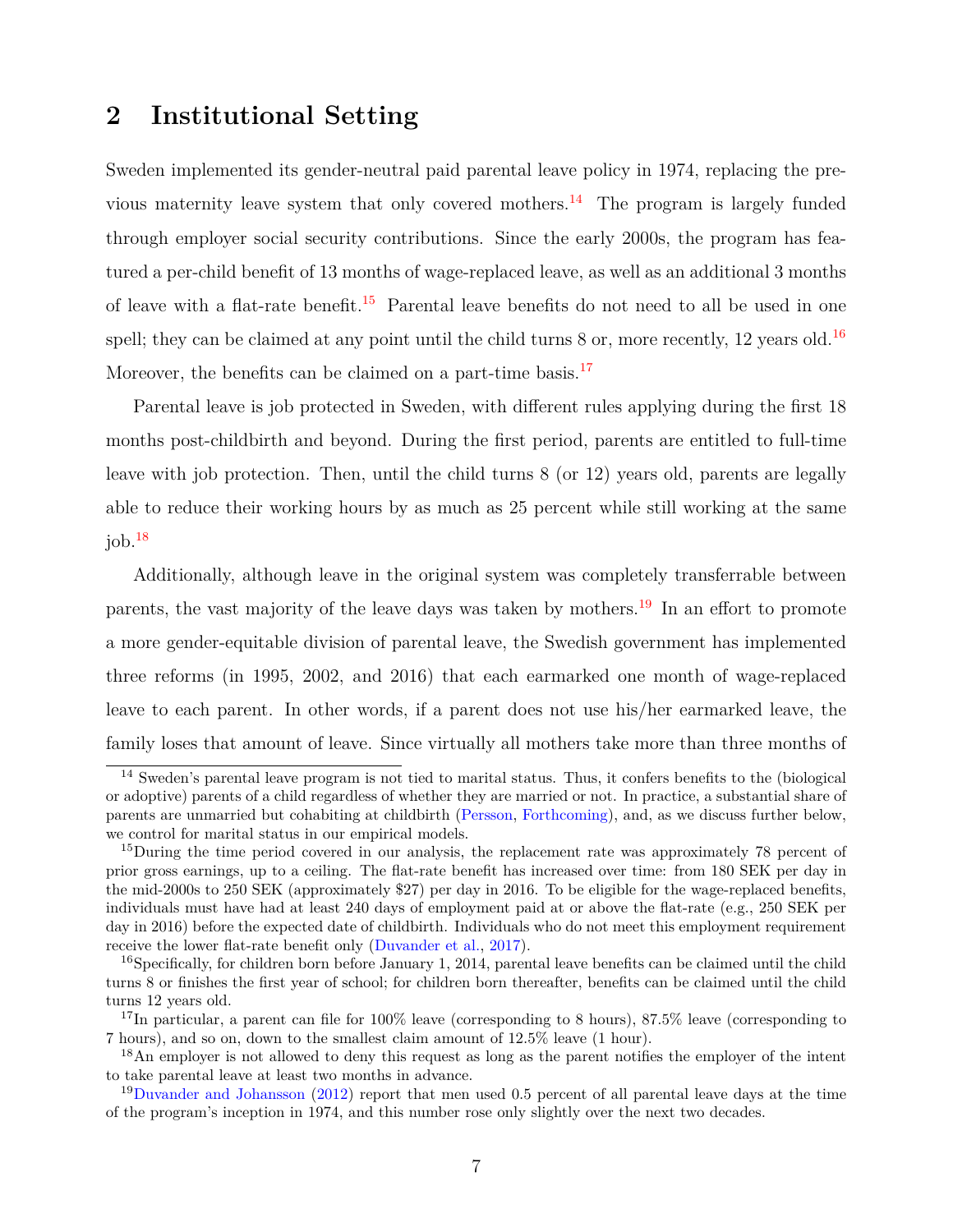## 2 Institutional Setting

Sweden implemented its gender-neutral paid parental leave policy in 1974, replacing the previous maternity leave system that only covered mothers.[14] The program is largely funded through employer social security contributions. Since the early 2000s, the program has featured a per-child benefit of 13 months of wage-replaced leave, as well as an additional 3 months of leave with a flat-rate benefit.[15] Parental leave benefits do not need to all be used in one spell; they can be claimed at any point until the child turns 8 or, more recently, 12 years old.[16] Moreover, the benefits can be claimed on a part-time basis.[17]

Parental leave is job protected in Sweden, with different rules applying during the first 18 months post-childbirth and beyond. During the first period, parents are entitled to full-time leave with job protection. Then, until the child turns 8 (or 12) years old, parents are legally able to reduce their working hours by as much as 25 percent while still working at the same job.[18]

Additionally, although leave in the original system was completely transferrable between parents, the vast majority of the leave days was taken by mothers.[19] In an effort to promote a more gender-equitable division of parental leave, the Swedish government has implemented three reforms (in 1995, 2002, and 2016) that each earmarked one month of wage-replaced leave to each parent. In other words, if a parent does not use his/her earmarked leave, the family loses that amount of leave. Since virtually all mothers take more than three months of

[14] Sweden's parental leave program is not tied to marital status. Thus, it confers benefits to the (biological or adoptive) parents of a child regardless of whether they are married or not. In practice, a substantial share of parents are unmarried but cohabiting at childbirth (Persson, Forthcoming), and, as we discuss further below, we control for marital status in our empirical models.

[15] During the time period covered in our analysis, the replacement rate was approximately 78 percent of prior gross earnings, up to a ceiling. The flat-rate benefit has increased over time: from 180 SEK per day in the mid-2000s to 250 SEK (approximately $27) per day in 2016. To be eligible for the wage-replaced benefits, individuals must have had at least 240 days of employment paid at or above the flat-rate (e.g., 250 SEK per day in 2016) before the expected date of childbirth. Individuals who do not meet this employment requirement receive the lower flat-rate benefit only (Duvander et al., 2017).

[16] Specifically, for children born before January 1, 2014, parental leave benefits can be claimed until the child turns 8 or finishes the first year of school; for children born thereafter, benefits can be claimed until the child turns 12 years old.

[17] In particular, a parent can file for 100% leave (corresponding to 8 hours), 87.5% leave (corresponding to 7 hours), and so on, down to the smallest claim amount of 12.5% leave (1 hour).

[18] An employer is not allowed to deny this request as long as the parent notifies the employer of the intent to take parental leave at least two months in advance.

[19] Duvander and Johansson (2012) report that men used 0.5 percent of all parental leave days at the time of the program's inception in 1974, and this number rose only slightly over the next two decades.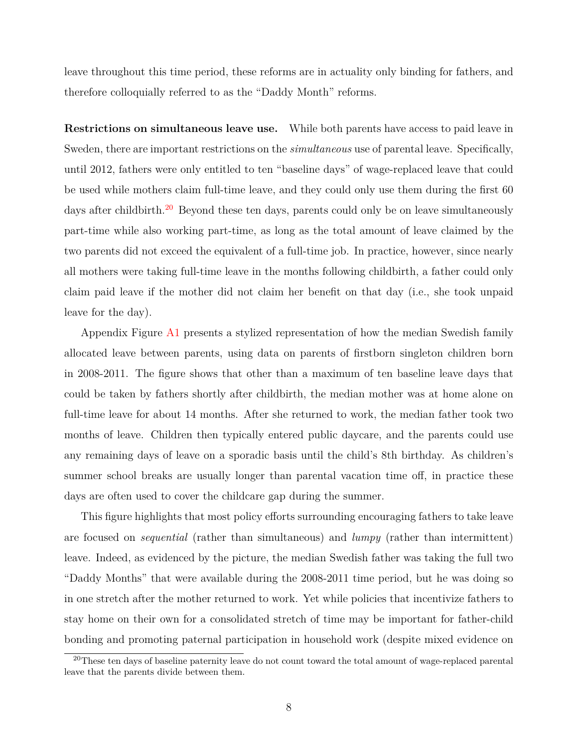leave throughout this time period, these reforms are in actuality only binding for fathers, and therefore colloquially referred to as the "Daddy Month" reforms.

**Restrictions on simultaneous leave use.** While both parents have access to paid leave in Sweden, there are important restrictions on the *simultaneous* use of parental leave. Specifically, until 2012, fathers were only entitled to ten "baseline days" of wage-replaced leave that could be used while mothers claim full-time leave, and they could only use them during the first 60 days after childbirth.[20] Beyond these ten days, parents could only be on leave simultaneously part-time while also working part-time, as long as the total amount of leave claimed by the two parents did not exceed the equivalent of a full-time job. In practice, however, since nearly all mothers were taking full-time leave in the months following childbirth, a father could only claim paid leave if the mother did not claim her benefit on that day (i.e., she took unpaid leave for the day).

Appendix Figure A1 presents a stylized representation of how the median Swedish family allocated leave between parents, using data on parents of firstborn singleton children born in 2008-2011. The figure shows that other than a maximum of ten baseline leave days that could be taken by fathers shortly after childbirth, the median mother was at home alone on full-time leave for about 14 months. After she returned to work, the median father took two months of leave. Children then typically entered public daycare, and the parents could use any remaining days of leave on a sporadic basis until the child's 8th birthday. As children's summer school breaks are usually longer than parental vacation time off, in practice these days are often used to cover the childcare gap during the summer.

This figure highlights that most policy efforts surrounding encouraging fathers to take leave are focused on *sequential* (rather than simultaneous) and *lumpy* (rather than intermittent) leave. Indeed, as evidenced by the picture, the median Swedish father was taking the full two "Daddy Months" that were available during the 2008-2011 time period, but he was doing so in one stretch after the mother returned to work. Yet while policies that incentivize fathers to stay home on their own for a consolidated stretch of time may be important for father-child bonding and promoting paternal participation in household work (despite mixed evidence on

[20] These ten days of baseline paternity leave do not count toward the total amount of wage-replaced parental leave that the parents divide between them.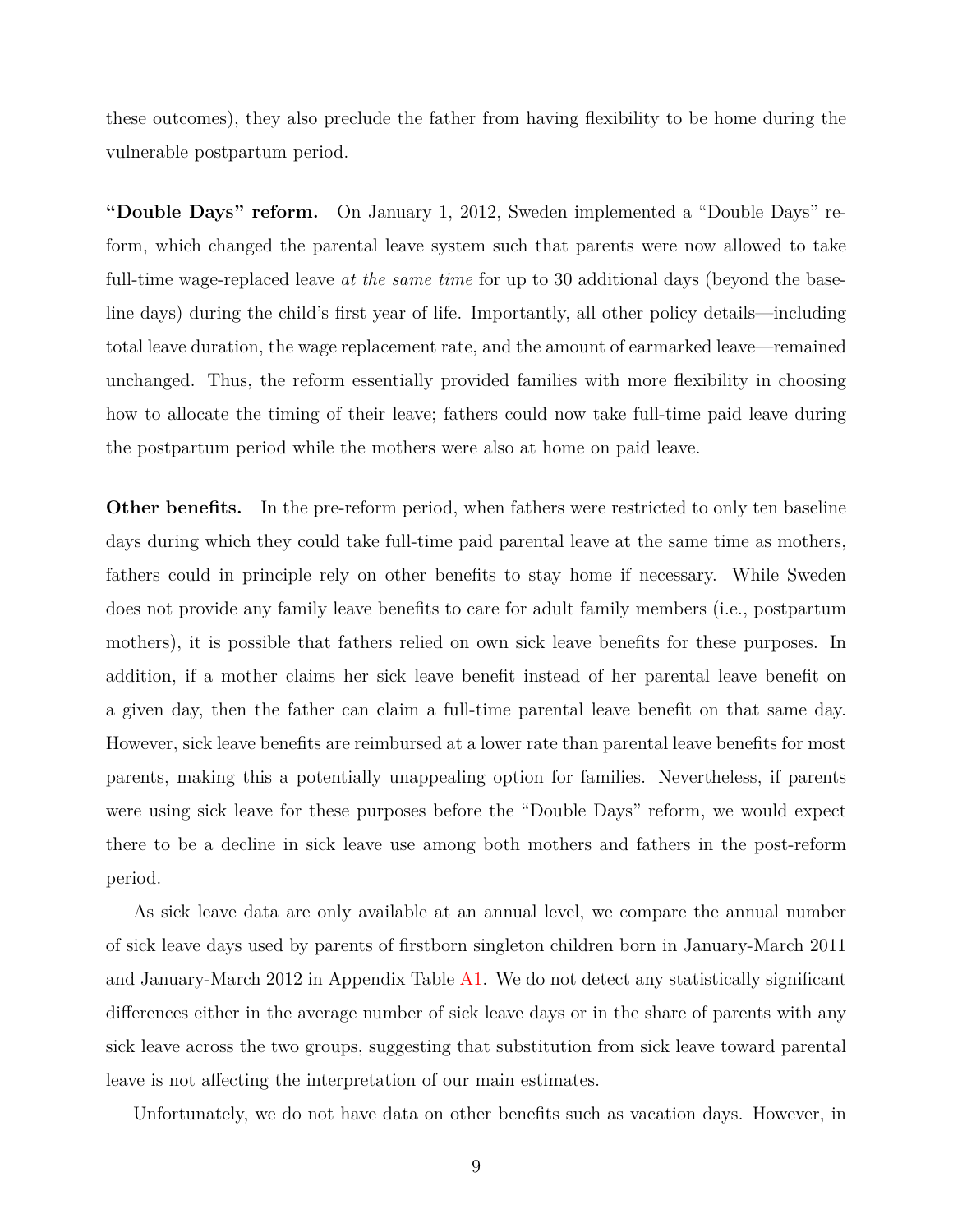these outcomes), they also preclude the father from having flexibility to be home during the vulnerable postpartum period.

**"Double Days" reform.** On January 1, 2012, Sweden implemented a "Double Days" reform, which changed the parental leave system such that parents were now allowed to take full-time wage-replaced leave *at the same time* for up to 30 additional days (beyond the baseline days) during the child's first year of life. Importantly, all other policy details—including total leave duration, the wage replacement rate, and the amount of earmarked leave—remained unchanged. Thus, the reform essentially provided families with more flexibility in choosing how to allocate the timing of their leave; fathers could now take full-time paid leave during the postpartum period while the mothers were also at home on paid leave.

**Other benefits.** In the pre-reform period, when fathers were restricted to only ten baseline days during which they could take full-time paid parental leave at the same time as mothers, fathers could in principle rely on other benefits to stay home if necessary. While Sweden does not provide any family leave benefits to care for adult family members (i.e., postpartum mothers), it is possible that fathers relied on own sick leave benefits for these purposes. In addition, if a mother claims her sick leave benefit instead of her parental leave benefit on a given day, then the father can claim a full-time parental leave benefit on that same day. However, sick leave benefits are reimbursed at a lower rate than parental leave benefits for most parents, making this a potentially unappealing option for families. Nevertheless, if parents were using sick leave for these purposes before the "Double Days" reform, we would expect there to be a decline in sick leave use among both mothers and fathers in the post-reform period.

As sick leave data are only available at an annual level, we compare the annual number of sick leave days used by parents of firstborn singleton children born in January-March 2011 and January-March 2012 in Appendix Table A1. We do not detect any statistically significant differences either in the average number of sick leave days or in the share of parents with any sick leave across the two groups, suggesting that substitution from sick leave toward parental leave is not affecting the interpretation of our main estimates.

Unfortunately, we do not have data on other benefits such as vacation days. However, in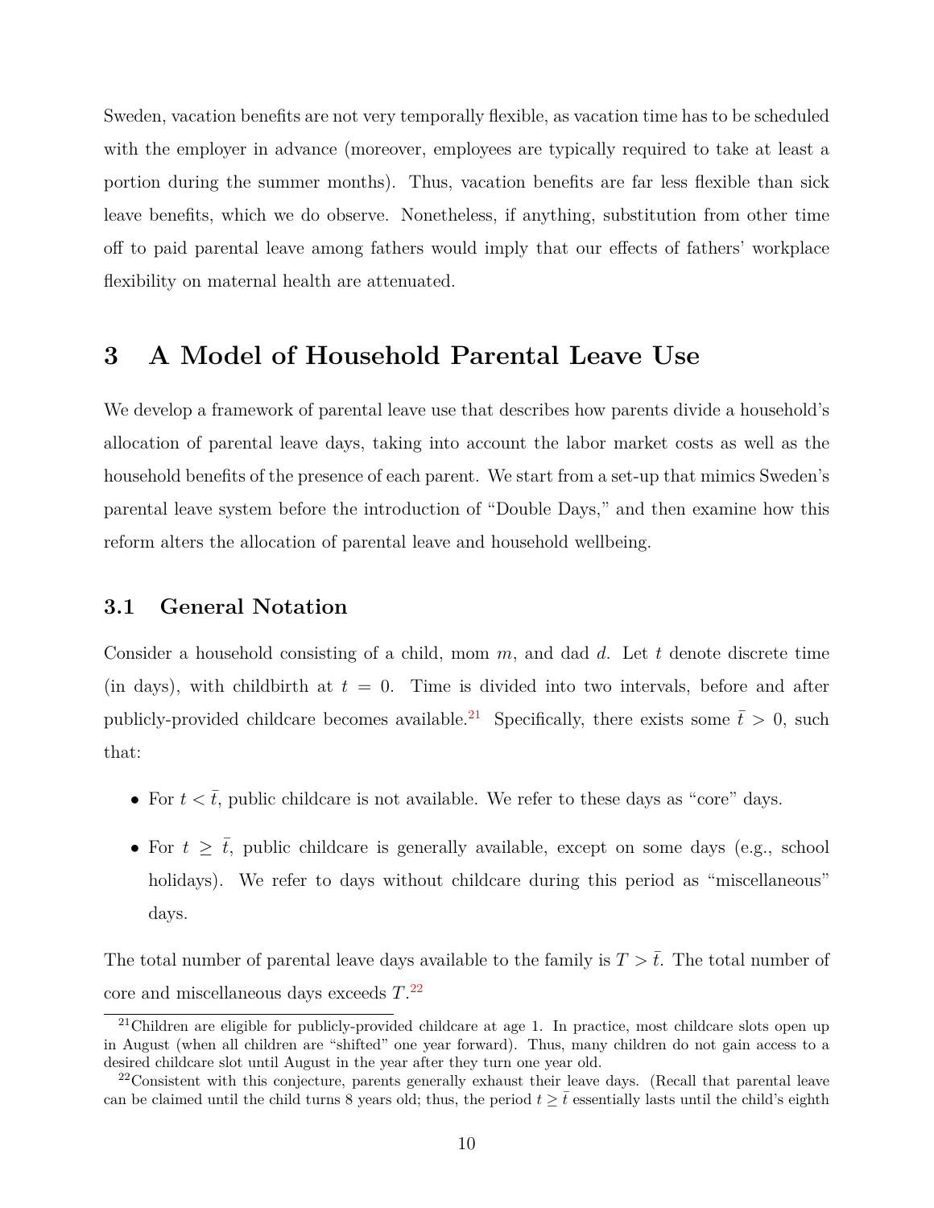Sweden, vacation benefits are not very temporally flexible, as vacation time has to be scheduled with the employer in advance (moreover, employees are typically required to take at least a portion during the summer months). Thus, vacation benefits are far less flexible than sick leave benefits, which we do observe. Nonetheless, if anything, substitution from other time off to paid parental leave among fathers would imply that our effects of fathers' workplace flexibility on maternal health are attenuated.

## 3 A Model of Household Parental Leave Use

We develop a framework of parental leave use that describes how parents divide a household's allocation of parental leave days, taking into account the labor market costs as well as the household benefits of the presence of each parent. We start from a set-up that mimics Sweden's parental leave system before the introduction of "Double Days," and then examine how this reform alters the allocation of parental leave and household wellbeing.

### 3.1 General Notation

Consider a household consisting of a child, mom $m$, and dad $d$. Let $t$ denote discrete time (in days), with childbirth at $t = 0$. Time is divided into two intervals, before and after publicly-provided childcare becomes available.[21] Specifically, there exists some $\bar{t} > 0$, such that:

- For $t < \bar{t}$, public childcare is not available. We refer to these days as "core" days.
- For $t \geq \bar{t}$, public childcare is generally available, except on some days (e.g., school holidays). We refer to days without childcare during this period as "miscellaneous" days.

The total number of parental leave days available to the family is $T > \bar{t}$. The total number of core and miscellaneous days exceeds $T$.[22]

[21] Children are eligible for publicly-provided childcare at age 1. In practice, most childcare slots open up in August (when all children are "shifted" one year forward). Thus, many children do not gain access to a desired childcare slot until August in the year after they turn one year old.

[22] Consistent with this conjecture, parents generally exhaust their leave days. (Recall that parental leave can be claimed until the child turns 8 years old; thus, the period $t \geq \bar{t}$ essentially lasts until the child's eighth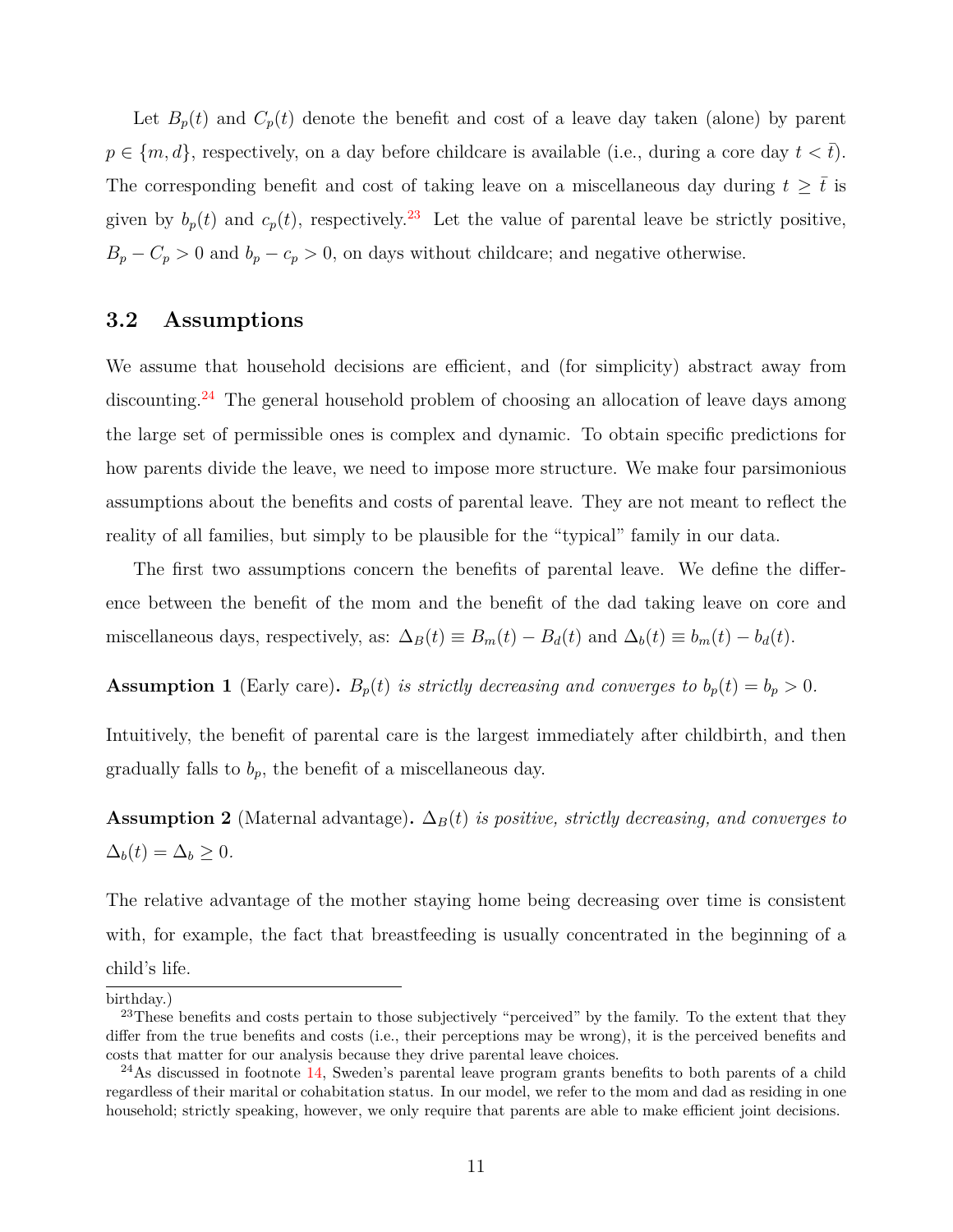Let $B_p(t)$ and $C_p(t)$ denote the benefit and cost of a leave day taken (alone) by parent $p \in \{m, d\}$, respectively, on a day before childcare is available (i.e., during a core day $t < \bar{t}$). The corresponding benefit and cost of taking leave on a miscellaneous day during $t \geq \bar{t}$ is given by $b_p(t)$ and $c_p(t)$, respectively.[23] Let the value of parental leave be strictly positive, $B_p - C_p > 0$ and $b_p - c_p > 0$, on days without childcare; and negative otherwise.

## 3.2 Assumptions

We assume that household decisions are efficient, and (for simplicity) abstract away from discounting.[24] The general household problem of choosing an allocation of leave days among the large set of permissible ones is complex and dynamic. To obtain specific predictions for how parents divide the leave, we need to impose more structure. We make four parsimonious assumptions about the benefits and costs of parental leave. They are not meant to reflect the reality of all families, but simply to be plausible for the "typical" family in our data.

The first two assumptions concern the benefits of parental leave. We define the difference between the benefit of the mom and the benefit of the dad taking leave on core and miscellaneous days, respectively, as: $\Delta_B(t) \equiv B_m(t) - B_d(t)$ and $\Delta_b(t) \equiv b_m(t) - b_d(t)$.

**Assumption 1** (Early care)**.** *$B_p(t)$ is strictly decreasing and converges to $b_p(t) = b_p > 0$.*

Intuitively, the benefit of parental care is the largest immediately after childbirth, and then gradually falls to $b_p$, the benefit of a miscellaneous day.

**Assumption 2** (Maternal advantage)**.** *$\Delta_B(t)$ is positive, strictly decreasing, and converges to $\Delta_b(t) = \Delta_b \geq 0$.*

The relative advantage of the mother staying home being decreasing over time is consistent with, for example, the fact that breastfeeding is usually concentrated in the beginning of a child's life.

birthday.)

[23] These benefits and costs pertain to those subjectively "perceived" by the family. To the extent that they differ from the true benefits and costs (i.e., their perceptions may be wrong), it is the perceived benefits and costs that matter for our analysis because they drive parental leave choices.

[24] As discussed in footnote 14, Sweden's parental leave program grants benefits to both parents of a child regardless of their marital or cohabitation status. In our model, we refer to the mom and dad as residing in one household; strictly speaking, however, we only require that parents are able to make efficient joint decisions.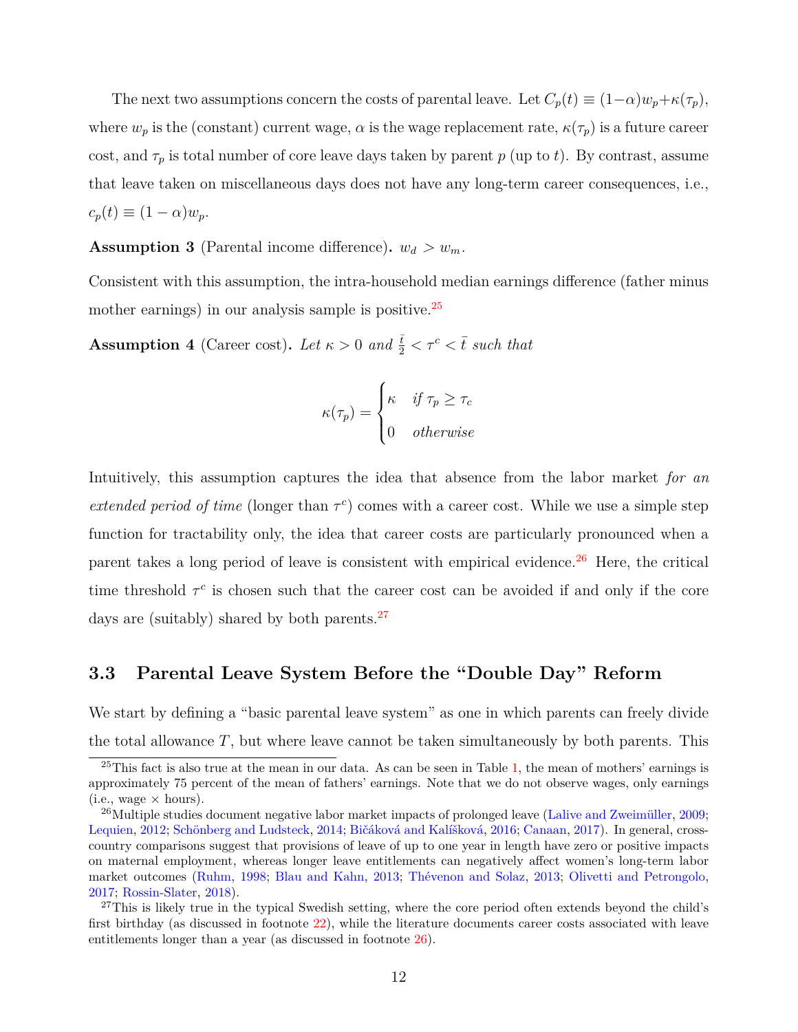The next two assumptions concern the costs of parental leave. Let $C_p(t) \equiv (1-\alpha)w_p + \kappa(\tau_p)$, where $w_p$ is the (constant) current wage, $\alpha$ is the wage replacement rate, $\kappa(\tau_p)$ is a future career cost, and $\tau_p$ is total number of core leave days taken by parent $p$ (up to $t$). By contrast, assume that leave taken on miscellaneous days does not have any long-term career consequences, i.e., $c_p(t) \equiv (1-\alpha)w_p$.

**Assumption 3** (Parental income difference)**.** $w_d > w_m$.

Consistent with this assumption, the intra-household median earnings difference (father minus mother earnings) in our analysis sample is positive.[25]

**Assumption 4** (Career cost)**.** *Let* $\kappa > 0$ *and* $\frac{\bar{t}}{2} < \tau^c < \bar{t}$ *such that*

$$\kappa(\tau_p) = \begin{cases} \kappa & \text{if } \tau_p \geq \tau_c \\ 0 & \text{otherwise} \end{cases}$$

Intuitively, this assumption captures the idea that absence from the labor market *for an extended period of time* (longer than $\tau^c$) comes with a career cost. While we use a simple step function for tractability only, the idea that career costs are particularly pronounced when a parent takes a long period of leave is consistent with empirical evidence.[26] Here, the critical time threshold $\tau^c$ is chosen such that the career cost can be avoided if and only if the core days are (suitably) shared by both parents.[27]

## 3.3 Parental Leave System Before the "Double Day" Reform

We start by defining a "basic parental leave system" as one in which parents can freely divide the total allowance $T$, but where leave cannot be taken simultaneously by both parents. This

---

[25]This fact is also true at the mean in our data. As can be seen in Table 1, the mean of mothers' earnings is approximately 75 percent of the mean of fathers' earnings. Note that we do not observe wages, only earnings (i.e., wage × hours).

[26]Multiple studies document negative labor market impacts of prolonged leave (Lalive and Zweimüller, 2009; Lequien, 2012; Schönberg and Ludsteck, 2014; Bičáková and Kalíšková, 2016; Canaan, 2017). In general, cross-country comparisons suggest that provisions of leave of up to one year in length have zero or positive impacts on maternal employment, whereas longer leave entitlements can negatively affect women's long-term labor market outcomes (Ruhm, 1998; Blau and Kahn, 2013; Thévenon and Solaz, 2013; Olivetti and Petrongolo, 2017; Rossin-Slater, 2018).

[27]This is likely true in the typical Swedish setting, where the core period often extends beyond the child's first birthday (as discussed in footnote 22), while the literature documents career costs associated with leave entitlements longer than a year (as discussed in footnote 26).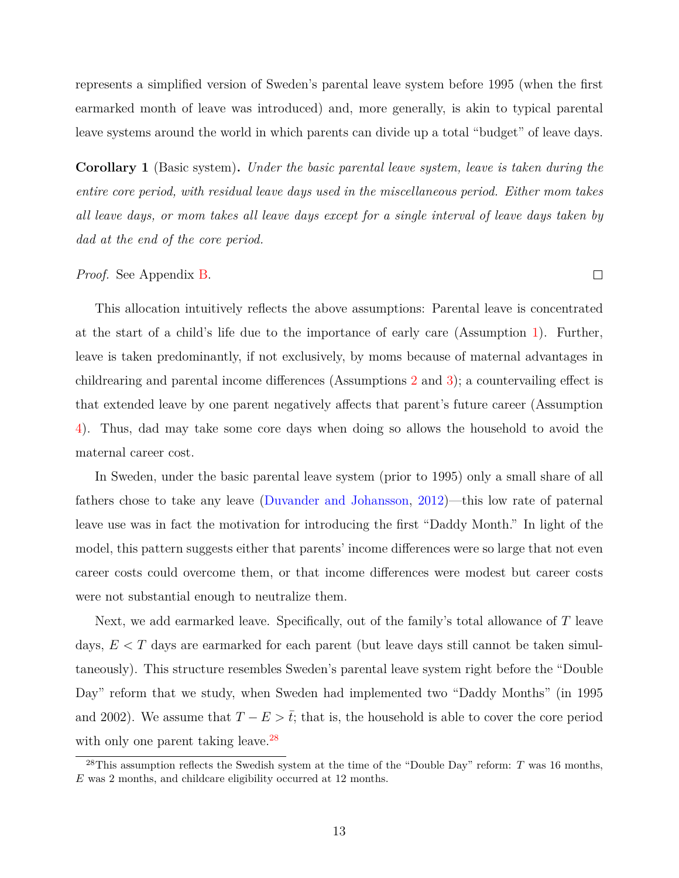represents a simplified version of Sweden's parental leave system before 1995 (when the first earmarked month of leave was introduced) and, more generally, is akin to typical parental leave systems around the world in which parents can divide up a total "budget" of leave days.

**Corollary 1** (Basic system)**.** *Under the basic parental leave system, leave is taken during the entire core period, with residual leave days used in the miscellaneous period. Either mom takes all leave days, or mom takes all leave days except for a single interval of leave days taken by dad at the end of the core period.*

*Proof.* See Appendix B. □

This allocation intuitively reflects the above assumptions: Parental leave is concentrated at the start of a child's life due to the importance of early care (Assumption 1). Further, leave is taken predominantly, if not exclusively, by moms because of maternal advantages in childrearing and parental income differences (Assumptions 2 and 3); a countervailing effect is that extended leave by one parent negatively affects that parent's future career (Assumption 4). Thus, dad may take some core days when doing so allows the household to avoid the maternal career cost.

In Sweden, under the basic parental leave system (prior to 1995) only a small share of all fathers chose to take any leave (Duvander and Johansson, 2012)—this low rate of paternal leave use was in fact the motivation for introducing the first "Daddy Month." In light of the model, this pattern suggests either that parents' income differences were so large that not even career costs could overcome them, or that income differences were modest but career costs were not substantial enough to neutralize them.

Next, we add earmarked leave. Specifically, out of the family's total allowance of $T$ leave days, $E < T$ days are earmarked for each parent (but leave days still cannot be taken simultaneously). This structure resembles Sweden's parental leave system right before the "Double Day" reform that we study, when Sweden had implemented two "Daddy Months" (in 1995 and 2002). We assume that $T - E > \bar{t}$; that is, the household is able to cover the core period with only one parent taking leave.[28]

[28]This assumption reflects the Swedish system at the time of the "Double Day" reform: $T$ was 16 months, $E$ was 2 months, and childcare eligibility occurred at 12 months.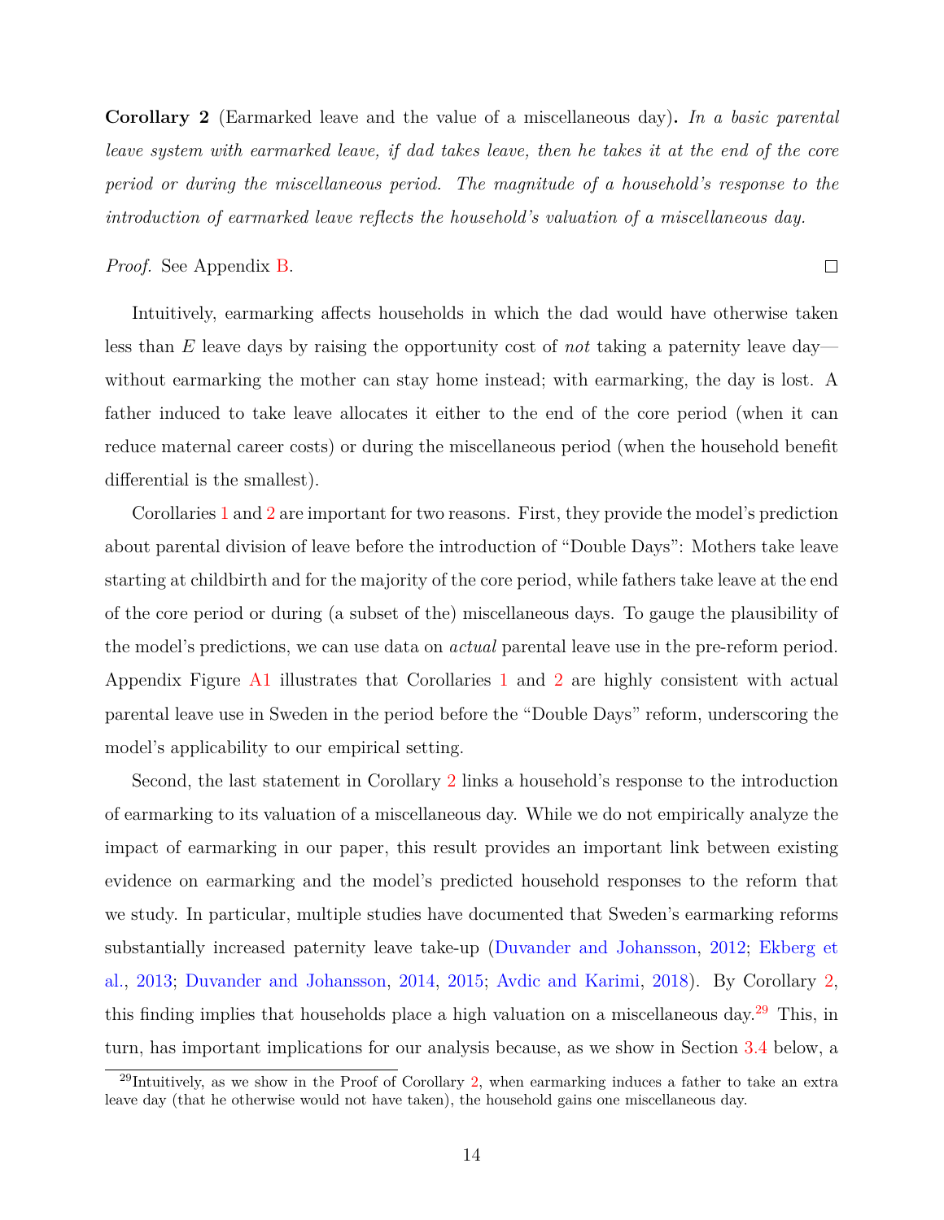**Corollary 2** (Earmarked leave and the value of a miscellaneous day)**.** *In a basic parental leave system with earmarked leave, if dad takes leave, then he takes it at the end of the core period or during the miscellaneous period. The magnitude of a household's response to the introduction of earmarked leave reflects the household's valuation of a miscellaneous day.*

*Proof.* See Appendix B. □

Intuitively, earmarking affects households in which the dad would have otherwise taken less than $E$ leave days by raising the opportunity cost of *not* taking a paternity leave day—without earmarking the mother can stay home instead; with earmarking, the day is lost. A father induced to take leave allocates it either to the end of the core period (when it can reduce maternal career costs) or during the miscellaneous period (when the household benefit differential is the smallest).

Corollaries 1 and 2 are important for two reasons. First, they provide the model's prediction about parental division of leave before the introduction of "Double Days": Mothers take leave starting at childbirth and for the majority of the core period, while fathers take leave at the end of the core period or during (a subset of the) miscellaneous days. To gauge the plausibility of the model's predictions, we can use data on *actual* parental leave use in the pre-reform period. Appendix Figure A1 illustrates that Corollaries 1 and 2 are highly consistent with actual parental leave use in Sweden in the period before the "Double Days" reform, underscoring the model's applicability to our empirical setting.

Second, the last statement in Corollary 2 links a household's response to the introduction of earmarking to its valuation of a miscellaneous day. While we do not empirically analyze the impact of earmarking in our paper, this result provides an important link between existing evidence on earmarking and the model's predicted household responses to the reform that we study. In particular, multiple studies have documented that Sweden's earmarking reforms substantially increased paternity leave take-up (Duvander and Johansson, 2012; Ekberg et al., 2013; Duvander and Johansson, 2014, 2015; Avdic and Karimi, 2018). By Corollary 2, this finding implies that households place a high valuation on a miscellaneous day.[29] This, in turn, has important implications for our analysis because, as we show in Section 3.4 below, a

[29] Intuitively, as we show in the Proof of Corollary 2, when earmarking induces a father to take an extra leave day (that he otherwise would not have taken), the household gains one miscellaneous day.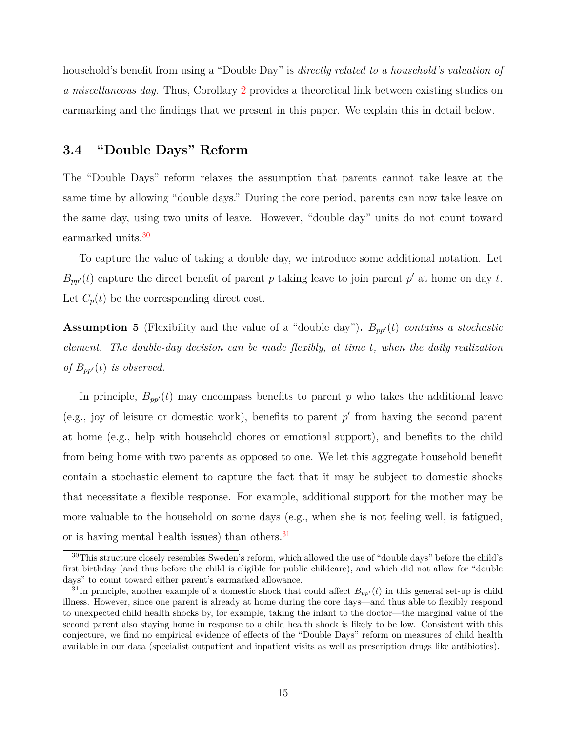household's benefit from using a "Double Day" is *directly related to a household's valuation of a miscellaneous day*. Thus, Corollary 2 provides a theoretical link between existing studies on earmarking and the findings that we present in this paper. We explain this in detail below.

### 3.4 "Double Days" Reform

The "Double Days" reform relaxes the assumption that parents cannot take leave at the same time by allowing "double days." During the core period, parents can now take leave on the same day, using two units of leave. However, "double day" units do not count toward earmarked units.[30]

To capture the value of taking a double day, we introduce some additional notation. Let $B_{pp'}(t)$ capture the direct benefit of parent $p$ taking leave to join parent $p'$ at home on day $t$. Let $C_p(t)$ be the corresponding direct cost.

**Assumption 5** (Flexibility and the value of a "double day")**.** *$B_{pp'}(t)$ contains a stochastic element. The double-day decision can be made flexibly, at time $t$, when the daily realization of $B_{pp'}(t)$ is observed.*

In principle, $B_{pp'}(t)$ may encompass benefits to parent $p$ who takes the additional leave (e.g., joy of leisure or domestic work), benefits to parent $p'$ from having the second parent at home (e.g., help with household chores or emotional support), and benefits to the child from being home with two parents as opposed to one. We let this aggregate household benefit contain a stochastic element to capture the fact that it may be subject to domestic shocks that necessitate a flexible response. For example, additional support for the mother may be more valuable to the household on some days (e.g., when she is not feeling well, is fatigued, or is having mental health issues) than others.[31]

[30] This structure closely resembles Sweden's reform, which allowed the use of "double days" before the child's first birthday (and thus before the child is eligible for public childcare), and which did not allow for "double days" to count toward either parent's earmarked allowance.

[31] In principle, another example of a domestic shock that could affect $B_{pp'}(t)$ in this general set-up is child illness. However, since one parent is already at home during the core days—and thus able to flexibly respond to unexpected child health shocks by, for example, taking the infant to the doctor—the marginal value of the second parent also staying home in response to a child health shock is likely to be low. Consistent with this conjecture, we find no empirical evidence of effects of the "Double Days" reform on measures of child health available in our data (specialist outpatient and inpatient visits as well as prescription drugs like antibiotics).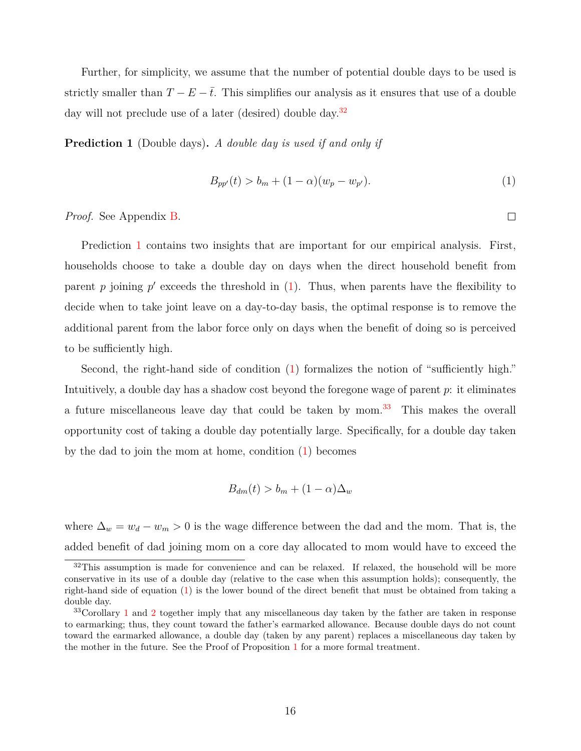Further, for simplicity, we assume that the number of potential double days to be used is strictly smaller than $T - E - \bar{t}$. This simplifies our analysis as it ensures that use of a double day will not preclude use of a later (desired) double day.[32]

**Prediction 1** (Double days). *A double day is used if and only if*

$$B_{pp'}(t) > b_m + (1-\alpha)(w_p - w_{p'}). \tag{1}$$

*Proof.* See Appendix B. □

Prediction 1 contains two insights that are important for our empirical analysis. First, households choose to take a double day on days when the direct household benefit from parent $p$ joining $p'$ exceeds the threshold in (1). Thus, when parents have the flexibility to decide when to take joint leave on a day-to-day basis, the optimal response is to remove the additional parent from the labor force only on days when the benefit of doing so is perceived to be sufficiently high.

Second, the right-hand side of condition (1) formalizes the notion of "sufficiently high." Intuitively, a double day has a shadow cost beyond the foregone wage of parent $p$: it eliminates a future miscellaneous leave day that could be taken by mom.[33] This makes the overall opportunity cost of taking a double day potentially large. Specifically, for a double day taken by the dad to join the mom at home, condition (1) becomes

$$B_{dm}(t) > b_m + (1-\alpha)\Delta_w$$

where $\Delta_w = w_d - w_m > 0$ is the wage difference between the dad and the mom. That is, the added benefit of dad joining mom on a core day allocated to mom would have to exceed the

[32] This assumption is made for convenience and can be relaxed. If relaxed, the household will be more conservative in its use of a double day (relative to the case when this assumption holds); consequently, the right-hand side of equation (1) is the lower bound of the direct benefit that must be obtained from taking a double day.

[33] Corollary 1 and 2 together imply that any miscellaneous day taken by the father are taken in response to earmarking; thus, they count toward the father's earmarked allowance. Because double days do not count toward the earmarked allowance, a double day (taken by any parent) replaces a miscellaneous day taken by the mother in the future. See the Proof of Proposition 1 for a more formal treatment.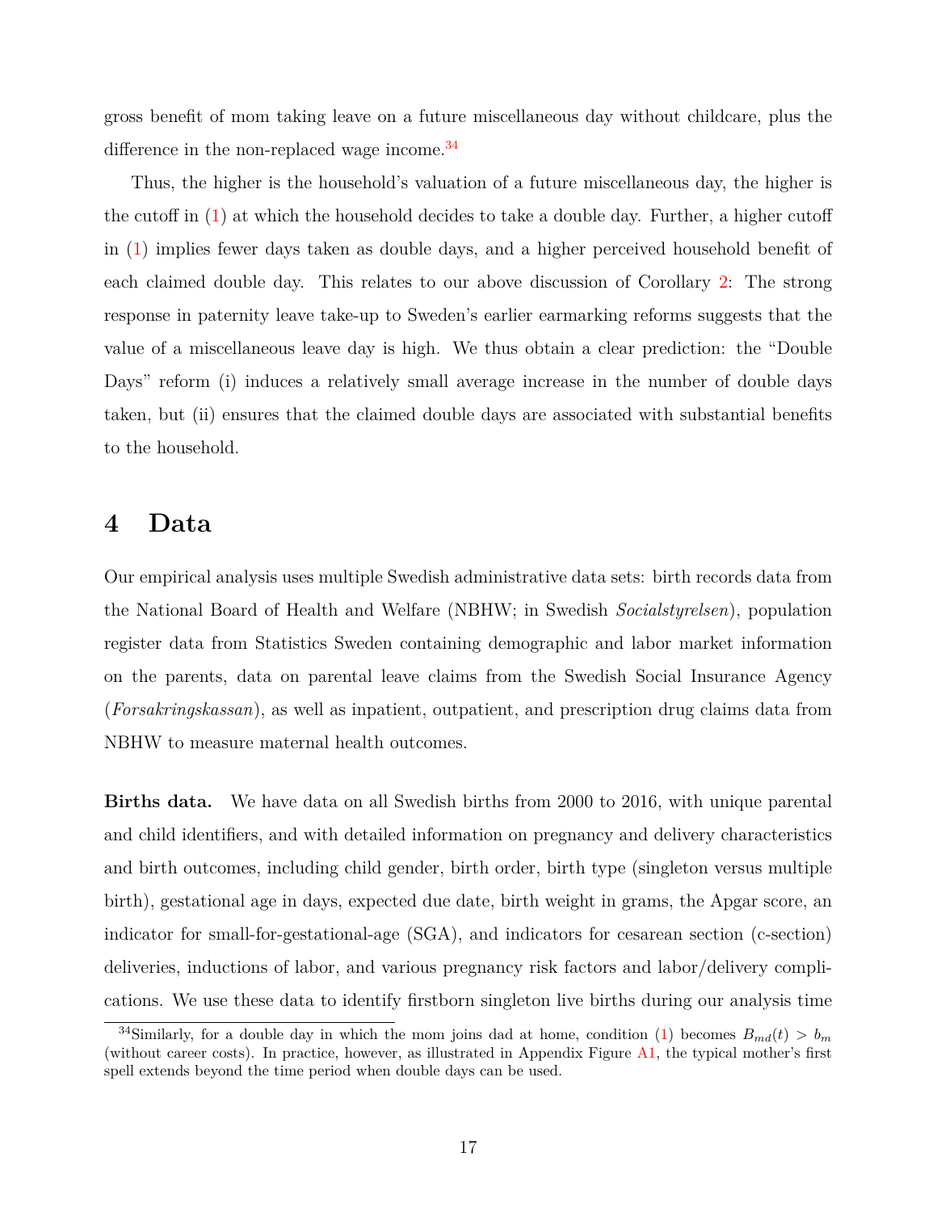gross benefit of mom taking leave on a future miscellaneous day without childcare, plus the difference in the non-replaced wage income.[34]

Thus, the higher is the household's valuation of a future miscellaneous day, the higher is the cutoff in (1) at which the household decides to take a double day. Further, a higher cutoff in (1) implies fewer days taken as double days, and a higher perceived household benefit of each claimed double day. This relates to our above discussion of Corollary 2: The strong response in paternity leave take-up to Sweden's earlier earmarking reforms suggests that the value of a miscellaneous leave day is high. We thus obtain a clear prediction: the "Double Days" reform (i) induces a relatively small average increase in the number of double days taken, but (ii) ensures that the claimed double days are associated with substantial benefits to the household.

# 4 Data

Our empirical analysis uses multiple Swedish administrative data sets: birth records data from the National Board of Health and Welfare (NBHW; in Swedish *Socialstyrelsen*), population register data from Statistics Sweden containing demographic and labor market information on the parents, data on parental leave claims from the Swedish Social Insurance Agency (*Forsakringskassan*), as well as inpatient, outpatient, and prescription drug claims data from NBHW to measure maternal health outcomes.

**Births data.** We have data on all Swedish births from 2000 to 2016, with unique parental and child identifiers, and with detailed information on pregnancy and delivery characteristics and birth outcomes, including child gender, birth order, birth type (singleton versus multiple birth), gestational age in days, expected due date, birth weight in grams, the Apgar score, an indicator for small-for-gestational-age (SGA), and indicators for cesarean section (c-section) deliveries, inductions of labor, and various pregnancy risk factors and labor/delivery complications. We use these data to identify firstborn singleton live births during our analysis time

[34] Similarly, for a double day in which the mom joins dad at home, condition (1) becomes $B_{md}(t) > b_m$ (without career costs). In practice, however, as illustrated in Appendix Figure A1, the typical mother's first spell extends beyond the time period when double days can be used.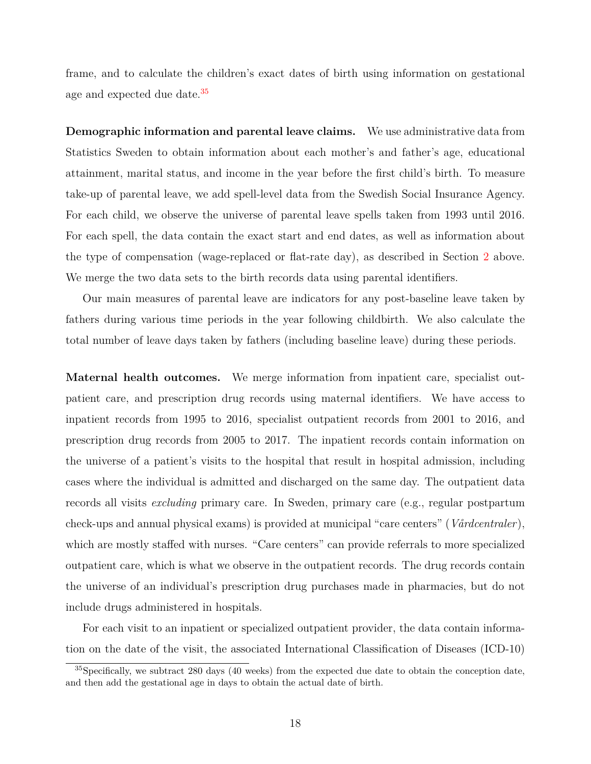frame, and to calculate the children's exact dates of birth using information on gestational age and expected due date.[35]

**Demographic information and parental leave claims.** We use administrative data from Statistics Sweden to obtain information about each mother's and father's age, educational attainment, marital status, and income in the year before the first child's birth. To measure take-up of parental leave, we add spell-level data from the Swedish Social Insurance Agency. For each child, we observe the universe of parental leave spells taken from 1993 until 2016. For each spell, the data contain the exact start and end dates, as well as information about the type of compensation (wage-replaced or flat-rate day), as described in Section 2 above. We merge the two data sets to the birth records data using parental identifiers.

Our main measures of parental leave are indicators for any post-baseline leave taken by fathers during various time periods in the year following childbirth. We also calculate the total number of leave days taken by fathers (including baseline leave) during these periods.

**Maternal health outcomes.** We merge information from inpatient care, specialist outpatient care, and prescription drug records using maternal identifiers. We have access to inpatient records from 1995 to 2016, specialist outpatient records from 2001 to 2016, and prescription drug records from 2005 to 2017. The inpatient records contain information on the universe of a patient's visits to the hospital that result in hospital admission, including cases where the individual is admitted and discharged on the same day. The outpatient data records all visits *excluding* primary care. In Sweden, primary care (e.g., regular postpartum check-ups and annual physical exams) is provided at municipal "care centers" (*Vårdcentraler*), which are mostly staffed with nurses. "Care centers" can provide referrals to more specialized outpatient care, which is what we observe in the outpatient records. The drug records contain the universe of an individual's prescription drug purchases made in pharmacies, but do not include drugs administered in hospitals.

For each visit to an inpatient or specialized outpatient provider, the data contain information on the date of the visit, the associated International Classification of Diseases (ICD-10)

[35] Specifically, we subtract 280 days (40 weeks) from the expected due date to obtain the conception date, and then add the gestational age in days to obtain the actual date of birth.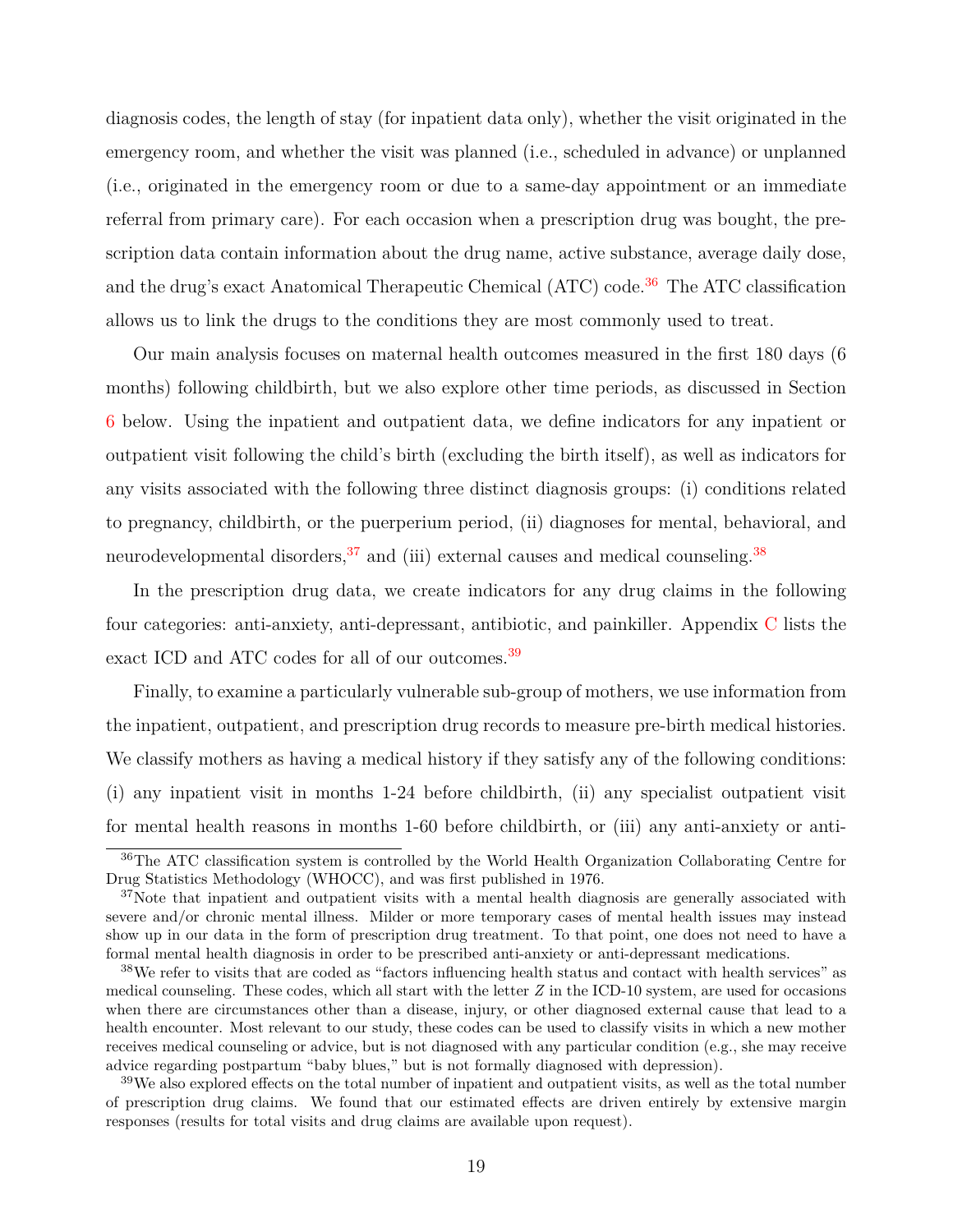diagnosis codes, the length of stay (for inpatient data only), whether the visit originated in the emergency room, and whether the visit was planned (i.e., scheduled in advance) or unplanned (i.e., originated in the emergency room or due to a same-day appointment or an immediate referral from primary care). For each occasion when a prescription drug was bought, the prescription data contain information about the drug name, active substance, average daily dose, and the drug's exact Anatomical Therapeutic Chemical (ATC) code.[36] The ATC classification allows us to link the drugs to the conditions they are most commonly used to treat.

Our main analysis focuses on maternal health outcomes measured in the first 180 days (6 months) following childbirth, but we also explore other time periods, as discussed in Section 6 below. Using the inpatient and outpatient data, we define indicators for any inpatient or outpatient visit following the child's birth (excluding the birth itself), as well as indicators for any visits associated with the following three distinct diagnosis groups: (i) conditions related to pregnancy, childbirth, or the puerperium period, (ii) diagnoses for mental, behavioral, and neurodevelopmental disorders,[37] and (iii) external causes and medical counseling.[38]

In the prescription drug data, we create indicators for any drug claims in the following four categories: anti-anxiety, anti-depressant, antibiotic, and painkiller. Appendix C lists the exact ICD and ATC codes for all of our outcomes.[39]

Finally, to examine a particularly vulnerable sub-group of mothers, we use information from the inpatient, outpatient, and prescription drug records to measure pre-birth medical histories. We classify mothers as having a medical history if they satisfy any of the following conditions: (i) any inpatient visit in months 1-24 before childbirth, (ii) any specialist outpatient visit for mental health reasons in months 1-60 before childbirth, or (iii) any anti-anxiety or anti-

[36]The ATC classification system is controlled by the World Health Organization Collaborating Centre for Drug Statistics Methodology (WHOCC), and was first published in 1976.

[37]Note that inpatient and outpatient visits with a mental health diagnosis are generally associated with severe and/or chronic mental illness. Milder or more temporary cases of mental health issues may instead show up in our data in the form of prescription drug treatment. To that point, one does not need to have a formal mental health diagnosis in order to be prescribed anti-anxiety or anti-depressant medications.

[38]We refer to visits that are coded as "factors influencing health status and contact with health services" as medical counseling. These codes, which all start with the letter *Z* in the ICD-10 system, are used for occasions when there are circumstances other than a disease, injury, or other diagnosed external cause that lead to a health encounter. Most relevant to our study, these codes can be used to classify visits in which a new mother receives medical counseling or advice, but is not diagnosed with any particular condition (e.g., she may receive advice regarding postpartum "baby blues," but is not formally diagnosed with depression).

[39]We also explored effects on the total number of inpatient and outpatient visits, as well as the total number of prescription drug claims. We found that our estimated effects are driven entirely by extensive margin responses (results for total visits and drug claims are available upon request).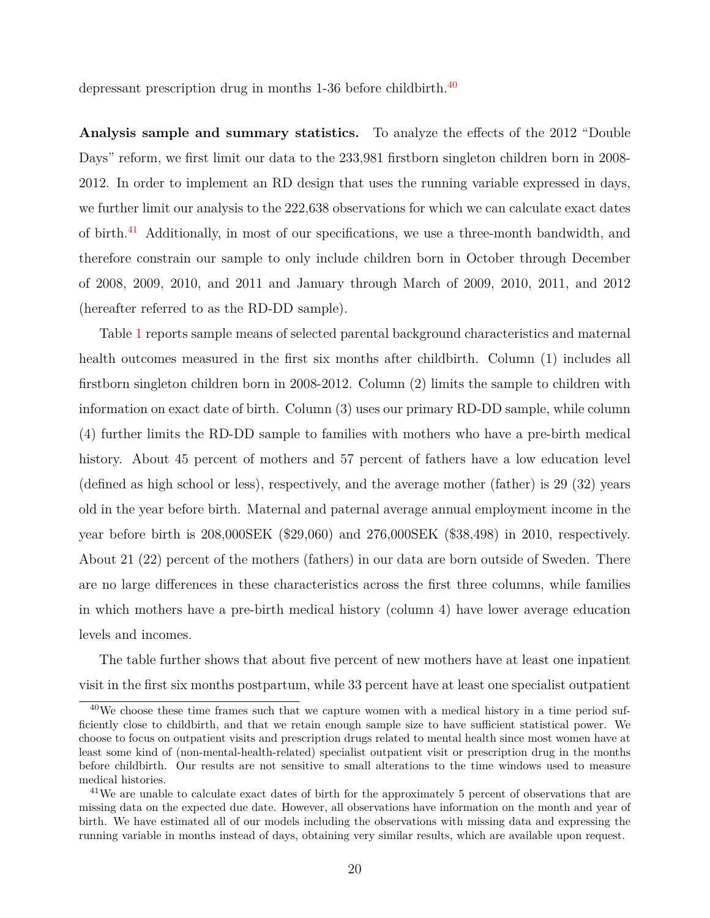depressant prescription drug in months 1-36 before childbirth.[40]

**Analysis sample and summary statistics.** To analyze the effects of the 2012 "Double Days" reform, we first limit our data to the 233,981 firstborn singleton children born in 2008-2012. In order to implement an RD design that uses the running variable expressed in days, we further limit our analysis to the 222,638 observations for which we can calculate exact dates of birth.[41] Additionally, in most of our specifications, we use a three-month bandwidth, and therefore constrain our sample to only include children born in October through December of 2008, 2009, 2010, and 2011 and January through March of 2009, 2010, 2011, and 2012 (hereafter referred to as the RD-DD sample).

Table 1 reports sample means of selected parental background characteristics and maternal health outcomes measured in the first six months after childbirth. Column (1) includes all firstborn singleton children born in 2008-2012. Column (2) limits the sample to children with information on exact date of birth. Column (3) uses our primary RD-DD sample, while column (4) further limits the RD-DD sample to families with mothers who have a pre-birth medical history. About 45 percent of mothers and 57 percent of fathers have a low education level (defined as high school or less), respectively, and the average mother (father) is 29 (32) years old in the year before birth. Maternal and paternal average annual employment income in the year before birth is 208,000SEK ($29,060) and 276,000SEK ($38,498) in 2010, respectively. About 21 (22) percent of the mothers (fathers) in our data are born outside of Sweden. There are no large differences in these characteristics across the first three columns, while families in which mothers have a pre-birth medical history (column 4) have lower average education levels and incomes.

The table further shows that about five percent of new mothers have at least one inpatient visit in the first six months postpartum, while 33 percent have at least one specialist outpatient

[40] We choose these time frames such that we capture women with a medical history in a time period sufficiently close to childbirth, and that we retain enough sample size to have sufficient statistical power. We choose to focus on outpatient visits and prescription drugs related to mental health since most women have at least some kind of (non-mental-health-related) specialist outpatient visit or prescription drug in the months before childbirth. Our results are not sensitive to small alterations to the time windows used to measure medical histories.

[41] We are unable to calculate exact dates of birth for the approximately 5 percent of observations that are missing data on the expected due date. However, all observations have information on the month and year of birth. We have estimated all of our models including the observations with missing data and expressing the running variable in months instead of days, obtaining very similar results, which are available upon request.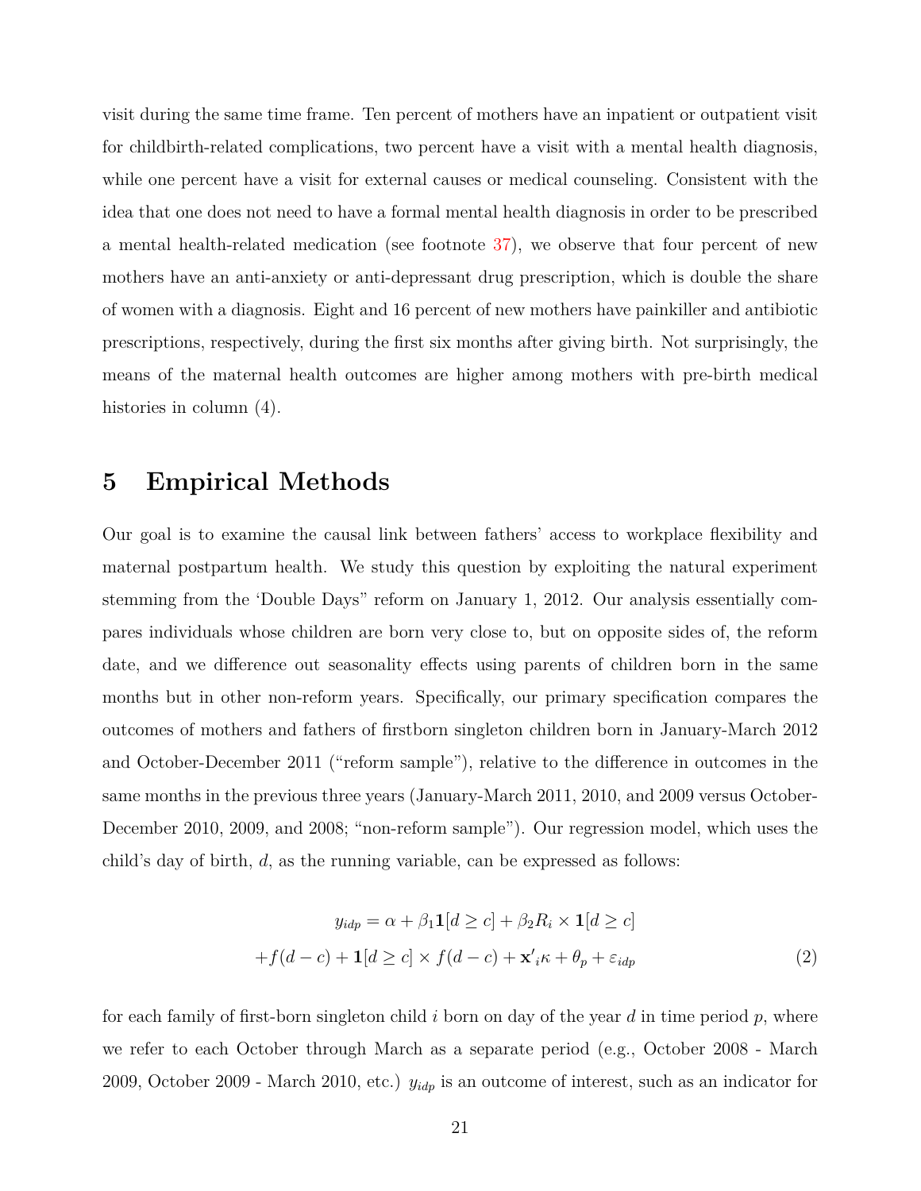visit during the same time frame. Ten percent of mothers have an inpatient or outpatient visit for childbirth-related complications, two percent have a visit with a mental health diagnosis, while one percent have a visit for external causes or medical counseling. Consistent with the idea that one does not need to have a formal mental health diagnosis in order to be prescribed a mental health-related medication (see footnote 37), we observe that four percent of new mothers have an anti-anxiety or anti-depressant drug prescription, which is double the share of women with a diagnosis. Eight and 16 percent of new mothers have painkiller and antibiotic prescriptions, respectively, during the first six months after giving birth. Not surprisingly, the means of the maternal health outcomes are higher among mothers with pre-birth medical histories in column (4).

# 5 Empirical Methods

Our goal is to examine the causal link between fathers' access to workplace flexibility and maternal postpartum health. We study this question by exploiting the natural experiment stemming from the 'Double Days" reform on January 1, 2012. Our analysis essentially compares individuals whose children are born very close to, but on opposite sides of, the reform date, and we difference out seasonality effects using parents of children born in the same months but in other non-reform years. Specifically, our primary specification compares the outcomes of mothers and fathers of firstborn singleton children born in January-March 2012 and October-December 2011 ("reform sample"), relative to the difference in outcomes in the same months in the previous three years (January-March 2011, 2010, and 2009 versus October-December 2010, 2009, and 2008; "non-reform sample"). Our regression model, which uses the child's day of birth, $d$, as the running variable, can be expressed as follows:

$$
\begin{aligned}
y_{idp} = \alpha + \beta_1 \mathbf{1}[d \geq c] + \beta_2 R_i \times \mathbf{1}[d \geq c] \\
+ f(d-c) + \mathbf{1}[d \geq c] \times f(d-c) + \mathbf{x'}_i \kappa + \theta_p + \varepsilon_{idp}
\end{aligned}
\qquad (2)
$$

for each family of first-born singleton child $i$ born on day of the year $d$ in time period $p$, where we refer to each October through March as a separate period (e.g., October 2008 - March 2009, October 2009 - March 2010, etc.) $y_{idp}$ is an outcome of interest, such as an indicator for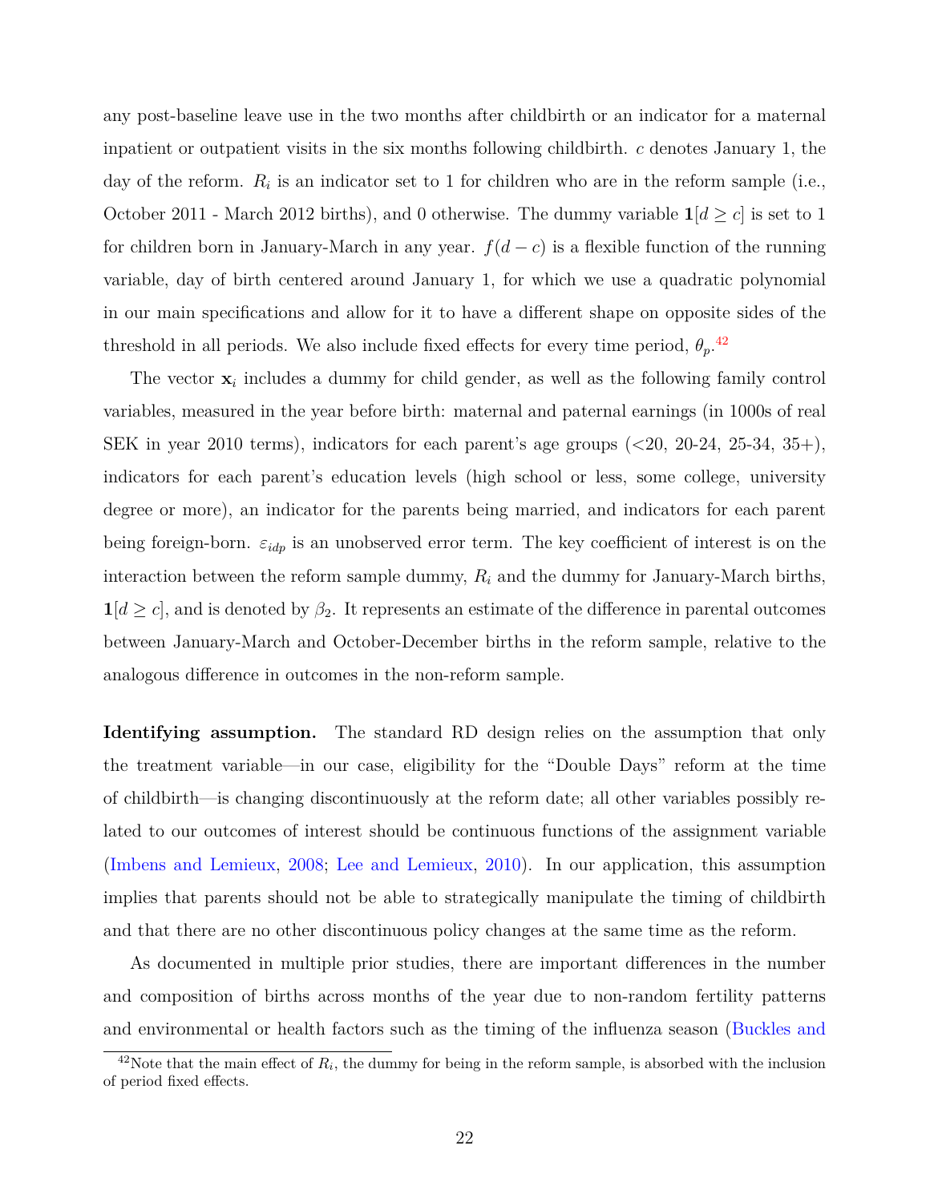any post-baseline leave use in the two months after childbirth or an indicator for a maternal inpatient or outpatient visits in the six months following childbirth. $c$ denotes January 1, the day of the reform. $R_i$ is an indicator set to 1 for children who are in the reform sample (i.e., October 2011 - March 2012 births), and 0 otherwise. The dummy variable $\mathbf{1}[d \geq c]$ is set to 1 for children born in January-March in any year. $f(d-c)$ is a flexible function of the running variable, day of birth centered around January 1, for which we use a quadratic polynomial in our main specifications and allow for it to have a different shape on opposite sides of the threshold in all periods. We also include fixed effects for every time period, $\theta_p$.[42]

The vector $\mathbf{x}_i$ includes a dummy for child gender, as well as the following family control variables, measured in the year before birth: maternal and paternal earnings (in 1000s of real SEK in year 2010 terms), indicators for each parent's age groups (<20, 20-24, 25-34, 35+), indicators for each parent's education levels (high school or less, some college, university degree or more), an indicator for the parents being married, and indicators for each parent being foreign-born. $\varepsilon_{idp}$ is an unobserved error term. The key coefficient of interest is on the interaction between the reform sample dummy, $R_i$ and the dummy for January-March births, $\mathbf{1}[d \geq c]$, and is denoted by $\beta_2$. It represents an estimate of the difference in parental outcomes between January-March and October-December births in the reform sample, relative to the analogous difference in outcomes in the non-reform sample.

**Identifying assumption.** The standard RD design relies on the assumption that only the treatment variable—in our case, eligibility for the "Double Days" reform at the time of childbirth—is changing discontinuously at the reform date; all other variables possibly related to our outcomes of interest should be continuous functions of the assignment variable (Imbens and Lemieux, 2008; Lee and Lemieux, 2010). In our application, this assumption implies that parents should not be able to strategically manipulate the timing of childbirth and that there are no other discontinuous policy changes at the same time as the reform.

As documented in multiple prior studies, there are important differences in the number and composition of births across months of the year due to non-random fertility patterns and environmental or health factors such as the timing of the influenza season (Buckles and

[42] Note that the main effect of $R_i$, the dummy for being in the reform sample, is absorbed with the inclusion of period fixed effects.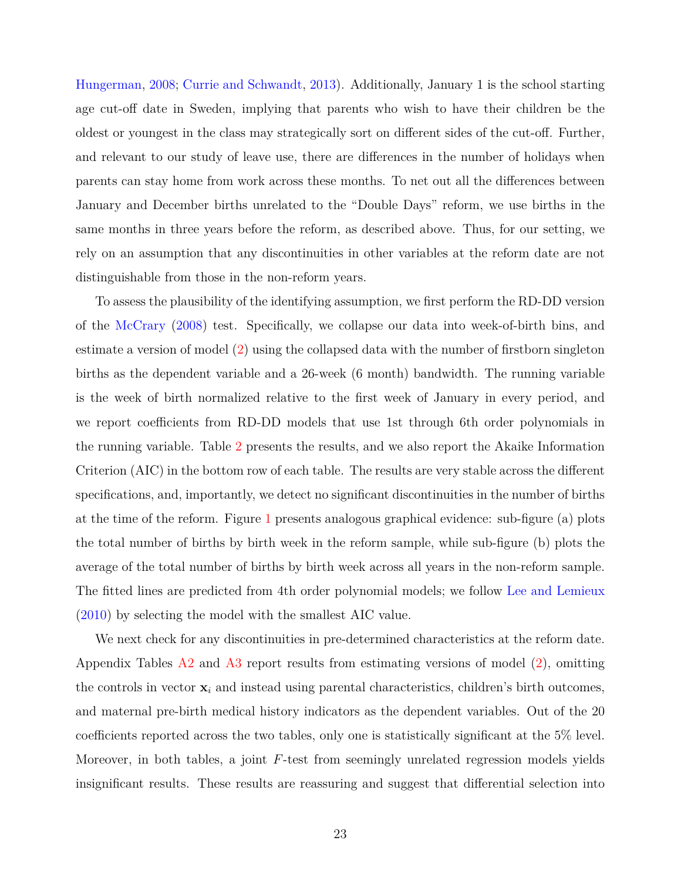Hungerman, 2008; Currie and Schwandt, 2013). Additionally, January 1 is the school starting age cut-off date in Sweden, implying that parents who wish to have their children be the oldest or youngest in the class may strategically sort on different sides of the cut-off. Further, and relevant to our study of leave use, there are differences in the number of holidays when parents can stay home from work across these months. To net out all the differences between January and December births unrelated to the "Double Days" reform, we use births in the same months in three years before the reform, as described above. Thus, for our setting, we rely on an assumption that any discontinuities in other variables at the reform date are not distinguishable from those in the non-reform years.

To assess the plausibility of the identifying assumption, we first perform the RD-DD version of the McCrary (2008) test. Specifically, we collapse our data into week-of-birth bins, and estimate a version of model (2) using the collapsed data with the number of firstborn singleton births as the dependent variable and a 26-week (6 month) bandwidth. The running variable is the week of birth normalized relative to the first week of January in every period, and we report coefficients from RD-DD models that use 1st through 6th order polynomials in the running variable. Table 2 presents the results, and we also report the Akaike Information Criterion (AIC) in the bottom row of each table. The results are very stable across the different specifications, and, importantly, we detect no significant discontinuities in the number of births at the time of the reform. Figure 1 presents analogous graphical evidence: sub-figure (a) plots the total number of births by birth week in the reform sample, while sub-figure (b) plots the average of the total number of births by birth week across all years in the non-reform sample. The fitted lines are predicted from 4th order polynomial models; we follow Lee and Lemieux (2010) by selecting the model with the smallest AIC value.

We next check for any discontinuities in pre-determined characteristics at the reform date. Appendix Tables A2 and A3 report results from estimating versions of model (2), omitting the controls in vector $\mathbf{x}_i$ and instead using parental characteristics, children's birth outcomes, and maternal pre-birth medical history indicators as the dependent variables. Out of the 20 coefficients reported across the two tables, only one is statistically significant at the 5% level. Moreover, in both tables, a joint $F$-test from seemingly unrelated regression models yields insignificant results. These results are reassuring and suggest that differential selection into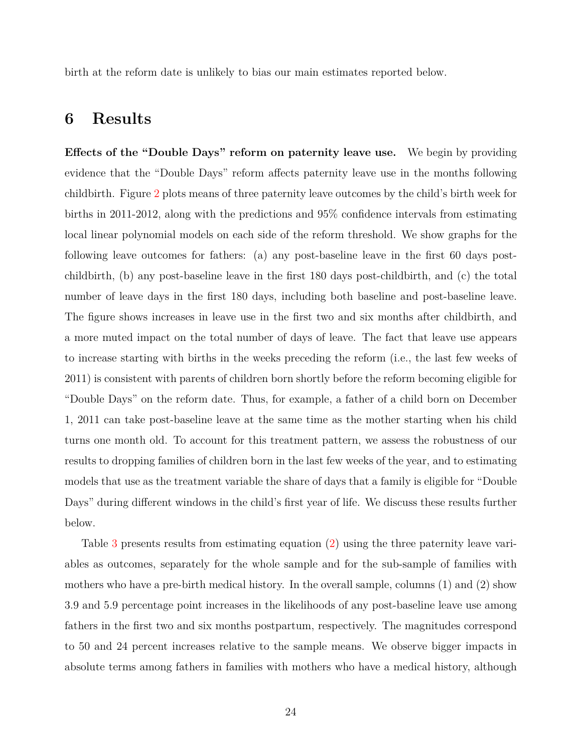birth at the reform date is unlikely to bias our main estimates reported below.

# 6 Results

**Effects of the "Double Days" reform on paternity leave use.** We begin by providing evidence that the "Double Days" reform affects paternity leave use in the months following childbirth. Figure 2 plots means of three paternity leave outcomes by the child's birth week for births in 2011-2012, along with the predictions and 95% confidence intervals from estimating local linear polynomial models on each side of the reform threshold. We show graphs for the following leave outcomes for fathers: (a) any post-baseline leave in the first 60 days post-childbirth, (b) any post-baseline leave in the first 180 days post-childbirth, and (c) the total number of leave days in the first 180 days, including both baseline and post-baseline leave. The figure shows increases in leave use in the first two and six months after childbirth, and a more muted impact on the total number of days of leave. The fact that leave use appears to increase starting with births in the weeks preceding the reform (i.e., the last few weeks of 2011) is consistent with parents of children born shortly before the reform becoming eligible for "Double Days" on the reform date. Thus, for example, a father of a child born on December 1, 2011 can take post-baseline leave at the same time as the mother starting when his child turns one month old. To account for this treatment pattern, we assess the robustness of our results to dropping families of children born in the last few weeks of the year, and to estimating models that use as the treatment variable the share of days that a family is eligible for "Double Days" during different windows in the child's first year of life. We discuss these results further below.

Table 3 presents results from estimating equation (2) using the three paternity leave variables as outcomes, separately for the whole sample and for the sub-sample of families with mothers who have a pre-birth medical history. In the overall sample, columns (1) and (2) show 3.9 and 5.9 percentage point increases in the likelihoods of any post-baseline leave use among fathers in the first two and six months postpartum, respectively. The magnitudes correspond to 50 and 24 percent increases relative to the sample means. We observe bigger impacts in absolute terms among fathers in families with mothers who have a medical history, although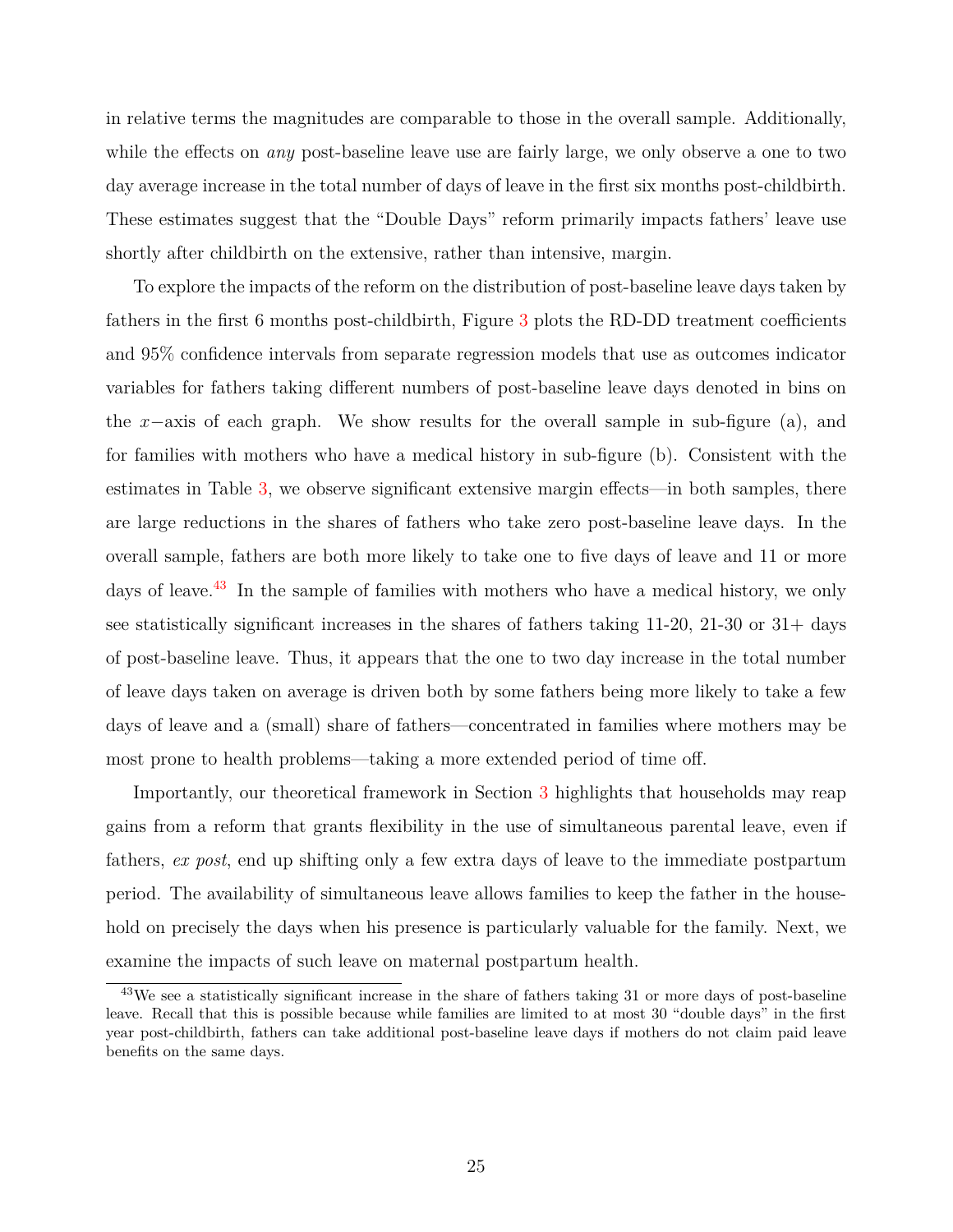in relative terms the magnitudes are comparable to those in the overall sample. Additionally, while the effects on *any* post-baseline leave use are fairly large, we only observe a one to two day average increase in the total number of days of leave in the first six months post-childbirth. These estimates suggest that the "Double Days" reform primarily impacts fathers' leave use shortly after childbirth on the extensive, rather than intensive, margin.

To explore the impacts of the reform on the distribution of post-baseline leave days taken by fathers in the first 6 months post-childbirth, Figure 3 plots the RD-DD treatment coefficients and 95% confidence intervals from separate regression models that use as outcomes indicator variables for fathers taking different numbers of post-baseline leave days denoted in bins on the $x-$axis of each graph. We show results for the overall sample in sub-figure (a), and for families with mothers who have a medical history in sub-figure (b). Consistent with the estimates in Table 3, we observe significant extensive margin effects—in both samples, there are large reductions in the shares of fathers who take zero post-baseline leave days. In the overall sample, fathers are both more likely to take one to five days of leave and 11 or more days of leave.[43] In the sample of families with mothers who have a medical history, we only see statistically significant increases in the shares of fathers taking 11-20, 21-30 or 31+ days of post-baseline leave. Thus, it appears that the one to two day increase in the total number of leave days taken on average is driven both by some fathers being more likely to take a few days of leave and a (small) share of fathers—concentrated in families where mothers may be most prone to health problems—taking a more extended period of time off.

Importantly, our theoretical framework in Section 3 highlights that households may reap gains from a reform that grants flexibility in the use of simultaneous parental leave, even if fathers, *ex post*, end up shifting only a few extra days of leave to the immediate postpartum period. The availability of simultaneous leave allows families to keep the father in the household on precisely the days when his presence is particularly valuable for the family. Next, we examine the impacts of such leave on maternal postpartum health.

[43] We see a statistically significant increase in the share of fathers taking 31 or more days of post-baseline leave. Recall that this is possible because while families are limited to at most 30 "double days" in the first year post-childbirth, fathers can take additional post-baseline leave days if mothers do not claim paid leave benefits on the same days.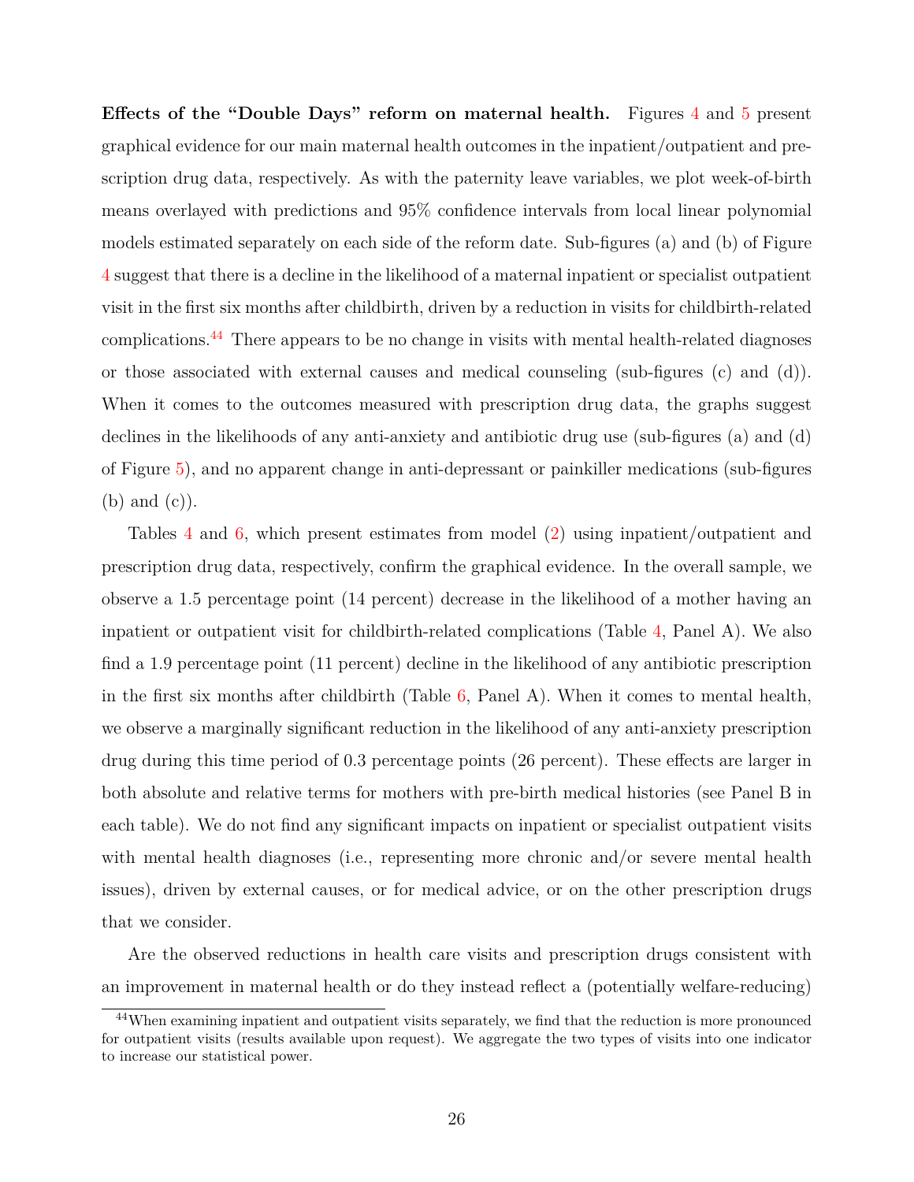**Effects of the "Double Days" reform on maternal health.** Figures 4 and 5 present graphical evidence for our main maternal health outcomes in the inpatient/outpatient and prescription drug data, respectively. As with the paternity leave variables, we plot week-of-birth means overlayed with predictions and 95% confidence intervals from local linear polynomial models estimated separately on each side of the reform date. Sub-figures (a) and (b) of Figure 4 suggest that there is a decline in the likelihood of a maternal inpatient or specialist outpatient visit in the first six months after childbirth, driven by a reduction in visits for childbirth-related complications.[44] There appears to be no change in visits with mental health-related diagnoses or those associated with external causes and medical counseling (sub-figures (c) and (d)). When it comes to the outcomes measured with prescription drug data, the graphs suggest declines in the likelihoods of any anti-anxiety and antibiotic drug use (sub-figures (a) and (d) of Figure 5), and no apparent change in anti-depressant or painkiller medications (sub-figures (b) and (c)).

Tables 4 and 6, which present estimates from model (2) using inpatient/outpatient and prescription drug data, respectively, confirm the graphical evidence. In the overall sample, we observe a 1.5 percentage point (14 percent) decrease in the likelihood of a mother having an inpatient or outpatient visit for childbirth-related complications (Table 4, Panel A). We also find a 1.9 percentage point (11 percent) decline in the likelihood of any antibiotic prescription in the first six months after childbirth (Table 6, Panel A). When it comes to mental health, we observe a marginally significant reduction in the likelihood of any anti-anxiety prescription drug during this time period of 0.3 percentage points (26 percent). These effects are larger in both absolute and relative terms for mothers with pre-birth medical histories (see Panel B in each table). We do not find any significant impacts on inpatient or specialist outpatient visits with mental health diagnoses (i.e., representing more chronic and/or severe mental health issues), driven by external causes, or for medical advice, or on the other prescription drugs that we consider.

Are the observed reductions in health care visits and prescription drugs consistent with an improvement in maternal health or do they instead reflect a (potentially welfare-reducing)

[44] When examining inpatient and outpatient visits separately, we find that the reduction is more pronounced for outpatient visits (results available upon request). We aggregate the two types of visits into one indicator to increase our statistical power.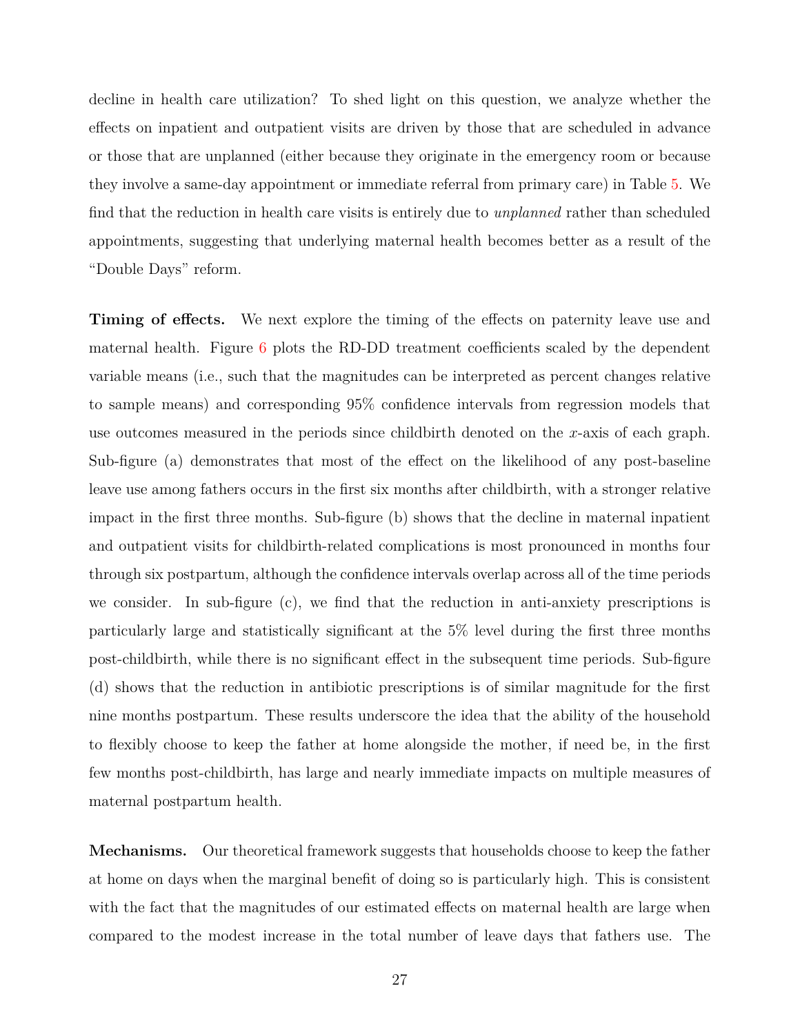decline in health care utilization? To shed light on this question, we analyze whether the effects on inpatient and outpatient visits are driven by those that are scheduled in advance or those that are unplanned (either because they originate in the emergency room or because they involve a same-day appointment or immediate referral from primary care) in Table 5. We find that the reduction in health care visits is entirely due to *unplanned* rather than scheduled appointments, suggesting that underlying maternal health becomes better as a result of the "Double Days" reform.

**Timing of effects.** We next explore the timing of the effects on paternity leave use and maternal health. Figure 6 plots the RD-DD treatment coefficients scaled by the dependent variable means (i.e., such that the magnitudes can be interpreted as percent changes relative to sample means) and corresponding 95% confidence intervals from regression models that use outcomes measured in the periods since childbirth denoted on the $x$-axis of each graph. Sub-figure (a) demonstrates that most of the effect on the likelihood of any post-baseline leave use among fathers occurs in the first six months after childbirth, with a stronger relative impact in the first three months. Sub-figure (b) shows that the decline in maternal inpatient and outpatient visits for childbirth-related complications is most pronounced in months four through six postpartum, although the confidence intervals overlap across all of the time periods we consider. In sub-figure (c), we find that the reduction in anti-anxiety prescriptions is particularly large and statistically significant at the 5% level during the first three months post-childbirth, while there is no significant effect in the subsequent time periods. Sub-figure (d) shows that the reduction in antibiotic prescriptions is of similar magnitude for the first nine months postpartum. These results underscore the idea that the ability of the household to flexibly choose to keep the father at home alongside the mother, if need be, in the first few months post-childbirth, has large and nearly immediate impacts on multiple measures of maternal postpartum health.

**Mechanisms.** Our theoretical framework suggests that households choose to keep the father at home on days when the marginal benefit of doing so is particularly high. This is consistent with the fact that the magnitudes of our estimated effects on maternal health are large when compared to the modest increase in the total number of leave days that fathers use. The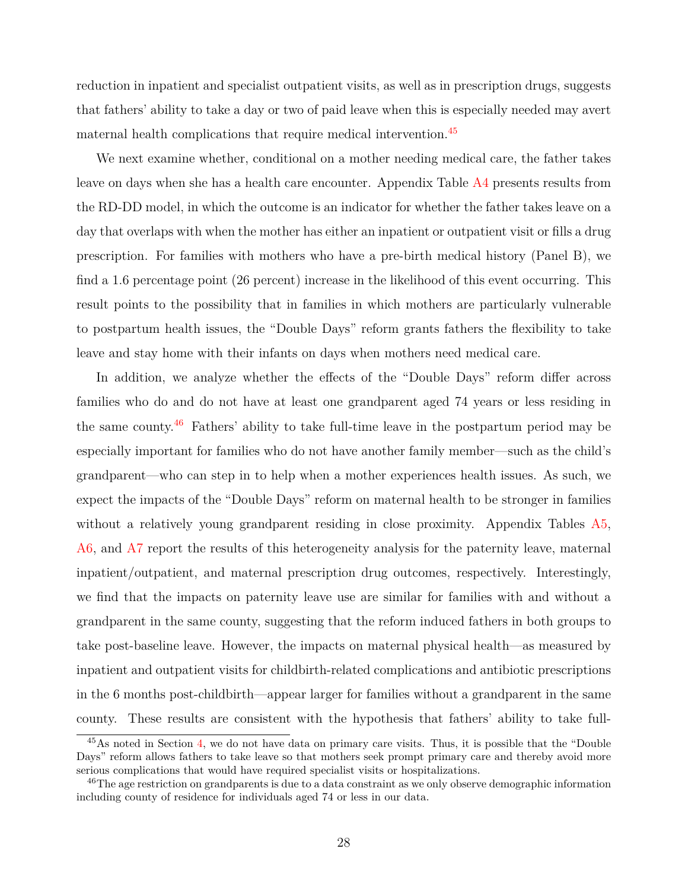reduction in inpatient and specialist outpatient visits, as well as in prescription drugs, suggests that fathers' ability to take a day or two of paid leave when this is especially needed may avert maternal health complications that require medical intervention.[45]

We next examine whether, conditional on a mother needing medical care, the father takes leave on days when she has a health care encounter. Appendix Table A4 presents results from the RD-DD model, in which the outcome is an indicator for whether the father takes leave on a day that overlaps with when the mother has either an inpatient or outpatient visit or fills a drug prescription. For families with mothers who have a pre-birth medical history (Panel B), we find a 1.6 percentage point (26 percent) increase in the likelihood of this event occurring. This result points to the possibility that in families in which mothers are particularly vulnerable to postpartum health issues, the "Double Days" reform grants fathers the flexibility to take leave and stay home with their infants on days when mothers need medical care.

In addition, we analyze whether the effects of the "Double Days" reform differ across families who do and do not have at least one grandparent aged 74 years or less residing in the same county.[46] Fathers' ability to take full-time leave in the postpartum period may be especially important for families who do not have another family member—such as the child's grandparent—who can step in to help when a mother experiences health issues. As such, we expect the impacts of the "Double Days" reform on maternal health to be stronger in families without a relatively young grandparent residing in close proximity. Appendix Tables A5, A6, and A7 report the results of this heterogeneity analysis for the paternity leave, maternal inpatient/outpatient, and maternal prescription drug outcomes, respectively. Interestingly, we find that the impacts on paternity leave use are similar for families with and without a grandparent in the same county, suggesting that the reform induced fathers in both groups to take post-baseline leave. However, the impacts on maternal physical health—as measured by inpatient and outpatient visits for childbirth-related complications and antibiotic prescriptions in the 6 months post-childbirth—appear larger for families without a grandparent in the same county. These results are consistent with the hypothesis that fathers' ability to take full-

[45] As noted in Section 4, we do not have data on primary care visits. Thus, it is possible that the "Double Days" reform allows fathers to take leave so that mothers seek prompt primary care and thereby avoid more serious complications that would have required specialist visits or hospitalizations.

[46] The age restriction on grandparents is due to a data constraint as we only observe demographic information including county of residence for individuals aged 74 or less in our data.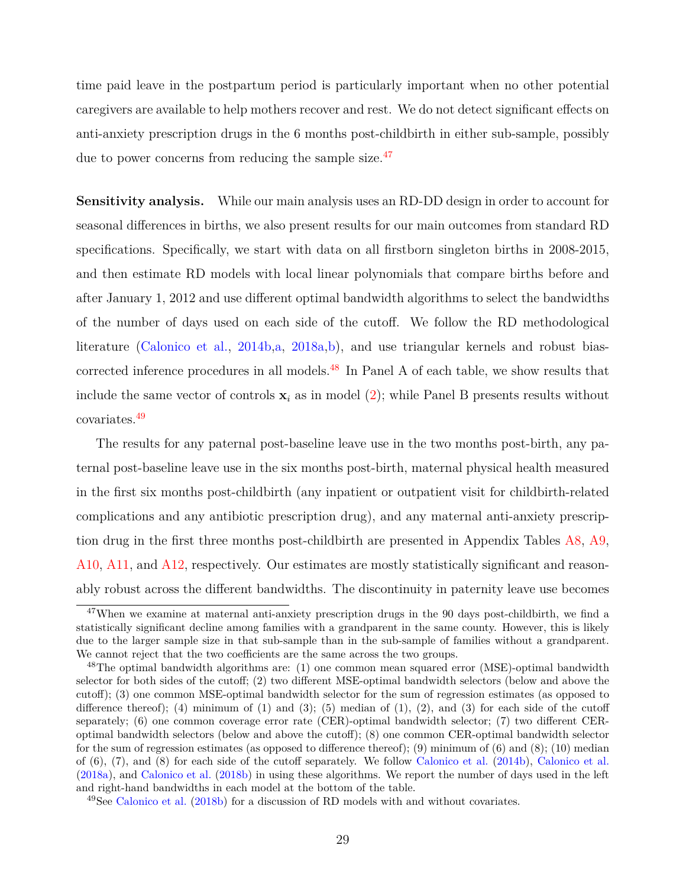time paid leave in the postpartum period is particularly important when no other potential caregivers are available to help mothers recover and rest. We do not detect significant effects on anti-anxiety prescription drugs in the 6 months post-childbirth in either sub-sample, possibly due to power concerns from reducing the sample size.[47]

**Sensitivity analysis.** While our main analysis uses an RD-DD design in order to account for seasonal differences in births, we also present results for our main outcomes from standard RD specifications. Specifically, we start with data on all firstborn singleton births in 2008-2015, and then estimate RD models with local linear polynomials that compare births before and after January 1, 2012 and use different optimal bandwidth algorithms to select the bandwidths of the number of days used on each side of the cutoff. We follow the RD methodological literature (Calonico et al., 2014b,a, 2018a,b), and use triangular kernels and robust bias-corrected inference procedures in all models.[48] In Panel A of each table, we show results that include the same vector of controls $\mathbf{x}_i$ as in model (2); while Panel B presents results without covariates.[49]

The results for any paternal post-baseline leave use in the two months post-birth, any paternal post-baseline leave use in the six months post-birth, maternal physical health measured in the first six months post-childbirth (any inpatient or outpatient visit for childbirth-related complications and any antibiotic prescription drug), and any maternal anti-anxiety prescription drug in the first three months post-childbirth are presented in Appendix Tables A8, A9, A10, A11, and A12, respectively. Our estimates are mostly statistically significant and reasonably robust across the different bandwidths. The discontinuity in paternity leave use becomes

[47] When we examine at maternal anti-anxiety prescription drugs in the 90 days post-childbirth, we find a statistically significant decline among families with a grandparent in the same county. However, this is likely due to the larger sample size in that sub-sample than in the sub-sample of families without a grandparent. We cannot reject that the two coefficients are the same across the two groups.

[48] The optimal bandwidth algorithms are: (1) one common mean squared error (MSE)-optimal bandwidth selector for both sides of the cutoff; (2) two different MSE-optimal bandwidth selectors (below and above the cutoff); (3) one common MSE-optimal bandwidth selector for the sum of regression estimates (as opposed to difference thereof); (4) minimum of (1) and (3); (5) median of (1), (2), and (3) for each side of the cutoff separately; (6) one common coverage error rate (CER)-optimal bandwidth selector; (7) two different CER-optimal bandwidth selectors (below and above the cutoff); (8) one common CER-optimal bandwidth selector for the sum of regression estimates (as opposed to difference thereof); (9) minimum of (6) and (8); (10) median of (6), (7), and (8) for each side of the cutoff separately. We follow Calonico et al. (2014b), Calonico et al. (2018a), and Calonico et al. (2018b) in using these algorithms. We report the number of days used in the left and right-hand bandwidths in each model at the bottom of the table.

[49] See Calonico et al. (2018b) for a discussion of RD models with and without covariates.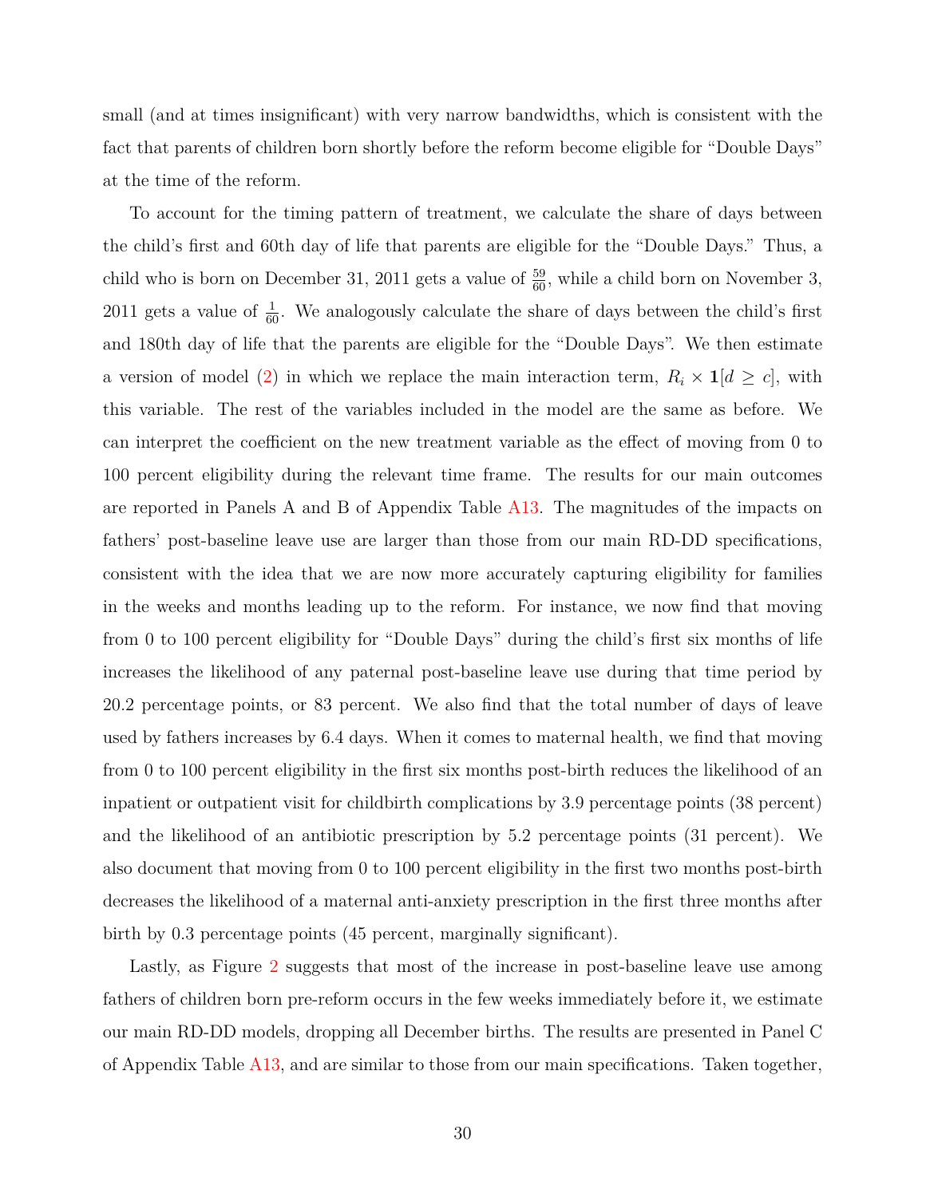small (and at times insignificant) with very narrow bandwidths, which is consistent with the fact that parents of children born shortly before the reform become eligible for "Double Days" at the time of the reform.

To account for the timing pattern of treatment, we calculate the share of days between the child's first and 60th day of life that parents are eligible for the "Double Days." Thus, a child who is born on December 31, 2011 gets a value of $\frac{59}{60}$, while a child born on November 3, 2011 gets a value of $\frac{1}{60}$. We analogously calculate the share of days between the child's first and 180th day of life that the parents are eligible for the "Double Days". We then estimate a version of model (2) in which we replace the main interaction term, $R_i \times \mathbf{1}[d \geq c]$, with this variable. The rest of the variables included in the model are the same as before. We can interpret the coefficient on the new treatment variable as the effect of moving from 0 to 100 percent eligibility during the relevant time frame. The results for our main outcomes are reported in Panels A and B of Appendix Table A13. The magnitudes of the impacts on fathers' post-baseline leave use are larger than those from our main RD-DD specifications, consistent with the idea that we are now more accurately capturing eligibility for families in the weeks and months leading up to the reform. For instance, we now find that moving from 0 to 100 percent eligibility for "Double Days" during the child's first six months of life increases the likelihood of any paternal post-baseline leave use during that time period by 20.2 percentage points, or 83 percent. We also find that the total number of days of leave used by fathers increases by 6.4 days. When it comes to maternal health, we find that moving from 0 to 100 percent eligibility in the first six months post-birth reduces the likelihood of an inpatient or outpatient visit for childbirth complications by 3.9 percentage points (38 percent) and the likelihood of an antibiotic prescription by 5.2 percentage points (31 percent). We also document that moving from 0 to 100 percent eligibility in the first two months post-birth decreases the likelihood of a maternal anti-anxiety prescription in the first three months after birth by 0.3 percentage points (45 percent, marginally significant).

Lastly, as Figure 2 suggests that most of the increase in post-baseline leave use among fathers of children born pre-reform occurs in the few weeks immediately before it, we estimate our main RD-DD models, dropping all December births. The results are presented in Panel C of Appendix Table A13, and are similar to those from our main specifications. Taken together,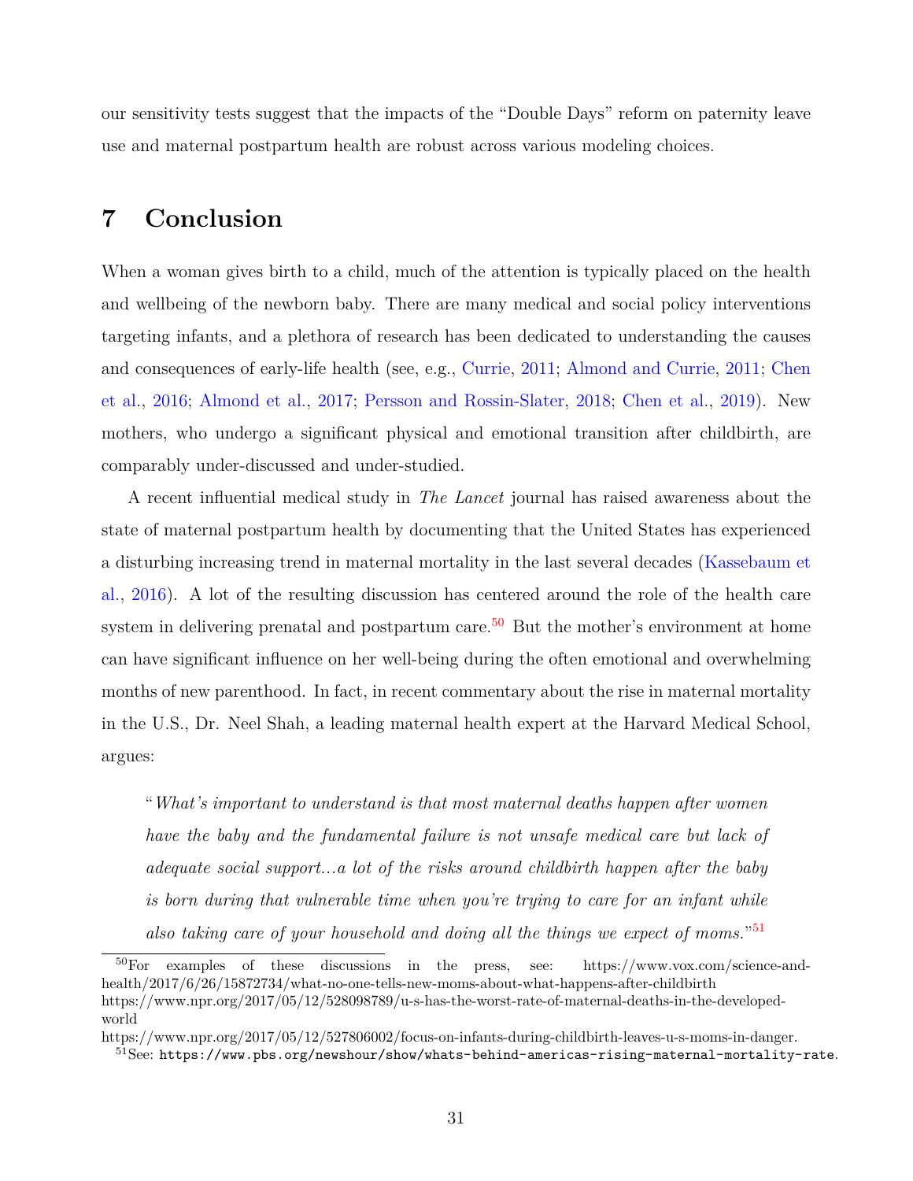our sensitivity tests suggest that the impacts of the "Double Days" reform on paternity leave use and maternal postpartum health are robust across various modeling choices.

## 7 Conclusion

When a woman gives birth to a child, much of the attention is typically placed on the health and wellbeing of the newborn baby. There are many medical and social policy interventions targeting infants, and a plethora of research has been dedicated to understanding the causes and consequences of early-life health (see, e.g., Currie, 2011; Almond and Currie, 2011; Chen et al., 2016; Almond et al., 2017; Persson and Rossin-Slater, 2018; Chen et al., 2019). New mothers, who undergo a significant physical and emotional transition after childbirth, are comparably under-discussed and under-studied.

A recent influential medical study in *The Lancet* journal has raised awareness about the state of maternal postpartum health by documenting that the United States has experienced a disturbing increasing trend in maternal mortality in the last several decades (Kassebaum et al., 2016). A lot of the resulting discussion has centered around the role of the health care system in delivering prenatal and postpartum care.[50] But the mother's environment at home can have significant influence on her well-being during the often emotional and overwhelming months of new parenthood. In fact, in recent commentary about the rise in maternal mortality in the U.S., Dr. Neel Shah, a leading maternal health expert at the Harvard Medical School, argues:

> "*What's important to understand is that most maternal deaths happen after women have the baby and the fundamental failure is not unsafe medical care but lack of adequate social support...a lot of the risks around childbirth happen after the baby is born during that vulnerable time when you're trying to care for an infant while also taking care of your household and doing all the things we expect of moms.*"[51]

[50] For examples of these discussions in the press, see: https://www.vox.com/science-and-health/2017/6/26/15872734/what-no-one-tells-new-moms-about-what-happens-after-childbirth https://www.npr.org/2017/05/12/528098789/u-s-has-the-worst-rate-of-maternal-deaths-in-the-developed-world https://www.npr.org/2017/05/12/527806002/focus-on-infants-during-childbirth-leaves-u-s-moms-in-danger.

[51] See: https://www.pbs.org/newshour/show/whats-behind-americas-rising-maternal-mortality-rate.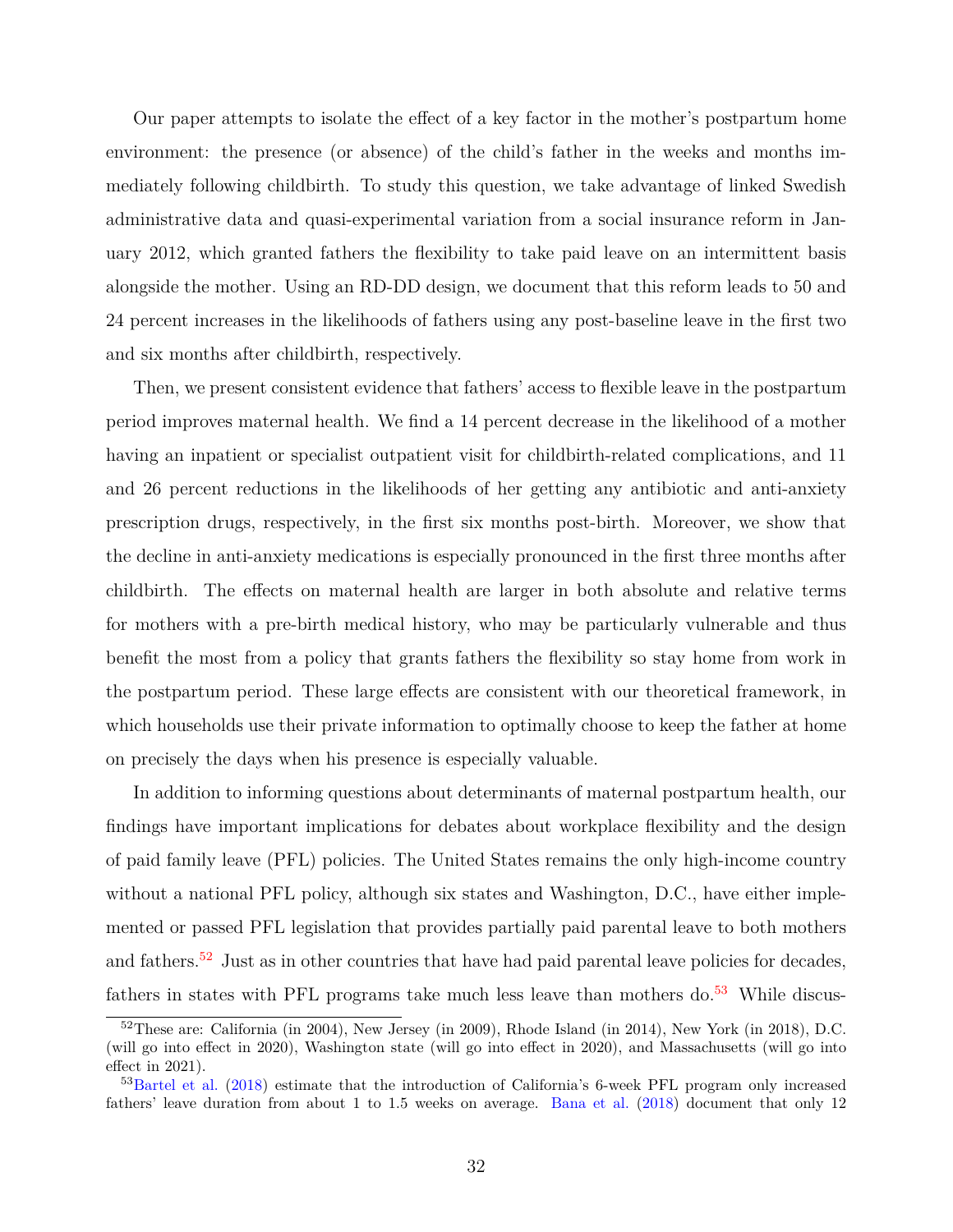Our paper attempts to isolate the effect of a key factor in the mother's postpartum home environment: the presence (or absence) of the child's father in the weeks and months immediately following childbirth. To study this question, we take advantage of linked Swedish administrative data and quasi-experimental variation from a social insurance reform in January 2012, which granted fathers the flexibility to take paid leave on an intermittent basis alongside the mother. Using an RD-DD design, we document that this reform leads to 50 and 24 percent increases in the likelihoods of fathers using any post-baseline leave in the first two and six months after childbirth, respectively.

Then, we present consistent evidence that fathers' access to flexible leave in the postpartum period improves maternal health. We find a 14 percent decrease in the likelihood of a mother having an inpatient or specialist outpatient visit for childbirth-related complications, and 11 and 26 percent reductions in the likelihoods of her getting any antibiotic and anti-anxiety prescription drugs, respectively, in the first six months post-birth. Moreover, we show that the decline in anti-anxiety medications is especially pronounced in the first three months after childbirth. The effects on maternal health are larger in both absolute and relative terms for mothers with a pre-birth medical history, who may be particularly vulnerable and thus benefit the most from a policy that grants fathers the flexibility so stay home from work in the postpartum period. These large effects are consistent with our theoretical framework, in which households use their private information to optimally choose to keep the father at home on precisely the days when his presence is especially valuable.

In addition to informing questions about determinants of maternal postpartum health, our findings have important implications for debates about workplace flexibility and the design of paid family leave (PFL) policies. The United States remains the only high-income country without a national PFL policy, although six states and Washington, D.C., have either implemented or passed PFL legislation that provides partially paid parental leave to both mothers and fathers.[52] Just as in other countries that have had paid parental leave policies for decades, fathers in states with PFL programs take much less leave than mothers do.[53] While discus-

[52] These are: California (in 2004), New Jersey (in 2009), Rhode Island (in 2014), New York (in 2018), D.C. (will go into effect in 2020), Washington state (will go into effect in 2020), and Massachusetts (will go into effect in 2021).

[53] Bartel et al. (2018) estimate that the introduction of California's 6-week PFL program only increased fathers' leave duration from about 1 to 1.5 weeks on average. Bana et al. (2018) document that only 12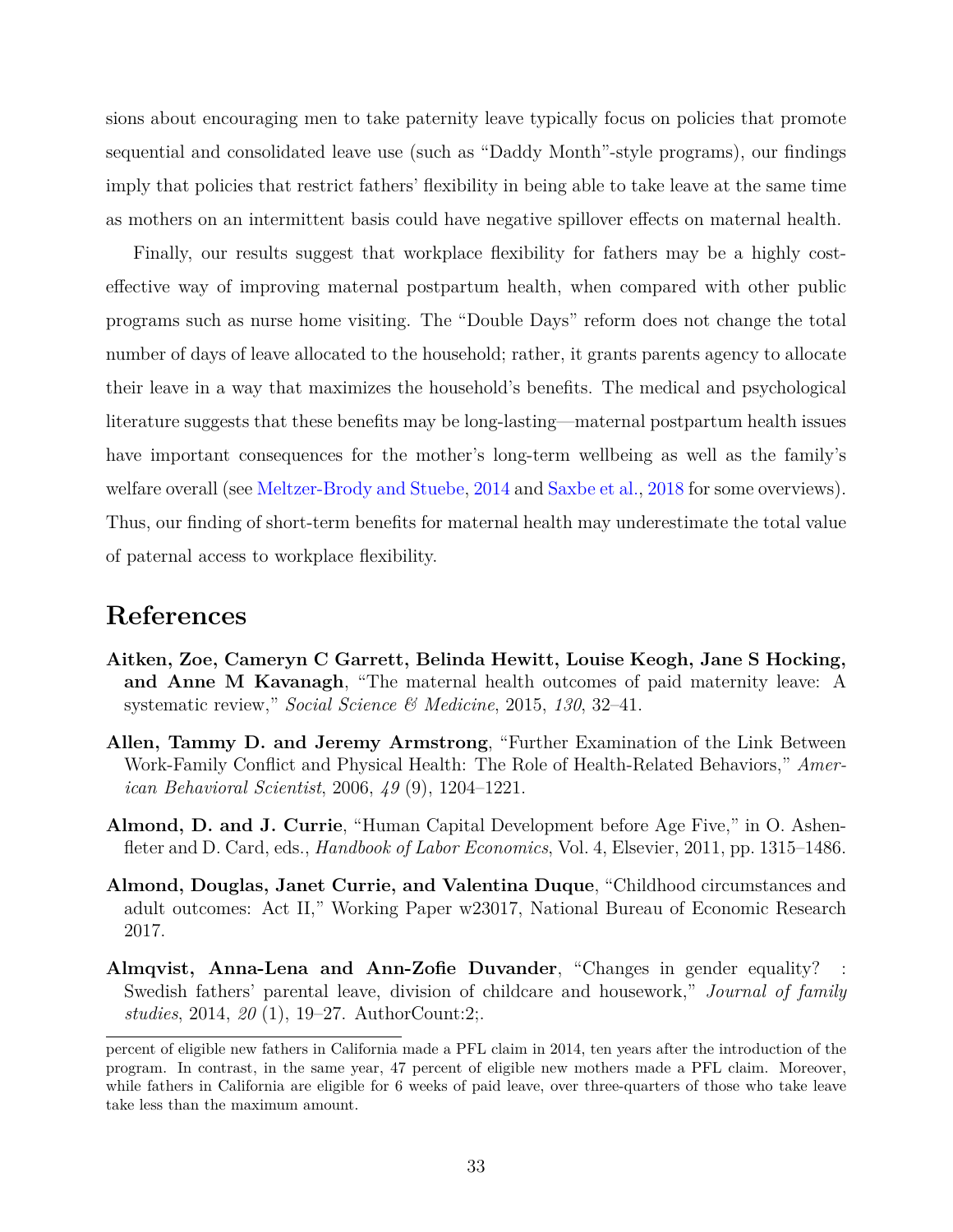sions about encouraging men to take paternity leave typically focus on policies that promote sequential and consolidated leave use (such as "Daddy Month"-style programs), our findings imply that policies that restrict fathers' flexibility in being able to take leave at the same time as mothers on an intermittent basis could have negative spillover effects on maternal health.

Finally, our results suggest that workplace flexibility for fathers may be a highly cost-effective way of improving maternal postpartum health, when compared with other public programs such as nurse home visiting. The "Double Days" reform does not change the total number of days of leave allocated to the household; rather, it grants parents agency to allocate their leave in a way that maximizes the household's benefits. The medical and psychological literature suggests that these benefits may be long-lasting—maternal postpartum health issues have important consequences for the mother's long-term wellbeing as well as the family's welfare overall (see Meltzer-Brody and Stuebe, 2014 and Saxbe et al., 2018 for some overviews). Thus, our finding of short-term benefits for maternal health may underestimate the total value of paternal access to workplace flexibility.

# References

**Aitken, Zoe, Cameryn C Garrett, Belinda Hewitt, Louise Keogh, Jane S Hocking, and Anne M Kavanagh**, "The maternal health outcomes of paid maternity leave: A systematic review," *Social Science & Medicine*, 2015, *130*, 32–41.

**Allen, Tammy D. and Jeremy Armstrong**, "Further Examination of the Link Between Work-Family Conflict and Physical Health: The Role of Health-Related Behaviors," *American Behavioral Scientist*, 2006, *49* (9), 1204–1221.

**Almond, D. and J. Currie**, "Human Capital Development before Age Five," in O. Ashenfleter and D. Card, eds., *Handbook of Labor Economics*, Vol. 4, Elsevier, 2011, pp. 1315–1486.

**Almond, Douglas, Janet Currie, and Valentina Duque**, "Childhood circumstances and adult outcomes: Act II," Working Paper w23017, National Bureau of Economic Research 2017.

**Almqvist, Anna-Lena and Ann-Zofie Duvander**, "Changes in gender equality? : Swedish fathers' parental leave, division of childcare and housework," *Journal of family studies*, 2014, *20* (1), 19–27. AuthorCount:2;.

percent of eligible new fathers in California made a PFL claim in 2014, ten years after the introduction of the program. In contrast, in the same year, 47 percent of eligible new mothers made a PFL claim. Moreover, while fathers in California are eligible for 6 weeks of paid leave, over three-quarters of those who take leave take less than the maximum amount.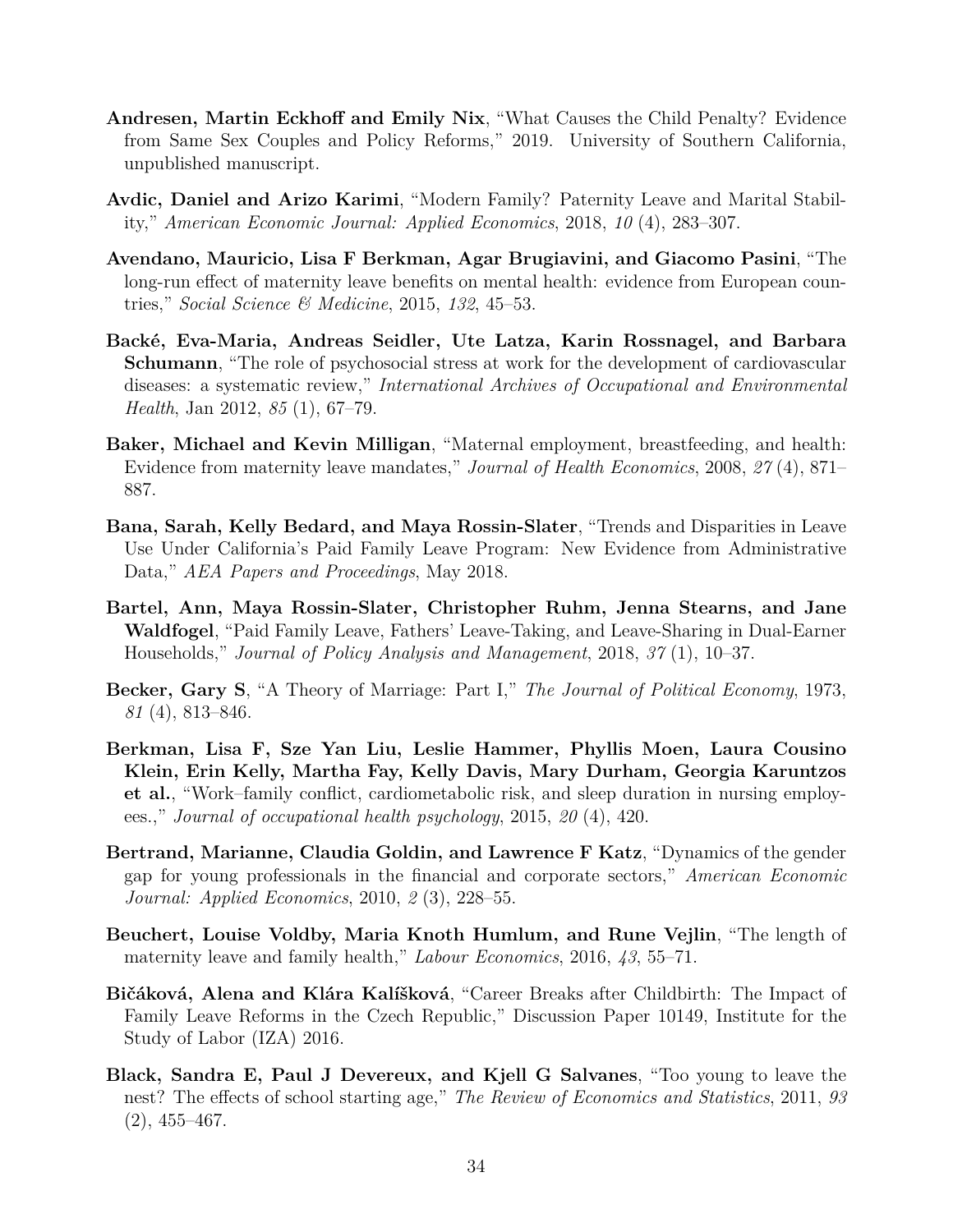**Andresen, Martin Eckhoff and Emily Nix**, "What Causes the Child Penalty? Evidence from Same Sex Couples and Policy Reforms," 2019. University of Southern California, unpublished manuscript.

**Avdic, Daniel and Arizo Karimi**, "Modern Family? Paternity Leave and Marital Stability," *American Economic Journal: Applied Economics*, 2018, *10* (4), 283–307.

**Avendano, Mauricio, Lisa F Berkman, Agar Brugiavini, and Giacomo Pasini**, "The long-run effect of maternity leave benefits on mental health: evidence from European countries," *Social Science & Medicine*, 2015, *132*, 45–53.

**Backé, Eva-Maria, Andreas Seidler, Ute Latza, Karin Rossnagel, and Barbara Schumann**, "The role of psychosocial stress at work for the development of cardiovascular diseases: a systematic review," *International Archives of Occupational and Environmental Health*, Jan 2012, *85* (1), 67–79.

**Baker, Michael and Kevin Milligan**, "Maternal employment, breastfeeding, and health: Evidence from maternity leave mandates," *Journal of Health Economics*, 2008, *27* (4), 871–887.

**Bana, Sarah, Kelly Bedard, and Maya Rossin-Slater**, "Trends and Disparities in Leave Use Under California's Paid Family Leave Program: New Evidence from Administrative Data," *AEA Papers and Proceedings*, May 2018.

**Bartel, Ann, Maya Rossin-Slater, Christopher Ruhm, Jenna Stearns, and Jane Waldfogel**, "Paid Family Leave, Fathers' Leave-Taking, and Leave-Sharing in Dual-Earner Households," *Journal of Policy Analysis and Management*, 2018, *37* (1), 10–37.

**Becker, Gary S**, "A Theory of Marriage: Part I," *The Journal of Political Economy*, 1973, *81* (4), 813–846.

**Berkman, Lisa F, Sze Yan Liu, Leslie Hammer, Phyllis Moen, Laura Cousino Klein, Erin Kelly, Martha Fay, Kelly Davis, Mary Durham, Georgia Karuntzos et al.**, "Work–family conflict, cardiometabolic risk, and sleep duration in nursing employees.," *Journal of occupational health psychology*, 2015, *20* (4), 420.

**Bertrand, Marianne, Claudia Goldin, and Lawrence F Katz**, "Dynamics of the gender gap for young professionals in the financial and corporate sectors," *American Economic Journal: Applied Economics*, 2010, *2* (3), 228–55.

**Beuchert, Louise Voldby, Maria Knoth Humlum, and Rune Vejlin**, "The length of maternity leave and family health," *Labour Economics*, 2016, *43*, 55–71.

**Bičáková, Alena and Klára Kalíšková**, "Career Breaks after Childbirth: The Impact of Family Leave Reforms in the Czech Republic," Discussion Paper 10149, Institute for the Study of Labor (IZA) 2016.

**Black, Sandra E, Paul J Devereux, and Kjell G Salvanes**, "Too young to leave the nest? The effects of school starting age," *The Review of Economics and Statistics*, 2011, *93* (2), 455–467.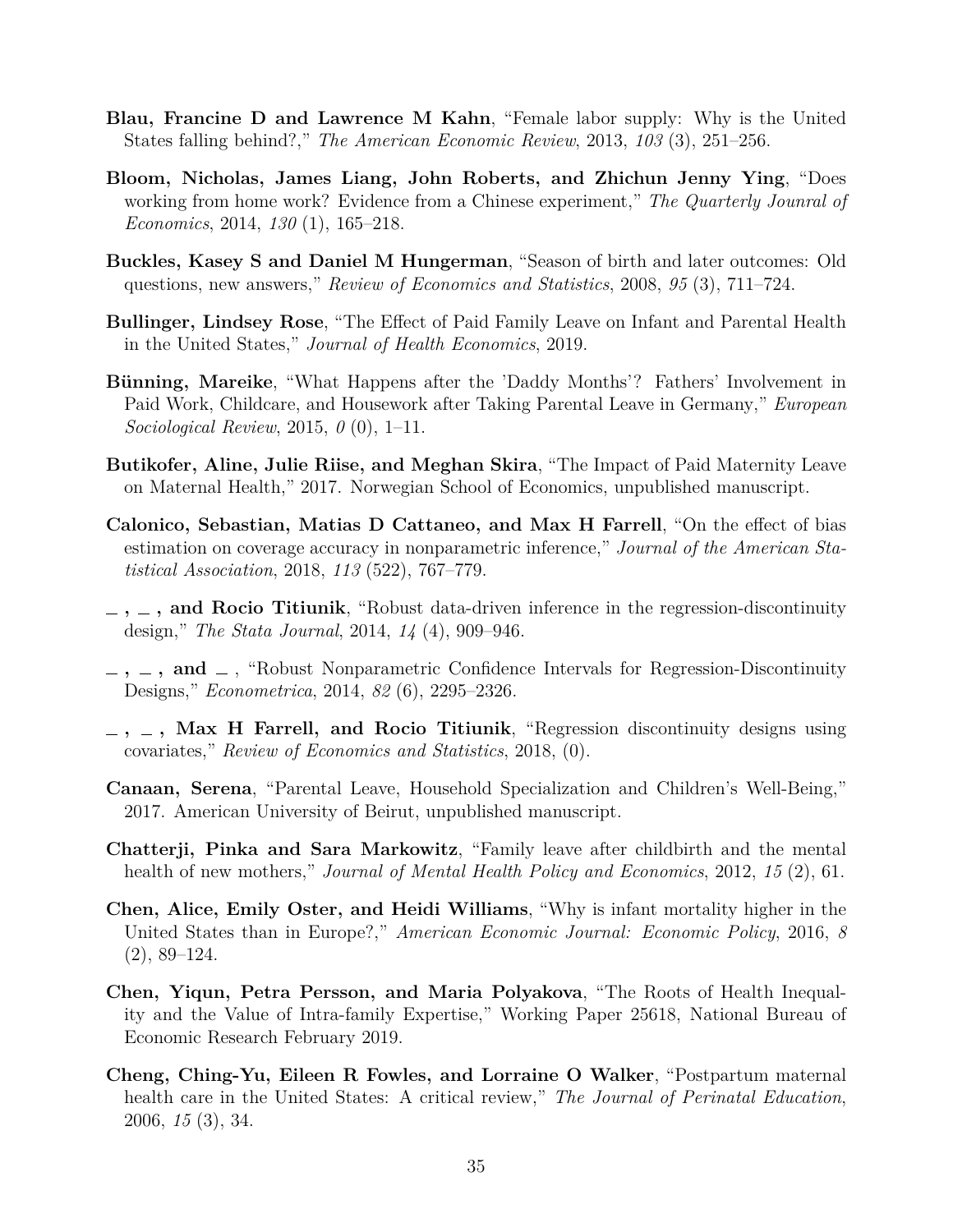**Blau, Francine D and Lawrence M Kahn**, "Female labor supply: Why is the United States falling behind?," *The American Economic Review*, 2013, *103* (3), 251–256.

**Bloom, Nicholas, James Liang, John Roberts, and Zhichun Jenny Ying**, "Does working from home work? Evidence from a Chinese experiment," *The Quarterly Jounral of Economics*, 2014, *130* (1), 165–218.

**Buckles, Kasey S and Daniel M Hungerman**, "Season of birth and later outcomes: Old questions, new answers," *Review of Economics and Statistics*, 2008, *95* (3), 711–724.

**Bullinger, Lindsey Rose**, "The Effect of Paid Family Leave on Infant and Parental Health in the United States," *Journal of Health Economics*, 2019.

**Bünning, Mareike**, "What Happens after the 'Daddy Months'? Fathers' Involvement in Paid Work, Childcare, and Housework after Taking Parental Leave in Germany," *European Sociological Review*, 2015, *0* (0), 1–11.

**Butikofer, Aline, Julie Riise, and Meghan Skira**, "The Impact of Paid Maternity Leave on Maternal Health," 2017. Norwegian School of Economics, unpublished manuscript.

**Calonico, Sebastian, Matias D Cattaneo, and Max H Farrell**, "On the effect of bias estimation on coverage accuracy in nonparametric inference," *Journal of the American Statistical Association*, 2018, *113* (522), 767–779.

**_ , _ , and Rocio Titiunik**, "Robust data-driven inference in the regression-discontinuity design," *The Stata Journal*, 2014, *14* (4), 909–946.

**_ , _ , and _** , "Robust Nonparametric Confidence Intervals for Regression-Discontinuity Designs," *Econometrica*, 2014, *82* (6), 2295–2326.

**_ , _ , Max H Farrell, and Rocio Titiunik**, "Regression discontinuity designs using covariates," *Review of Economics and Statistics*, 2018, (0).

**Canaan, Serena**, "Parental Leave, Household Specialization and Children's Well-Being," 2017. American University of Beirut, unpublished manuscript.

**Chatterji, Pinka and Sara Markowitz**, "Family leave after childbirth and the mental health of new mothers," *Journal of Mental Health Policy and Economics*, 2012, *15* (2), 61.

**Chen, Alice, Emily Oster, and Heidi Williams**, "Why is infant mortality higher in the United States than in Europe?," *American Economic Journal: Economic Policy*, 2016, *8* (2), 89–124.

**Chen, Yiqun, Petra Persson, and Maria Polyakova**, "The Roots of Health Inequality and the Value of Intra-family Expertise," Working Paper 25618, National Bureau of Economic Research February 2019.

**Cheng, Ching-Yu, Eileen R Fowles, and Lorraine O Walker**, "Postpartum maternal health care in the United States: A critical review," *The Journal of Perinatal Education*, 2006, *15* (3), 34.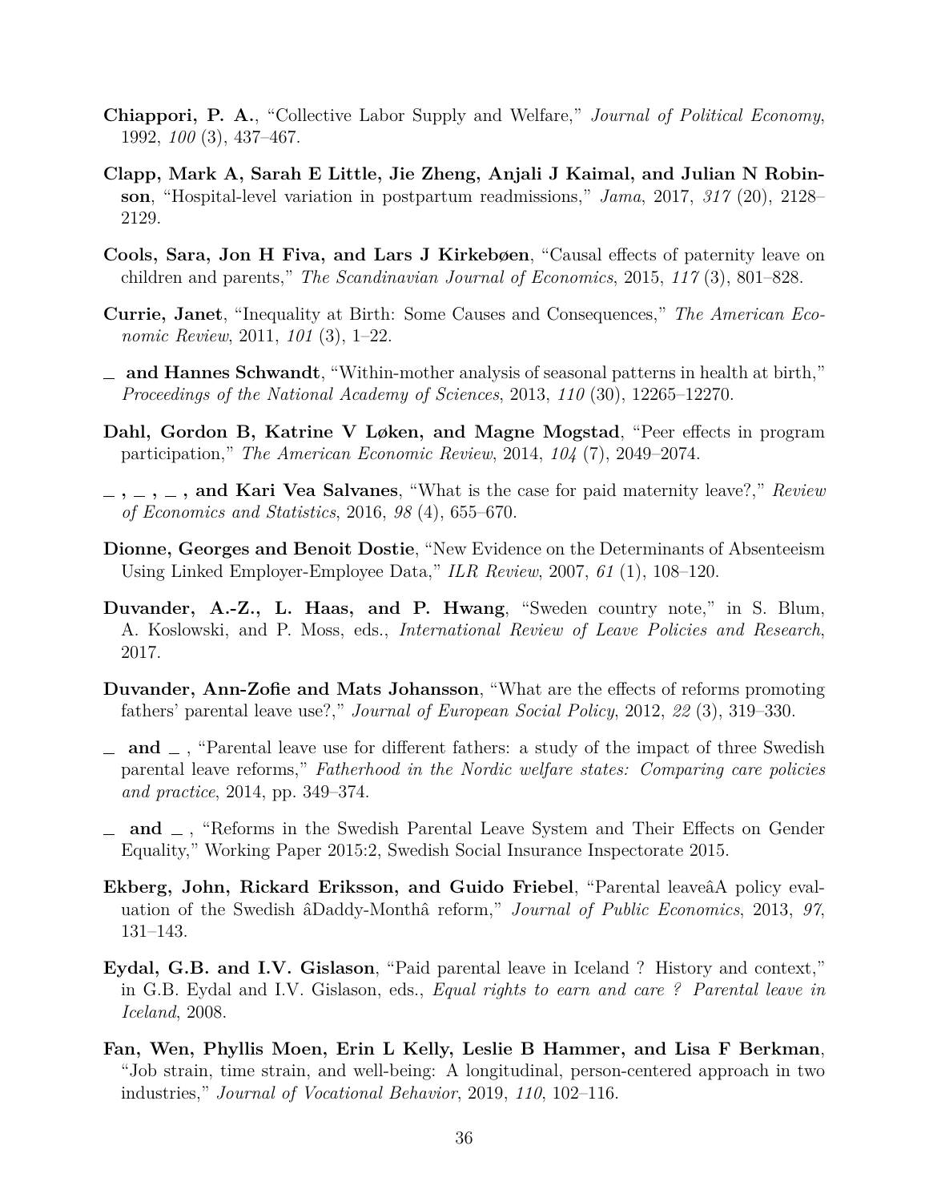**Chiappori, P. A.**, "Collective Labor Supply and Welfare," *Journal of Political Economy*, 1992, *100* (3), 437–467.

**Clapp, Mark A, Sarah E Little, Jie Zheng, Anjali J Kaimal, and Julian N Robinson**, "Hospital-level variation in postpartum readmissions," *Jama*, 2017, *317* (20), 2128–2129.

**Cools, Sara, Jon H Fiva, and Lars J Kirkebøen**, "Causal effects of paternity leave on children and parents," *The Scandinavian Journal of Economics*, 2015, *117* (3), 801–828.

**Currie, Janet**, "Inequality at Birth: Some Causes and Consequences," *The American Economic Review*, 2011, *101* (3), 1–22.

**_ and Hannes Schwandt**, "Within-mother analysis of seasonal patterns in health at birth," *Proceedings of the National Academy of Sciences*, 2013, *110* (30), 12265–12270.

**Dahl, Gordon B, Katrine V Løken, and Magne Mogstad**, "Peer effects in program participation," *The American Economic Review*, 2014, *104* (7), 2049–2074.

**_ , _ , _ , and Kari Vea Salvanes**, "What is the case for paid maternity leave?," *Review of Economics and Statistics*, 2016, *98* (4), 655–670.

**Dionne, Georges and Benoit Dostie**, "New Evidence on the Determinants of Absenteeism Using Linked Employer-Employee Data," *ILR Review*, 2007, *61* (1), 108–120.

**Duvander, A.-Z., L. Haas, and P. Hwang**, "Sweden country note," in S. Blum, A. Koslowski, and P. Moss, eds., *International Review of Leave Policies and Research*, 2017.

**Duvander, Ann-Zofie and Mats Johansson**, "What are the effects of reforms promoting fathers' parental leave use?," *Journal of European Social Policy*, 2012, *22* (3), 319–330.

**_ and _** , "Parental leave use for different fathers: a study of the impact of three Swedish parental leave reforms," *Fatherhood in the Nordic welfare states: Comparing care policies and practice*, 2014, pp. 349–374.

**_ and _** , "Reforms in the Swedish Parental Leave System and Their Effects on Gender Equality," Working Paper 2015:2, Swedish Social Insurance Inspectorate 2015.

**Ekberg, John, Rickard Eriksson, and Guido Friebel**, "Parental leaveâA policy evaluation of the Swedish âDaddy-Monthâ reform," *Journal of Public Economics*, 2013, *97*, 131–143.

**Eydal, G.B. and I.V. Gislason**, "Paid parental leave in Iceland ? History and context," in G.B. Eydal and I.V. Gislason, eds., *Equal rights to earn and care ? Parental leave in Iceland*, 2008.

**Fan, Wen, Phyllis Moen, Erin L Kelly, Leslie B Hammer, and Lisa F Berkman**, "Job strain, time strain, and well-being: A longitudinal, person-centered approach in two industries," *Journal of Vocational Behavior*, 2019, *110*, 102–116.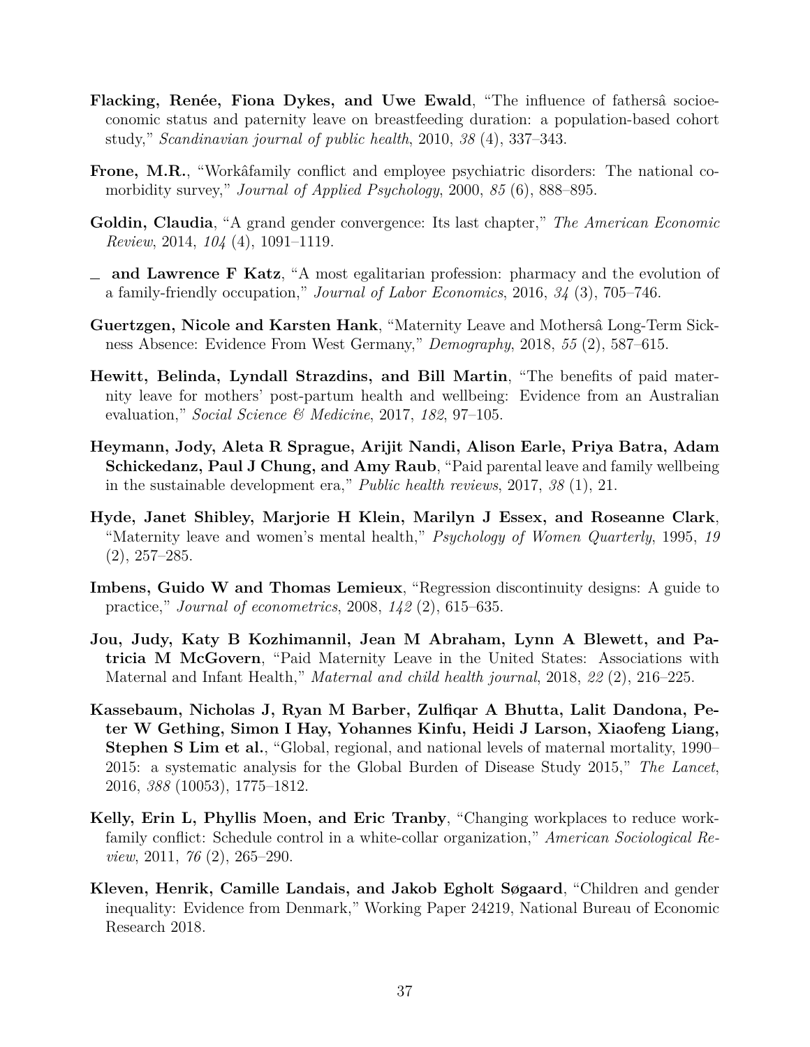**Flacking, Renée, Fiona Dykes, and Uwe Ewald**, "The influence of fathersâ socioeconomic status and paternity leave on breastfeeding duration: a population-based cohort study," *Scandinavian journal of public health*, 2010, *38* (4), 337–343.

**Frone, M.R.**, "Workâfamily conflict and employee psychiatric disorders: The national comorbidity survey," *Journal of Applied Psychology*, 2000, *85* (6), 888–895.

**Goldin, Claudia**, "A grand gender convergence: Its last chapter," *The American Economic Review*, 2014, *104* (4), 1091–1119.

_ **and Lawrence F Katz**, "A most egalitarian profession: pharmacy and the evolution of a family-friendly occupation," *Journal of Labor Economics*, 2016, *34* (3), 705–746.

**Guertzgen, Nicole and Karsten Hank**, "Maternity Leave and Mothersâ Long-Term Sickness Absence: Evidence From West Germany," *Demography*, 2018, *55* (2), 587–615.

**Hewitt, Belinda, Lyndall Strazdins, and Bill Martin**, "The benefits of paid maternity leave for mothers' post-partum health and wellbeing: Evidence from an Australian evaluation," *Social Science & Medicine*, 2017, *182*, 97–105.

**Heymann, Jody, Aleta R Sprague, Arijit Nandi, Alison Earle, Priya Batra, Adam Schickedanz, Paul J Chung, and Amy Raub**, "Paid parental leave and family wellbeing in the sustainable development era," *Public health reviews*, 2017, *38* (1), 21.

**Hyde, Janet Shibley, Marjorie H Klein, Marilyn J Essex, and Roseanne Clark**, "Maternity leave and women's mental health," *Psychology of Women Quarterly*, 1995, *19* (2), 257–285.

**Imbens, Guido W and Thomas Lemieux**, "Regression discontinuity designs: A guide to practice," *Journal of econometrics*, 2008, *142* (2), 615–635.

**Jou, Judy, Katy B Kozhimannil, Jean M Abraham, Lynn A Blewett, and Patricia M McGovern**, "Paid Maternity Leave in the United States: Associations with Maternal and Infant Health," *Maternal and child health journal*, 2018, *22* (2), 216–225.

**Kassebaum, Nicholas J, Ryan M Barber, Zulfiqar A Bhutta, Lalit Dandona, Peter W Gething, Simon I Hay, Yohannes Kinfu, Heidi J Larson, Xiaofeng Liang, Stephen S Lim et al.**, "Global, regional, and national levels of maternal mortality, 1990–2015: a systematic analysis for the Global Burden of Disease Study 2015," *The Lancet*, 2016, *388* (10053), 1775–1812.

**Kelly, Erin L, Phyllis Moen, and Eric Tranby**, "Changing workplaces to reduce work-family conflict: Schedule control in a white-collar organization," *American Sociological Review*, 2011, *76* (2), 265–290.

**Kleven, Henrik, Camille Landais, and Jakob Egholt Søgaard**, "Children and gender inequality: Evidence from Denmark," Working Paper 24219, National Bureau of Economic Research 2018.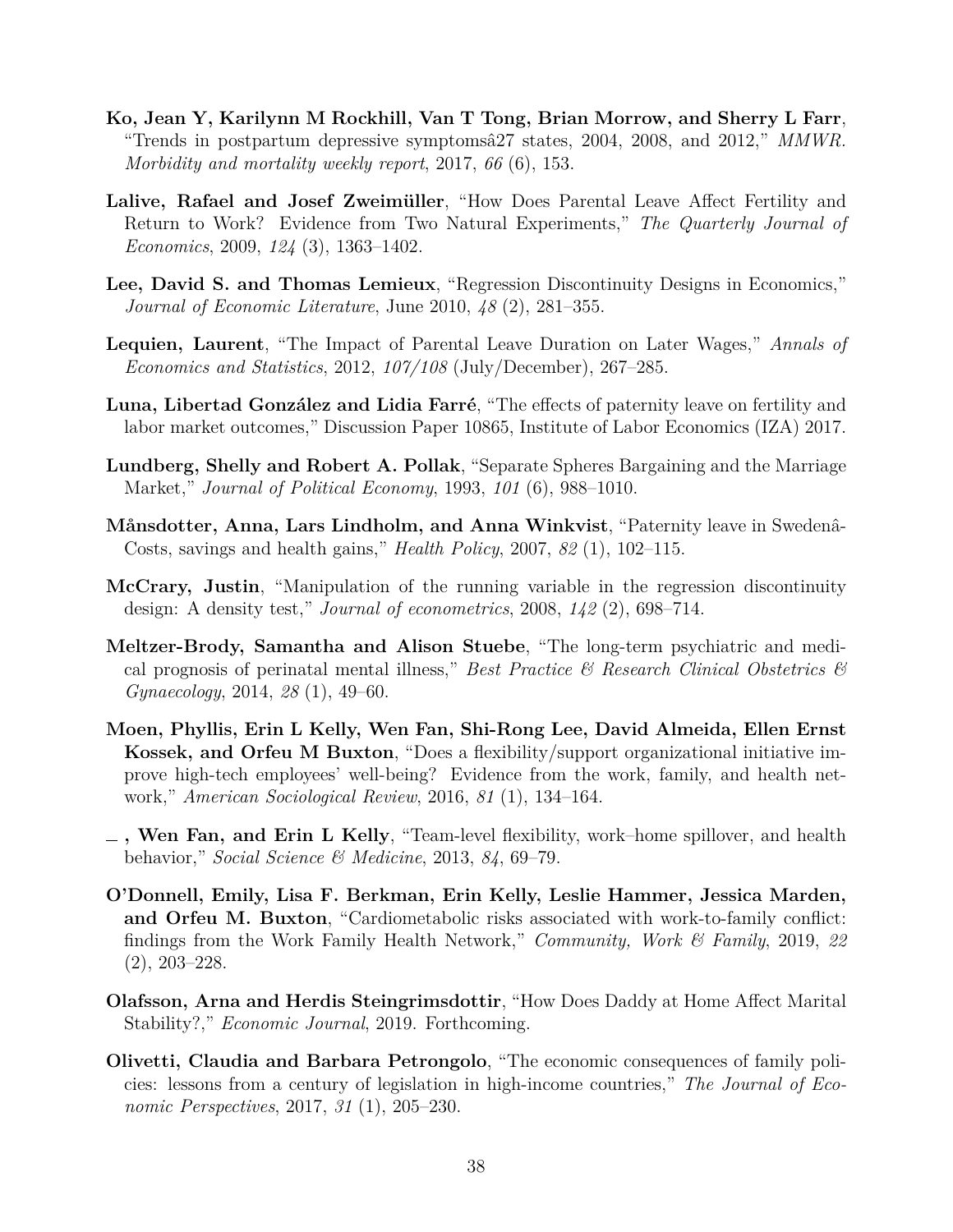**Ko, Jean Y, Karilynn M Rockhill, Van T Tong, Brian Morrow, and Sherry L Farr**, "Trends in postpartum depressive symptomsâ27 states, 2004, 2008, and 2012," *MMWR. Morbidity and mortality weekly report*, 2017, *66* (6), 153.

**Lalive, Rafael and Josef Zweimüller**, "How Does Parental Leave Affect Fertility and Return to Work? Evidence from Two Natural Experiments," *The Quarterly Journal of Economics*, 2009, *124* (3), 1363–1402.

**Lee, David S. and Thomas Lemieux**, "Regression Discontinuity Designs in Economics," *Journal of Economic Literature*, June 2010, *48* (2), 281–355.

**Lequien, Laurent**, "The Impact of Parental Leave Duration on Later Wages," *Annals of Economics and Statistics*, 2012, *107/108* (July/December), 267–285.

**Luna, Libertad González and Lidia Farré**, "The effects of paternity leave on fertility and labor market outcomes," Discussion Paper 10865, Institute of Labor Economics (IZA) 2017.

**Lundberg, Shelly and Robert A. Pollak**, "Separate Spheres Bargaining and the Marriage Market," *Journal of Political Economy*, 1993, *101* (6), 988–1010.

**Månsdotter, Anna, Lars Lindholm, and Anna Winkvist**, "Paternity leave in Swedenâ-Costs, savings and health gains," *Health Policy*, 2007, *82* (1), 102–115.

**McCrary, Justin**, "Manipulation of the running variable in the regression discontinuity design: A density test," *Journal of econometrics*, 2008, *142* (2), 698–714.

**Meltzer-Brody, Samantha and Alison Stuebe**, "The long-term psychiatric and medical prognosis of perinatal mental illness," *Best Practice & Research Clinical Obstetrics & Gynaecology*, 2014, *28* (1), 49–60.

**Moen, Phyllis, Erin L Kelly, Wen Fan, Shi-Rong Lee, David Almeida, Ellen Ernst Kossek, and Orfeu M Buxton**, "Does a flexibility/support organizational initiative improve high-tech employees' well-being? Evidence from the work, family, and health network," *American Sociological Review*, 2016, *81* (1), 134–164.

**_ , Wen Fan, and Erin L Kelly**, "Team-level flexibility, work–home spillover, and health behavior," *Social Science & Medicine*, 2013, *84*, 69–79.

**O'Donnell, Emily, Lisa F. Berkman, Erin Kelly, Leslie Hammer, Jessica Marden, and Orfeu M. Buxton**, "Cardiometabolic risks associated with work-to-family conflict: findings from the Work Family Health Network," *Community, Work & Family*, 2019, *22* (2), 203–228.

**Olafsson, Arna and Herdis Steingrimsdottir**, "How Does Daddy at Home Affect Marital Stability?," *Economic Journal*, 2019. Forthcoming.

**Olivetti, Claudia and Barbara Petrongolo**, "The economic consequences of family policies: lessons from a century of legislation in high-income countries," *The Journal of Economic Perspectives*, 2017, *31* (1), 205–230.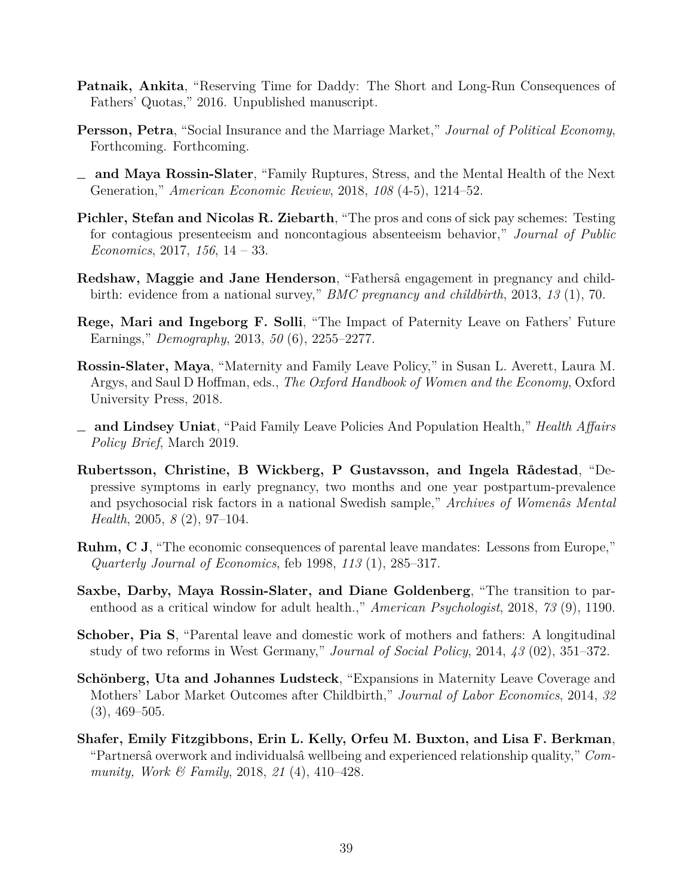**Patnaik, Ankita**, "Reserving Time for Daddy: The Short and Long-Run Consequences of Fathers' Quotas," 2016. Unpublished manuscript.

**Persson, Petra**, "Social Insurance and the Marriage Market," *Journal of Political Economy*, Forthcoming. Forthcoming.

_ **and Maya Rossin-Slater**, "Family Ruptures, Stress, and the Mental Health of the Next Generation," *American Economic Review*, 2018, *108* (4-5), 1214–52.

**Pichler, Stefan and Nicolas R. Ziebarth**, "The pros and cons of sick pay schemes: Testing for contagious presenteeism and noncontagious absenteeism behavior," *Journal of Public Economics*, 2017, *156*, 14 – 33.

**Redshaw, Maggie and Jane Henderson**, "Fathersâ engagement in pregnancy and childbirth: evidence from a national survey," *BMC pregnancy and childbirth*, 2013, *13* (1), 70.

**Rege, Mari and Ingeborg F. Solli**, "The Impact of Paternity Leave on Fathers' Future Earnings," *Demography*, 2013, *50* (6), 2255–2277.

**Rossin-Slater, Maya**, "Maternity and Family Leave Policy," in Susan L. Averett, Laura M. Argys, and Saul D Hoffman, eds., *The Oxford Handbook of Women and the Economy*, Oxford University Press, 2018.

_ **and Lindsey Uniat**, "Paid Family Leave Policies And Population Health," *Health Affairs Policy Brief*, March 2019.

**Rubertsson, Christine, B Wickberg, P Gustavsson, and Ingela Rådestad**, "Depressive symptoms in early pregnancy, two months and one year postpartum-prevalence and psychosocial risk factors in a national Swedish sample," *Archives of Womenâs Mental Health*, 2005, *8* (2), 97–104.

**Ruhm, C J**, "The economic consequences of parental leave mandates: Lessons from Europe," *Quarterly Journal of Economics*, feb 1998, *113* (1), 285–317.

**Saxbe, Darby, Maya Rossin-Slater, and Diane Goldenberg**, "The transition to parenthood as a critical window for adult health.," *American Psychologist*, 2018, *73* (9), 1190.

**Schober, Pia S**, "Parental leave and domestic work of mothers and fathers: A longitudinal study of two reforms in West Germany," *Journal of Social Policy*, 2014, *43* (02), 351–372.

**Schönberg, Uta and Johannes Ludsteck**, "Expansions in Maternity Leave Coverage and Mothers' Labor Market Outcomes after Childbirth," *Journal of Labor Economics*, 2014, *32* (3), 469–505.

**Shafer, Emily Fitzgibbons, Erin L. Kelly, Orfeu M. Buxton, and Lisa F. Berkman**, "Partnersâ overwork and individualsâ wellbeing and experienced relationship quality," *Community, Work & Family*, 2018, *21* (4), 410–428.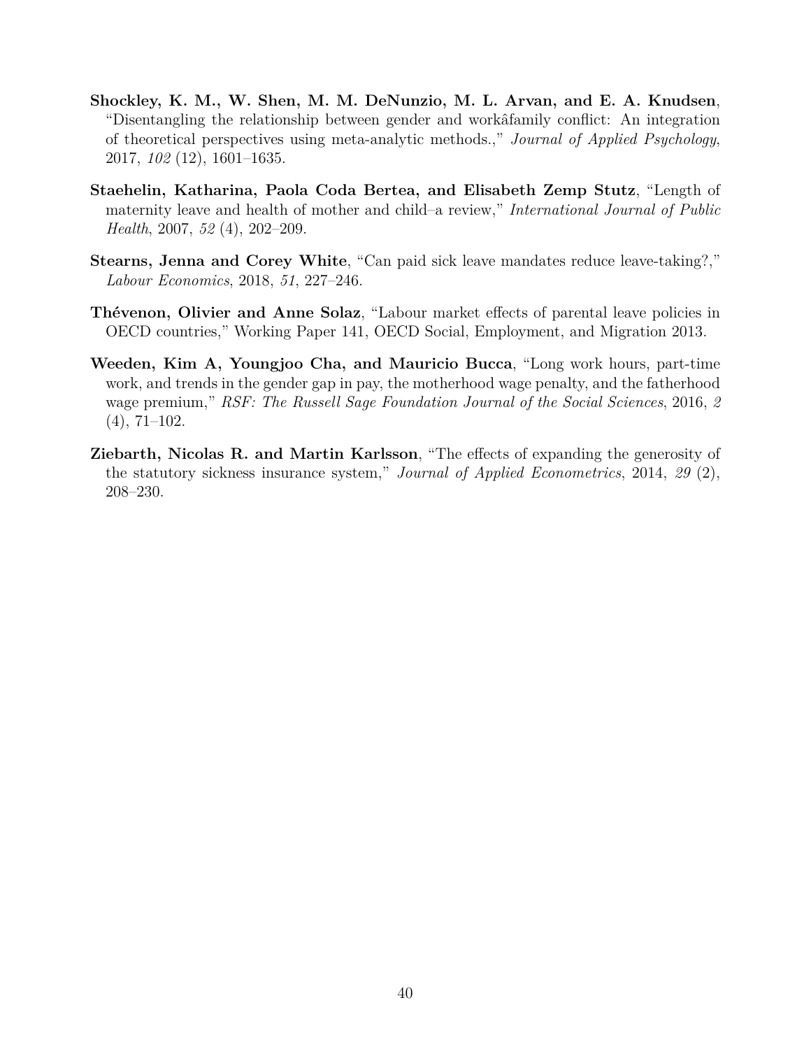**Shockley, K. M., W. Shen, M. M. DeNunzio, M. L. Arvan, and E. A. Knudsen**, "Disentangling the relationship between gender and workâfamily conflict: An integration of theoretical perspectives using meta-analytic methods.," *Journal of Applied Psychology*, 2017, *102* (12), 1601–1635.

**Staehelin, Katharina, Paola Coda Bertea, and Elisabeth Zemp Stutz**, "Length of maternity leave and health of mother and child–a review," *International Journal of Public Health*, 2007, *52* (4), 202–209.

**Stearns, Jenna and Corey White**, "Can paid sick leave mandates reduce leave-taking?," *Labour Economics*, 2018, *51*, 227–246.

**Thévenon, Olivier and Anne Solaz**, "Labour market effects of parental leave policies in OECD countries," Working Paper 141, OECD Social, Employment, and Migration 2013.

**Weeden, Kim A, Youngjoo Cha, and Mauricio Bucca**, "Long work hours, part-time work, and trends in the gender gap in pay, the motherhood wage penalty, and the fatherhood wage premium," *RSF: The Russell Sage Foundation Journal of the Social Sciences*, 2016, *2* (4), 71–102.

**Ziebarth, Nicolas R. and Martin Karlsson**, "The effects of expanding the generosity of the statutory sickness insurance system," *Journal of Applied Econometrics*, 2014, *29* (2), 208–230.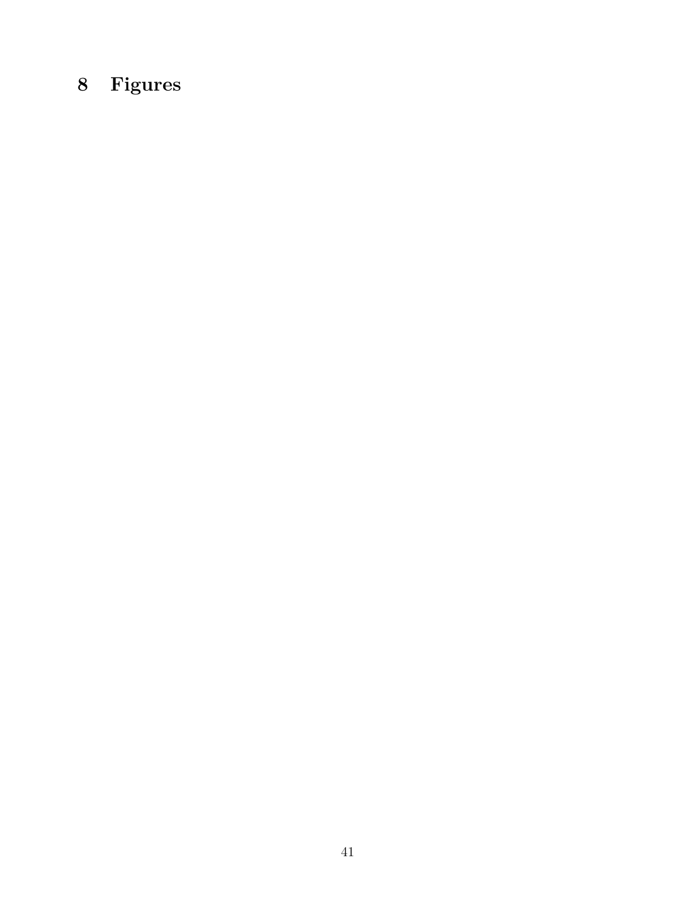# 8 Figures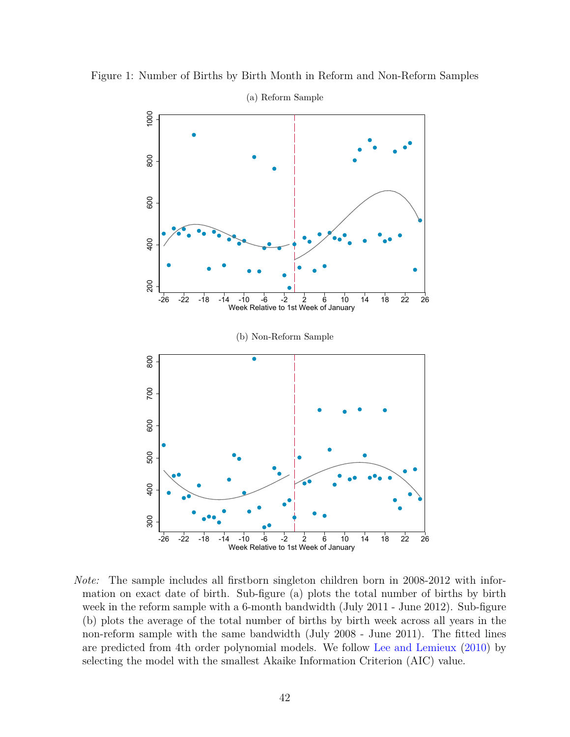Figure 1: Number of Births by Birth Month in Reform and Non-Reform Samples

(a) Reform Sample

(b) Non-Reform Sample

*Note:* The sample includes all firstborn singleton children born in 2008-2012 with information on exact date of birth. Sub-figure (a) plots the total number of births by birth week in the reform sample with a 6-month bandwidth (July 2011 - June 2012). Sub-figure (b) plots the average of the total number of births by birth week across all years in the non-reform sample with the same bandwidth (July 2008 - June 2011). The fitted lines are predicted from 4th order polynomial models. We follow Lee and Lemieux (2010) by selecting the model with the smallest Akaike Information Criterion (AIC) value.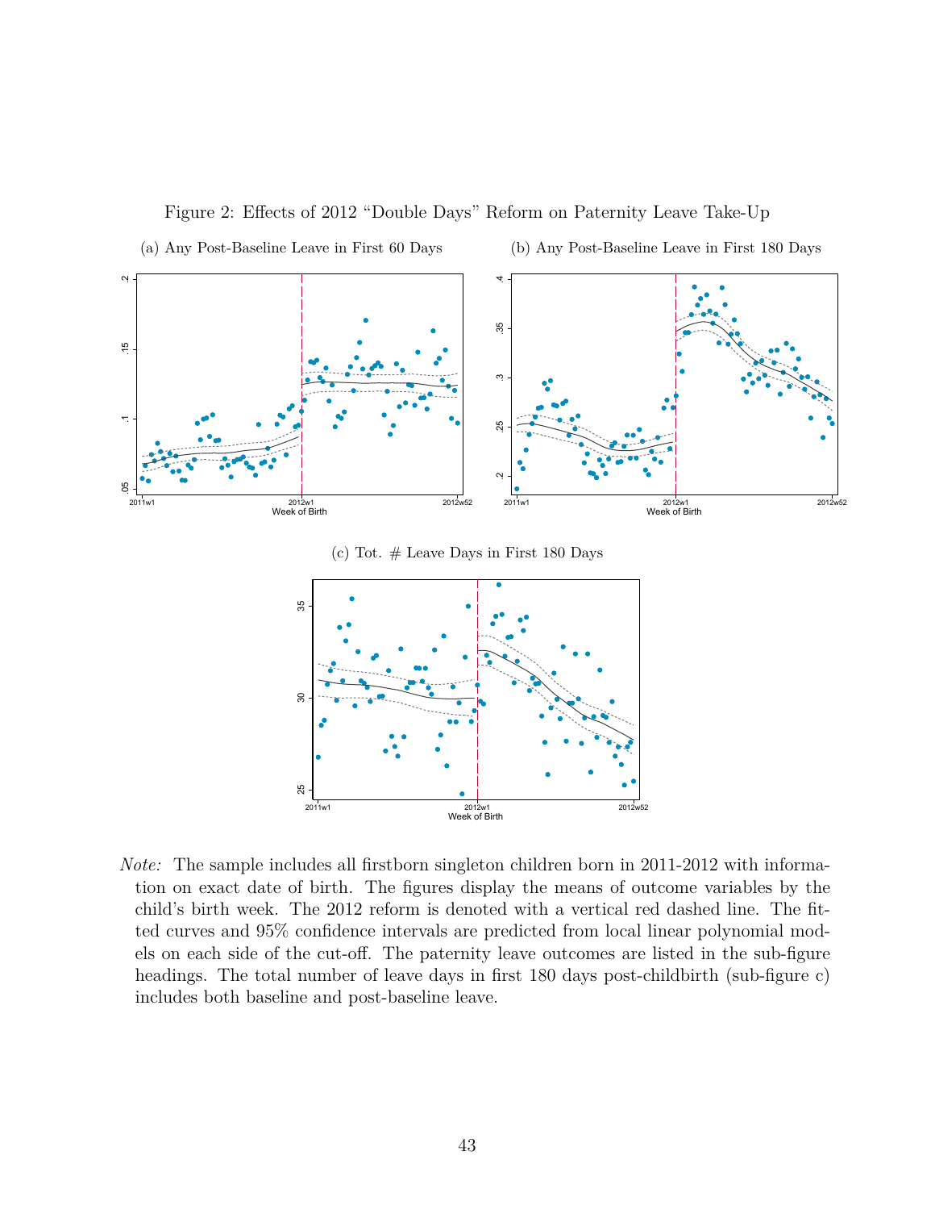Figure 2: Effects of 2012 "Double Days" Reform on Paternity Leave Take-Up

(a) Any Post-Baseline Leave in First 60 Days

(b) Any Post-Baseline Leave in First 180 Days

(c) Tot. # Leave Days in First 180 Days

*Note:* The sample includes all firstborn singleton children born in 2011-2012 with information on exact date of birth. The figures display the means of outcome variables by the child's birth week. The 2012 reform is denoted with a vertical red dashed line. The fitted curves and 95% confidence intervals are predicted from local linear polynomial models on each side of the cut-off. The paternity leave outcomes are listed in the sub-figure headings. The total number of leave days in first 180 days post-childbirth (sub-figure c) includes both baseline and post-baseline leave.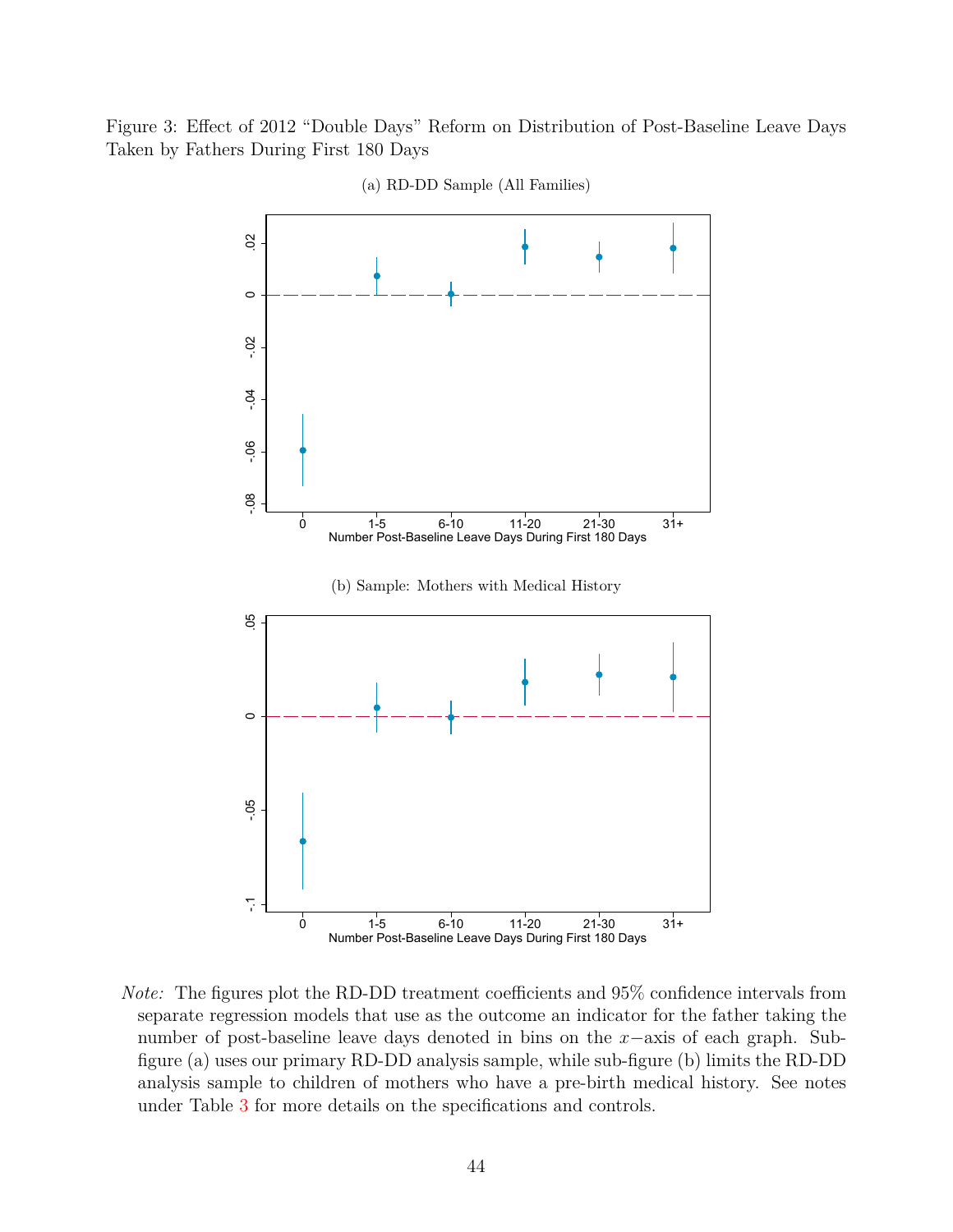Figure 3: Effect of 2012 "Double Days" Reform on Distribution of Post-Baseline Leave Days Taken by Fathers During First 180 Days

(a) RD-DD Sample (All Families)

(b) Sample: Mothers with Medical History

*Note:* The figures plot the RD-DD treatment coefficients and 95% confidence intervals from separate regression models that use as the outcome an indicator for the father taking the number of post-baseline leave days denoted in bins on the $x$−axis of each graph. Sub-figure (a) uses our primary RD-DD analysis sample, while sub-figure (b) limits the RD-DD analysis sample to children of mothers who have a pre-birth medical history. See notes under Table 3 for more details on the specifications and controls.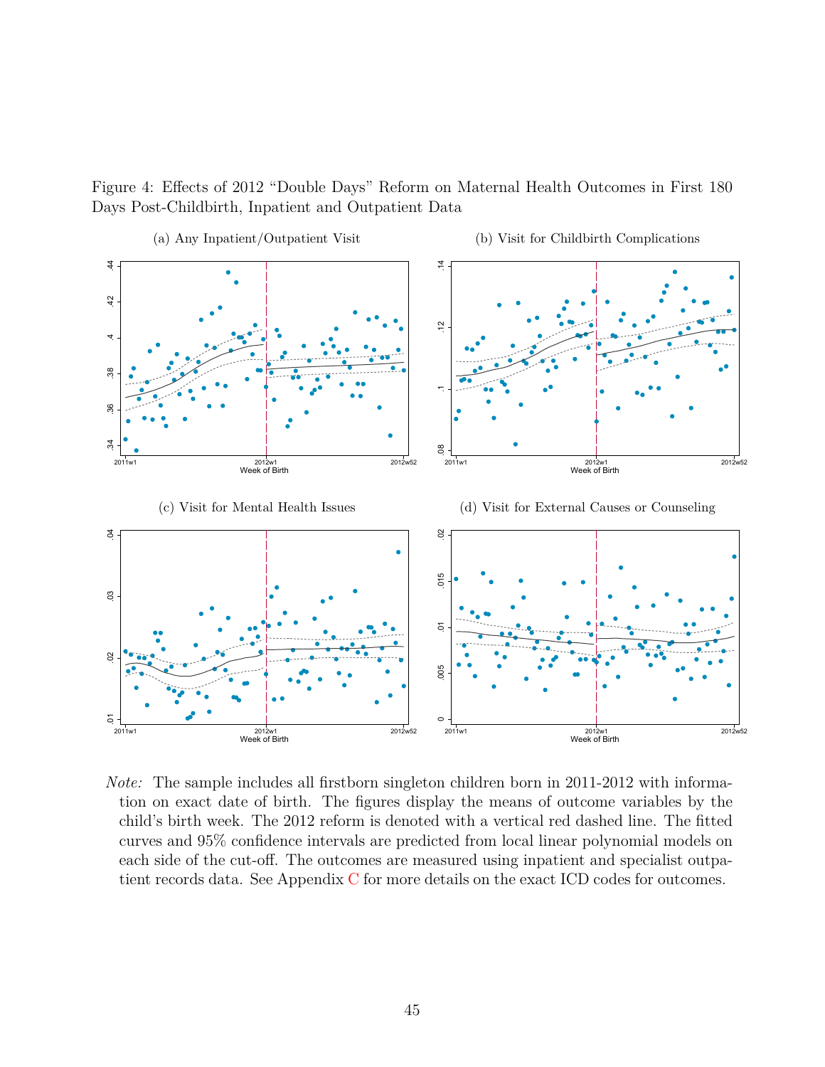Figure 4: Effects of 2012 "Double Days" Reform on Maternal Health Outcomes in First 180 Days Post-Childbirth, Inpatient and Outpatient Data

(a) Any Inpatient/Outpatient Visit

(b) Visit for Childbirth Complications

(c) Visit for Mental Health Issues

(d) Visit for External Causes or Counseling

*Note:* The sample includes all firstborn singleton children born in 2011-2012 with information on exact date of birth. The figures display the means of outcome variables by the child's birth week. The 2012 reform is denoted with a vertical red dashed line. The fitted curves and 95% confidence intervals are predicted from local linear polynomial models on each side of the cut-off. The outcomes are measured using inpatient and specialist outpatient records data. See Appendix C for more details on the exact ICD codes for outcomes.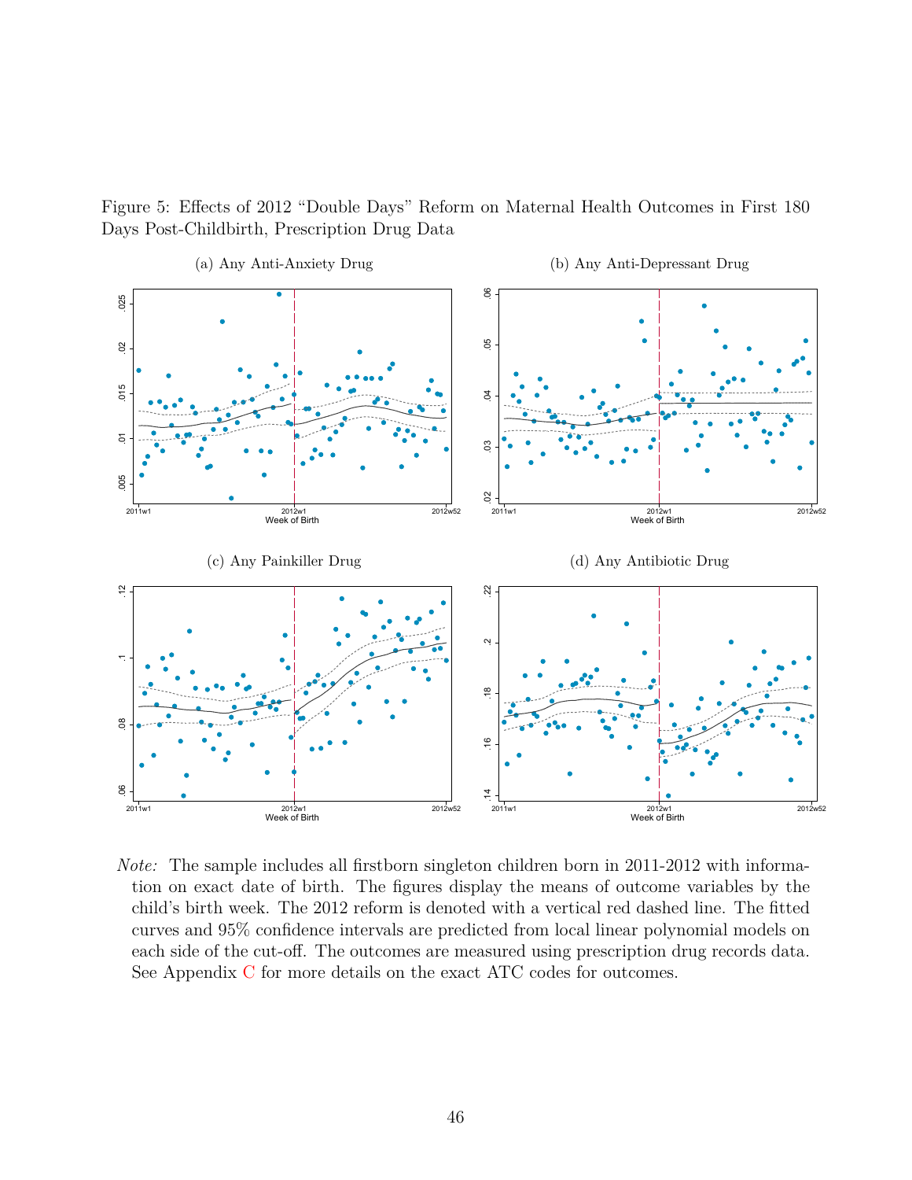Figure 5: Effects of 2012 "Double Days" Reform on Maternal Health Outcomes in First 180 Days Post-Childbirth, Prescription Drug Data

(a) Any Anti-Anxiety Drug

(b) Any Anti-Depressant Drug

(c) Any Painkiller Drug

(d) Any Antibiotic Drug

*Note:* The sample includes all firstborn singleton children born in 2011-2012 with information on exact date of birth. The figures display the means of outcome variables by the child's birth week. The 2012 reform is denoted with a vertical red dashed line. The fitted curves and 95% confidence intervals are predicted from local linear polynomial models on each side of the cut-off. The outcomes are measured using prescription drug records data. See Appendix C for more details on the exact ATC codes for outcomes.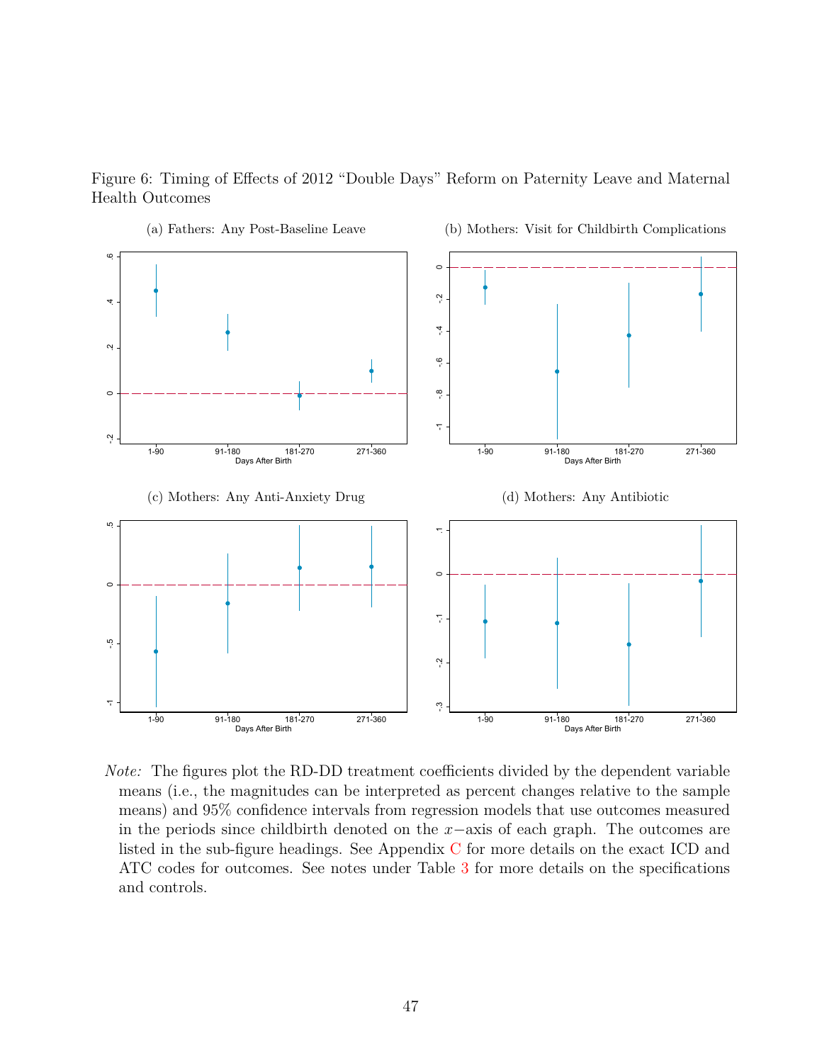Figure 6: Timing of Effects of 2012 "Double Days" Reform on Paternity Leave and Maternal Health Outcomes

(a) Fathers: Any Post-Baseline Leave

(b) Mothers: Visit for Childbirth Complications

(c) Mothers: Any Anti-Anxiety Drug

(d) Mothers: Any Antibiotic

*Note:* The figures plot the RD-DD treatment coefficients divided by the dependent variable means (i.e., the magnitudes can be interpreted as percent changes relative to the sample means) and 95% confidence intervals from regression models that use outcomes measured in the periods since childbirth denoted on the $x$−axis of each graph. The outcomes are listed in the sub-figure headings. See Appendix C for more details on the exact ICD and ATC codes for outcomes. See notes under Table 3 for more details on the specifications and controls.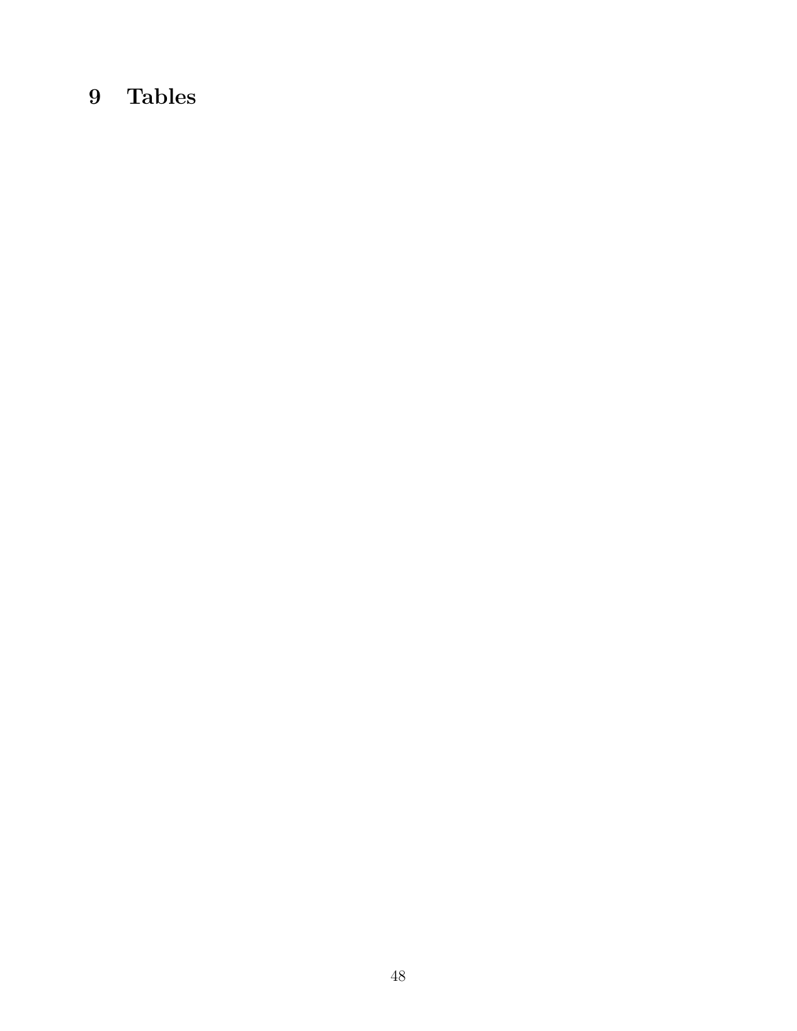# 9 Tables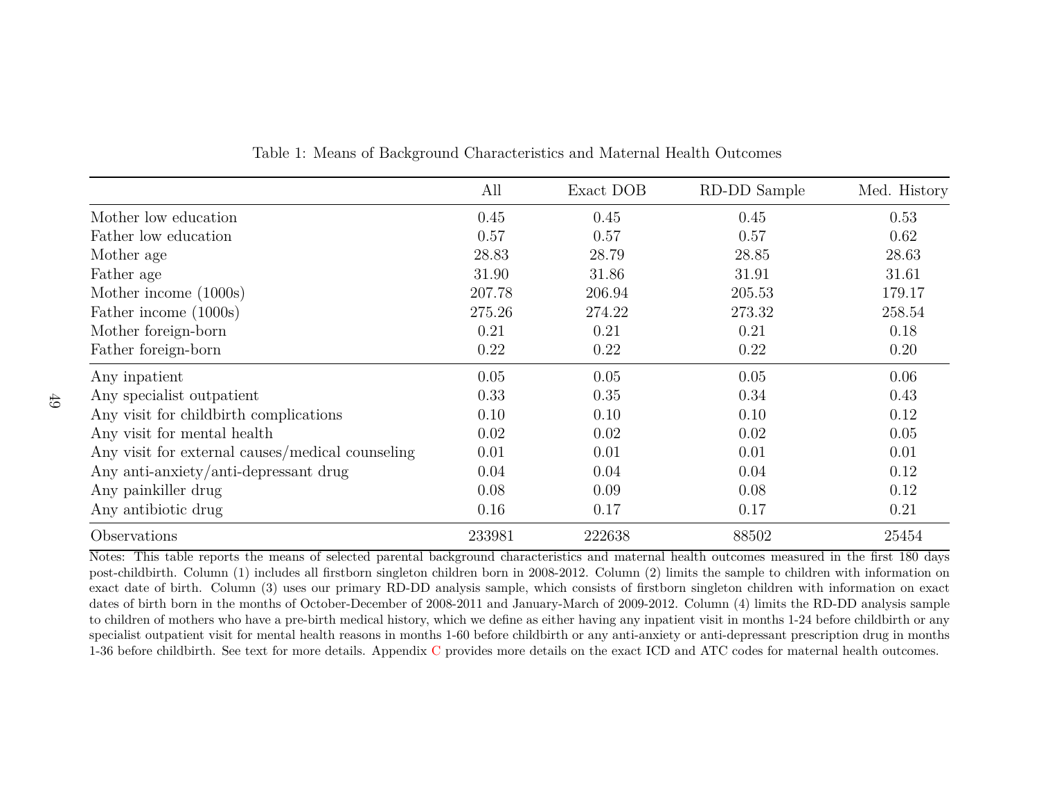Table 1: Means of Background Characteristics and Maternal Health Outcomes

| | All | Exact DOB | RD-DD Sample | Med. History |
|---|---|---|---|---|
| Mother low education | 0.45 | 0.45 | 0.45 | 0.53 |
| Father low education | 0.57 | 0.57 | 0.57 | 0.62 |
| Mother age | 28.83 | 28.79 | 28.85 | 28.63 |
| Father age | 31.90 | 31.86 | 31.91 | 31.61 |
| Mother income (1000s) | 207.78 | 206.94 | 205.53 | 179.17 |
| Father income (1000s) | 275.26 | 274.22 | 273.32 | 258.54 |
| Mother foreign-born | 0.21 | 0.21 | 0.21 | 0.18 |
| Father foreign-born | 0.22 | 0.22 | 0.22 | 0.20 |
| Any inpatient | 0.05 | 0.05 | 0.05 | 0.06 |
| Any specialist outpatient | 0.33 | 0.35 | 0.34 | 0.43 |
| Any visit for childbirth complications | 0.10 | 0.10 | 0.10 | 0.12 |
| Any visit for mental health | 0.02 | 0.02 | 0.02 | 0.05 |
| Any visit for external causes/medical counseling | 0.01 | 0.01 | 0.01 | 0.01 |
| Any anti-anxiety/anti-depressant drug | 0.04 | 0.04 | 0.04 | 0.12 |
| Any painkiller drug | 0.08 | 0.09 | 0.08 | 0.12 |
| Any antibiotic drug | 0.16 | 0.17 | 0.17 | 0.21 |
| Observations | 233981 | 222638 | 88502 | 25454 |

Notes: This table reports the means of selected parental background characteristics and maternal health outcomes measured in the first 180 days post-childbirth. Column (1) includes all firstborn singleton children born in 2008-2012. Column (2) limits the sample to children with information on exact date of birth. Column (3) uses our primary RD-DD analysis sample, which consists of firstborn singleton children with information on exact dates of birth born in the months of October-December of 2008-2011 and January-March of 2009-2012. Column (4) limits the RD-DD analysis sample to children of mothers who have a pre-birth medical history, which we define as either having any inpatient visit in months 1-24 before childbirth or any specialist outpatient visit for mental health reasons in months 1-60 before childbirth or any anti-anxiety or anti-depressant prescription drug in months 1-36 before childbirth. See text for more details. Appendix C provides more details on the exact ICD and ATC codes for maternal health outcomes.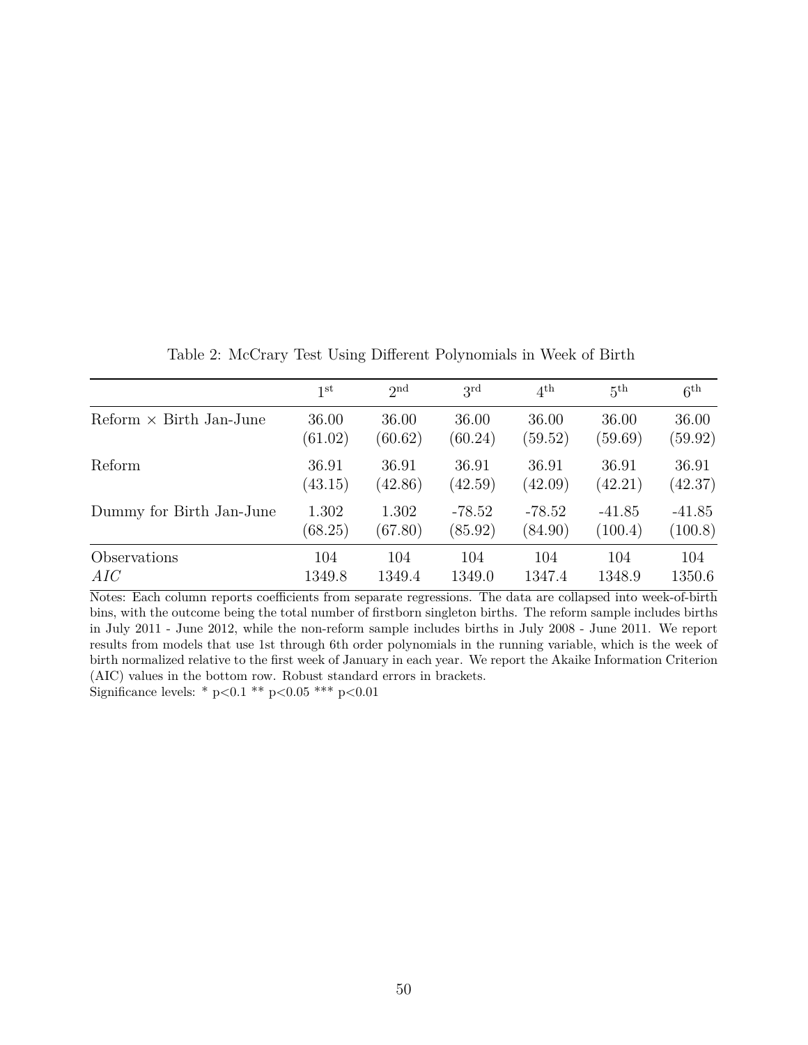Table 2: McCrary Test Using Different Polynomials in Week of Birth

| | 1st | 2nd | 3rd | 4th | 5th | 6th |
|---|---|---|---|---|---|---|
| Reform × Birth Jan-June | 36.00 | 36.00 | 36.00 | 36.00 | 36.00 | 36.00 |
| | (61.02) | (60.62) | (60.24) | (59.52) | (59.69) | (59.92) |
| Reform | 36.91 | 36.91 | 36.91 | 36.91 | 36.91 | 36.91 |
| | (43.15) | (42.86) | (42.59) | (42.09) | (42.21) | (42.37) |
| Dummy for Birth Jan-June | 1.302 | 1.302 | -78.52 | -78.52 | -41.85 | -41.85 |
| | (68.25) | (67.80) | (85.92) | (84.90) | (100.4) | (100.8) |
| Observations | 104 | 104 | 104 | 104 | 104 | 104 |
| *AIC* | 1349.8 | 1349.4 | 1349.0 | 1347.4 | 1348.9 | 1350.6 |

Notes: Each column reports coefficients from separate regressions. The data are collapsed into week-of-birth bins, with the outcome being the total number of firstborn singleton births. The reform sample includes births in July 2011 - June 2012, while the non-reform sample includes births in July 2008 - June 2011. We report results from models that use 1st through 6th order polynomials in the running variable, which is the week of birth normalized relative to the first week of January in each year. We report the Akaike Information Criterion (AIC) values in the bottom row. Robust standard errors in brackets.

Significance levels: * p<0.1 ** p<0.05 *** p<0.01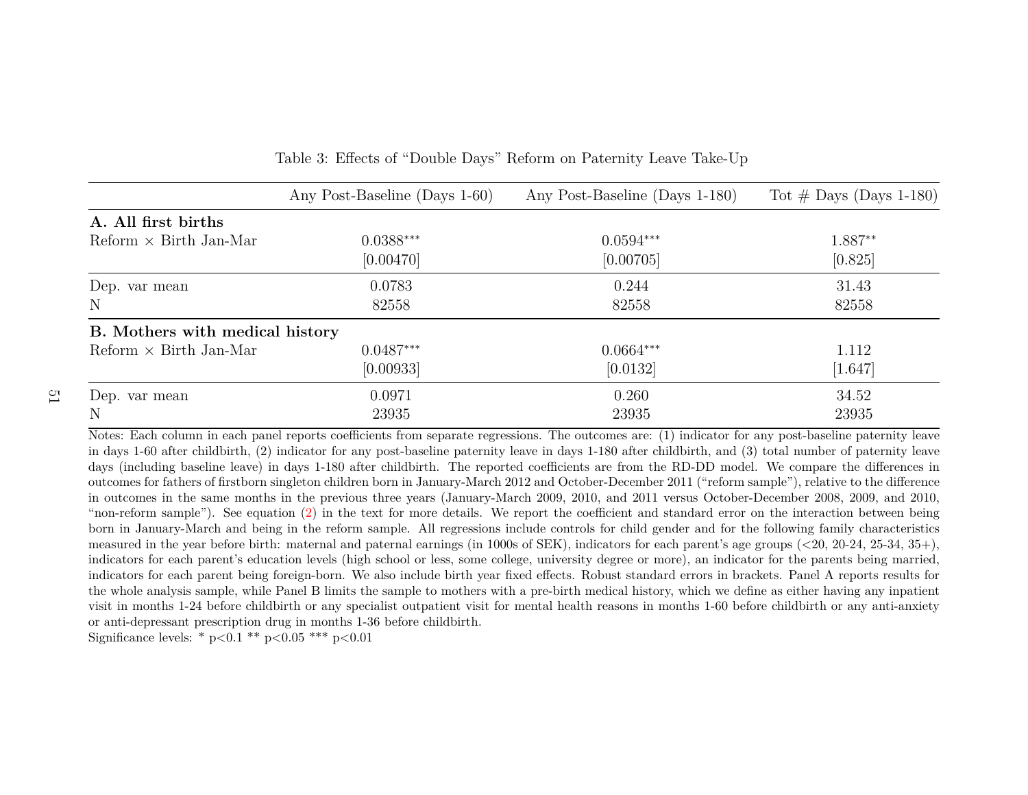Table 3: Effects of "Double Days" Reform on Paternity Leave Take-Up

| | Any Post-Baseline (Days 1-60) | Any Post-Baseline (Days 1-180) | Tot # Days (Days 1-180) |
|---|---|---|---|
| **A. All first births** | | | |
| Reform × Birth Jan-Mar | 0.0388*** | 0.0594*** | 1.887** |
| | [0.00470] | [0.00705] | [0.825] |
| Dep. var mean | 0.0783 | 0.244 | 31.43 |
| N | 82558 | 82558 | 82558 |
| **B. Mothers with medical history** | | | |
| Reform × Birth Jan-Mar | 0.0487*** | 0.0664*** | 1.112 |
| | [0.00933] | [0.0132] | [1.647] |
| Dep. var mean | 0.0971 | 0.260 | 34.52 |
| N | 23935 | 23935 | 23935 |

Notes: Each column in each panel reports coefficients from separate regressions. The outcomes are: (1) indicator for any post-baseline paternity leave in days 1-60 after childbirth, (2) indicator for any post-baseline paternity leave in days 1-180 after childbirth, and (3) total number of paternity leave days (including baseline leave) in days 1-180 after childbirth. The reported coefficients are from the RD-DD model. We compare the differences in outcomes for fathers of firstborn singleton children born in January-March 2012 and October-December 2011 ("reform sample"), relative to the difference in outcomes in the same months in the previous three years (January-March 2009, 2010, and 2011 versus October-December 2008, 2009, and 2010, "non-reform sample"). See equation (2) in the text for more details. We report the coefficient and standard error on the interaction between being born in January-March and being in the reform sample. All regressions include controls for child gender and for the following family characteristics measured in the year before birth: maternal and paternal earnings (in 1000s of SEK), indicators for each parent's age groups (<20, 20-24, 25-34, 35+), indicators for each parent's education levels (high school or less, some college, university degree or more), an indicator for the parents being married, indicators for each parent being foreign-born. We also include birth year fixed effects. Robust standard errors in brackets. Panel A reports results for the whole analysis sample, while Panel B limits the sample to mothers with a pre-birth medical history, which we define as either having any inpatient visit in months 1-24 before childbirth or any specialist outpatient visit for mental health reasons in months 1-60 before childbirth or any anti-anxiety or anti-depressant prescription drug in months 1-36 before childbirth.
Significance levels: * p<0.1 ** p<0.05 *** p<0.01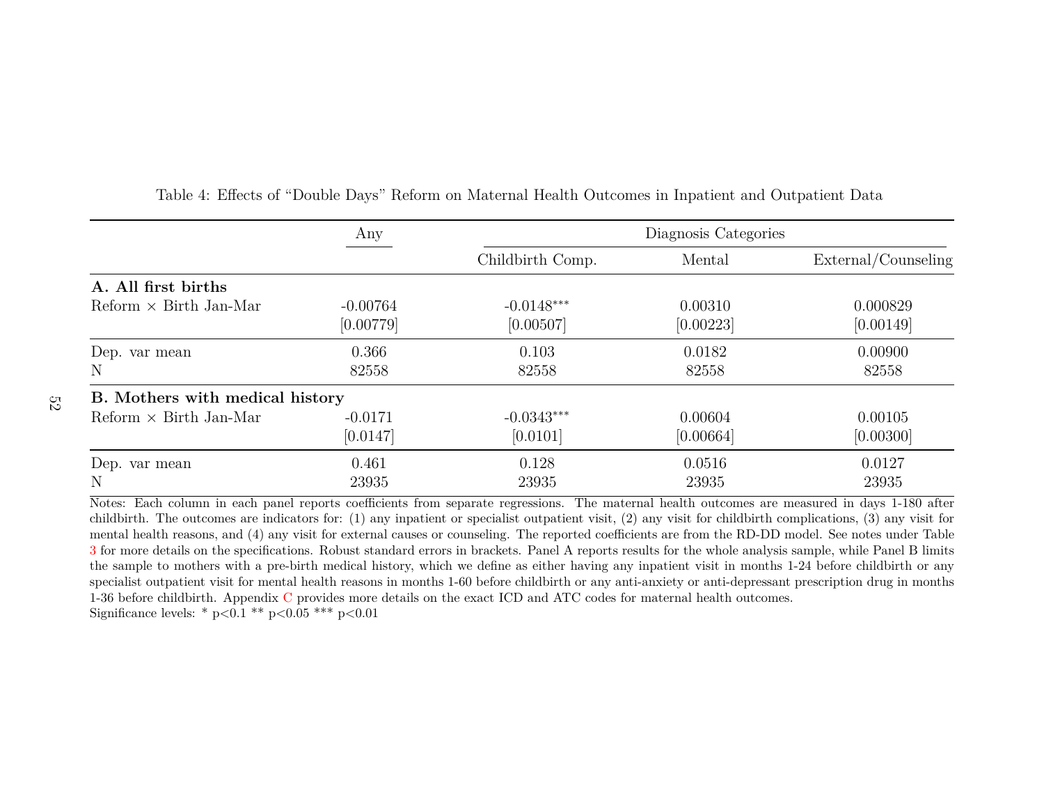Table 4: Effects of "Double Days" Reform on Maternal Health Outcomes in Inpatient and Outpatient Data

| | Any | Diagnosis Categories | | |
|---|---|---|---|---|
| | | Childbirth Comp. | Mental | External/Counseling |
| **A. All first births** | | | | |
| Reform × Birth Jan-Mar | -0.00764 | -0.0148*** | 0.00310 | 0.000829 |
| | [0.00779] | [0.00507] | [0.00223] | [0.00149] |
| Dep. var mean | 0.366 | 0.103 | 0.0182 | 0.00900 |
| N | 82558 | 82558 | 82558 | 82558 |
| **B. Mothers with medical history** | | | | |
| Reform × Birth Jan-Mar | -0.0171 | -0.0343*** | 0.00604 | 0.00105 |
| | [0.0147] | [0.0101] | [0.00664] | [0.00300] |
| Dep. var mean | 0.461 | 0.128 | 0.0516 | 0.0127 |
| N | 23935 | 23935 | 23935 | 23935 |

Notes: Each column in each panel reports coefficients from separate regressions. The maternal health outcomes are measured in days 1-180 after childbirth. The outcomes are indicators for: (1) any inpatient or specialist outpatient visit, (2) any visit for childbirth complications, (3) any visit for mental health reasons, and (4) any visit for external causes or counseling. The reported coefficients are from the RD-DD model. See notes under Table 3 for more details on the specifications. Robust standard errors in brackets. Panel A reports results for the whole analysis sample, while Panel B limits the sample to mothers with a pre-birth medical history, which we define as either having any inpatient visit in months 1-24 before childbirth or any specialist outpatient visit for mental health reasons in months 1-60 before childbirth or any anti-anxiety or anti-depressant prescription drug in months 1-36 before childbirth. Appendix C provides more details on the exact ICD and ATC codes for maternal health outcomes.
Significance levels: * p<0.1 ** p<0.05 *** p<0.01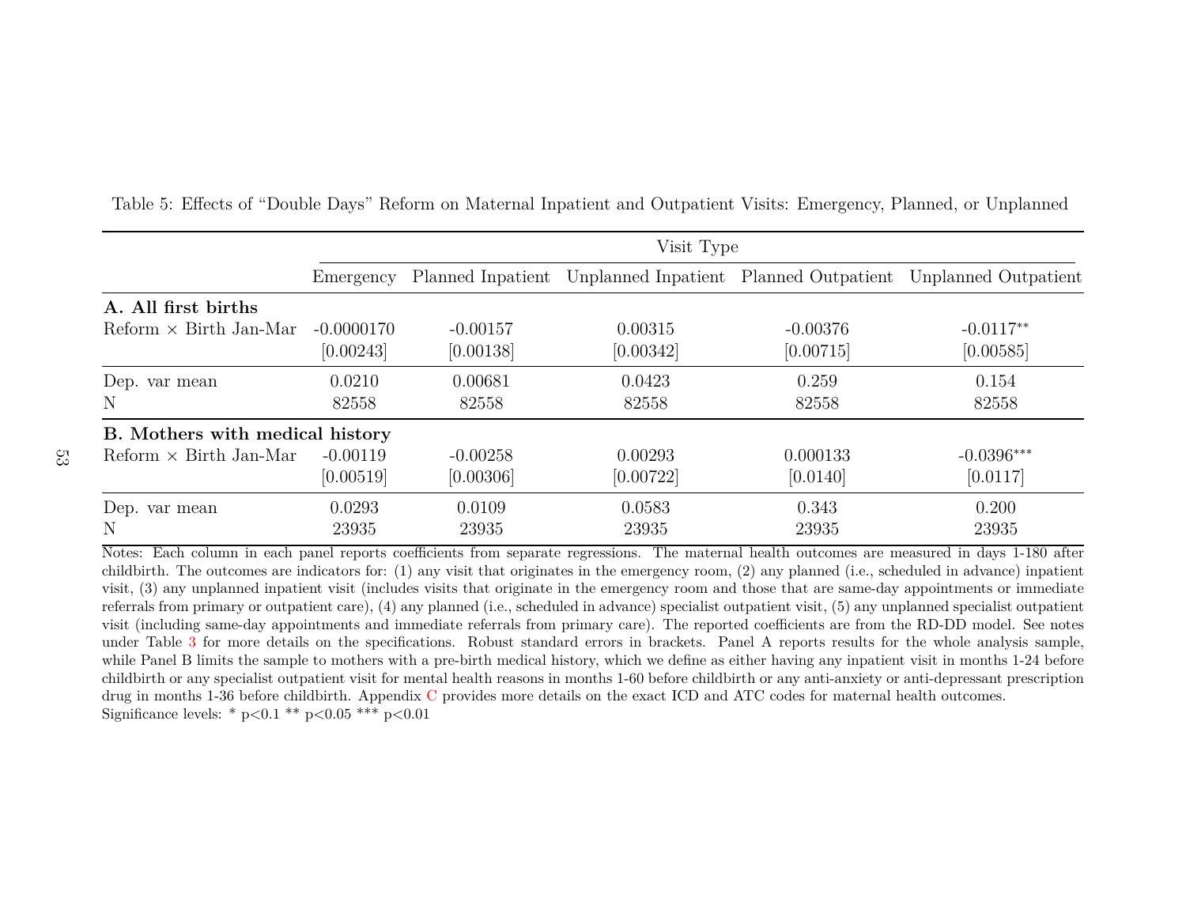Table 5: Effects of "Double Days" Reform on Maternal Inpatient and Outpatient Visits: Emergency, Planned, or Unplanned

| | Visit Type | | | | |
|---|---|---|---|---|---|
| | Emergency | Planned Inpatient | Unplanned Inpatient | Planned Outpatient | Unplanned Outpatient |
| **A. All first births** | | | | | |
| Reform × Birth Jan-Mar | -0.0000170 | -0.00157 | 0.00315 | -0.00376 | -0.0117** |
| | [0.00243] | [0.00138] | [0.00342] | [0.00715] | [0.00585] |
| Dep. var mean | 0.0210 | 0.00681 | 0.0423 | 0.259 | 0.154 |
| N | 82558 | 82558 | 82558 | 82558 | 82558 |
| **B. Mothers with medical history** | | | | | |
| Reform × Birth Jan-Mar | -0.00119 | -0.00258 | 0.00293 | 0.000133 | -0.0396*** |
| | [0.00519] | [0.00306] | [0.00722] | [0.0140] | [0.0117] |
| Dep. var mean | 0.0293 | 0.0109 | 0.0583 | 0.343 | 0.200 |
| N | 23935 | 23935 | 23935 | 23935 | 23935 |

Notes: Each column in each panel reports coefficients from separate regressions. The maternal health outcomes are measured in days 1-180 after childbirth. The outcomes are indicators for: (1) any visit that originates in the emergency room, (2) any planned (i.e., scheduled in advance) inpatient visit, (3) any unplanned inpatient visit (includes visits that originate in the emergency room and those that are same-day appointments or immediate referrals from primary or outpatient care), (4) any planned (i.e., scheduled in advance) specialist outpatient visit, (5) any unplanned specialist outpatient visit (including same-day appointments and immediate referrals from primary care). The reported coefficients are from the RD-DD model. See notes under Table 3 for more details on the specifications. Robust standard errors in brackets. Panel A reports results for the whole analysis sample, while Panel B limits the sample to mothers with a pre-birth medical history, which we define as either having any inpatient visit in months 1-24 before childbirth or any specialist outpatient visit for mental health reasons in months 1-60 before childbirth or any anti-anxiety or anti-depressant prescription drug in months 1-36 before childbirth. Appendix C provides more details on the exact ICD and ATC codes for maternal health outcomes.
Significance levels: * $p<0.1$ ** $p<0.05$ *** $p<0.01$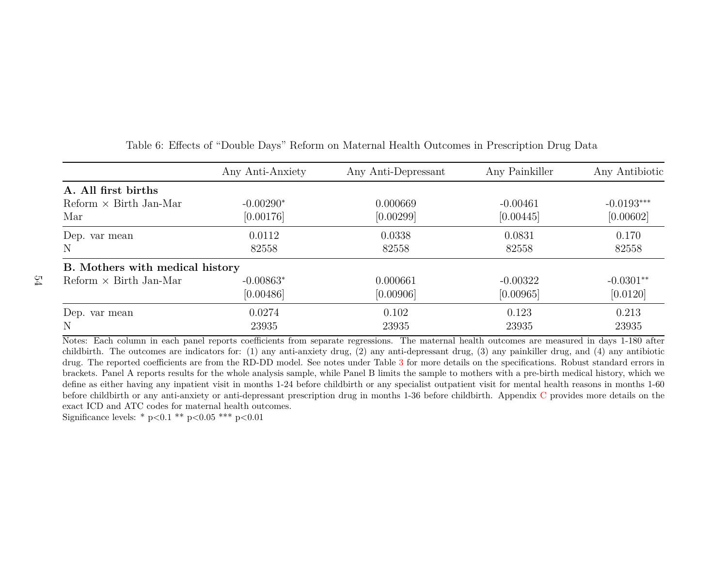Table 6: Effects of "Double Days" Reform on Maternal Health Outcomes in Prescription Drug Data

| | Any Anti-Anxiety | Any Anti-Depressant | Any Painkiller | Any Antibiotic |
|---|---|---|---|---|
| **A. All first births** | | | | |
| Reform × Birth Jan-Mar | -0.00290* | 0.000669 | -0.00461 | -0.0193*** |
| | [0.00176] | [0.00299] | [0.00445] | [0.00602] |
| Dep. var mean | 0.0112 | 0.0338 | 0.0831 | 0.170 |
| N | 82558 | 82558 | 82558 | 82558 |
| **B. Mothers with medical history** | | | | |
| Reform × Birth Jan-Mar | -0.00863* | 0.000661 | -0.00322 | -0.0301** |
| | [0.00486] | [0.00906] | [0.00965] | [0.0120] |
| Dep. var mean | 0.0274 | 0.102 | 0.123 | 0.213 |
| N | 23935 | 23935 | 23935 | 23935 |

Notes: Each column in each panel reports coefficients from separate regressions. The maternal health outcomes are measured in days 1-180 after childbirth. The outcomes are indicators for: (1) any anti-anxiety drug, (2) any anti-depressant drug, (3) any painkiller drug, and (4) any antibiotic drug. The reported coefficients are from the RD-DD model. See notes under Table 3 for more details on the specifications. Robust standard errors in brackets. Panel A reports results for the whole analysis sample, while Panel B limits the sample to mothers with a pre-birth medical history, which we define as either having any inpatient visit in months 1-24 before childbirth or any specialist outpatient visit for mental health reasons in months 1-60 before childbirth or any anti-anxiety or anti-depressant prescription drug in months 1-36 before childbirth. Appendix C provides more details on the exact ICD and ATC codes for maternal health outcomes.

Significance levels: * p<0.1 ** p<0.05 *** p<0.01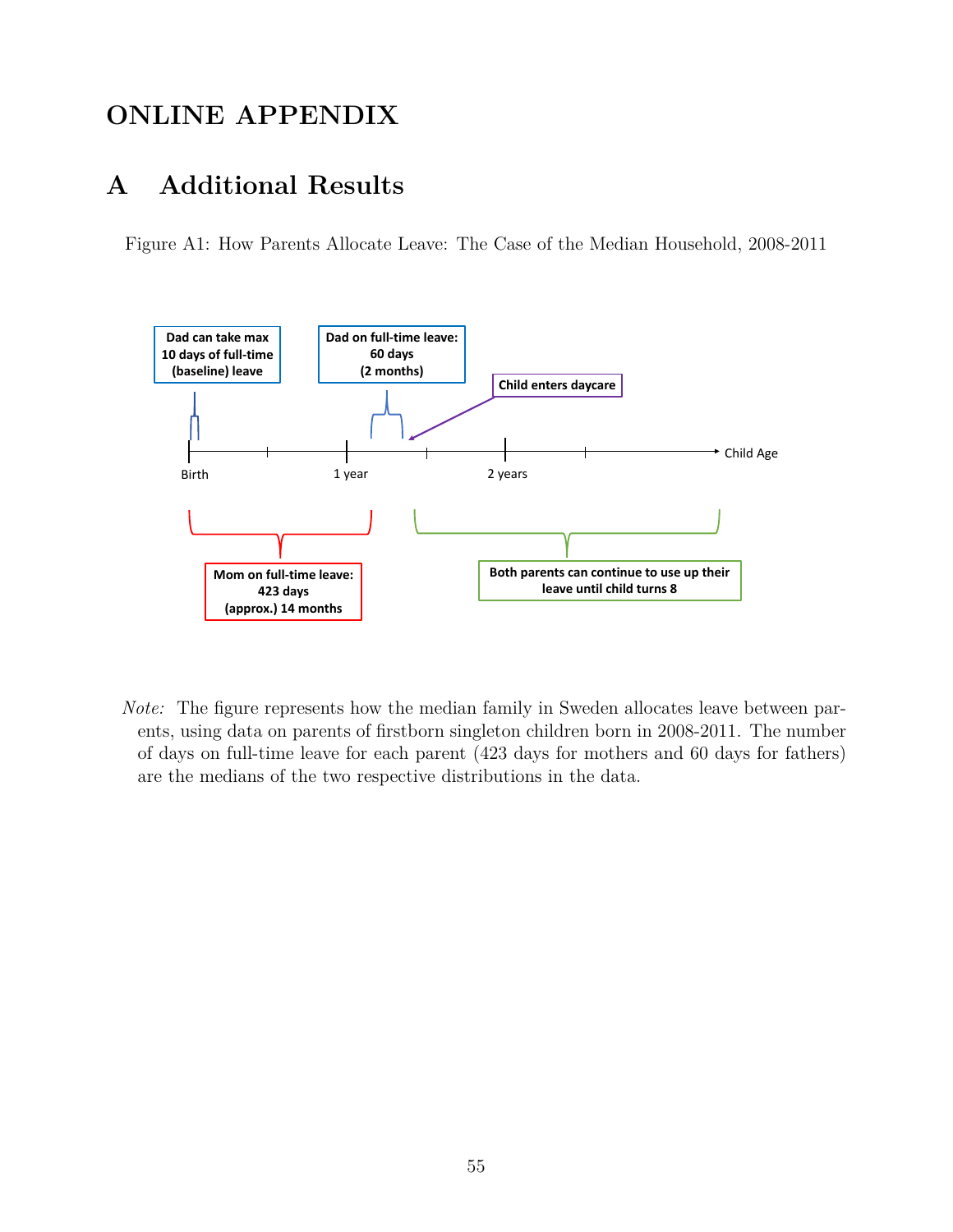# ONLINE APPENDIX

# A Additional Results

Figure A1: How Parents Allocate Leave: The Case of the Median Household, 2008-2011

Dad can take max 10 days of full-time (baseline) leave

Dad on full-time leave: 60 days (2 months)

Child enters daycare

Birth

1 year

2 years

Child Age

Mom on full-time leave: 423 days (approx.) 14 months

Both parents can continue to use up their leave until child turns 8

*Note:* The figure represents how the median family in Sweden allocates leave between parents, using data on parents of firstborn singleton children born in 2008-2011. The number of days on full-time leave for each parent (423 days for mothers and 60 days for fathers) are the medians of the two respective distributions in the data.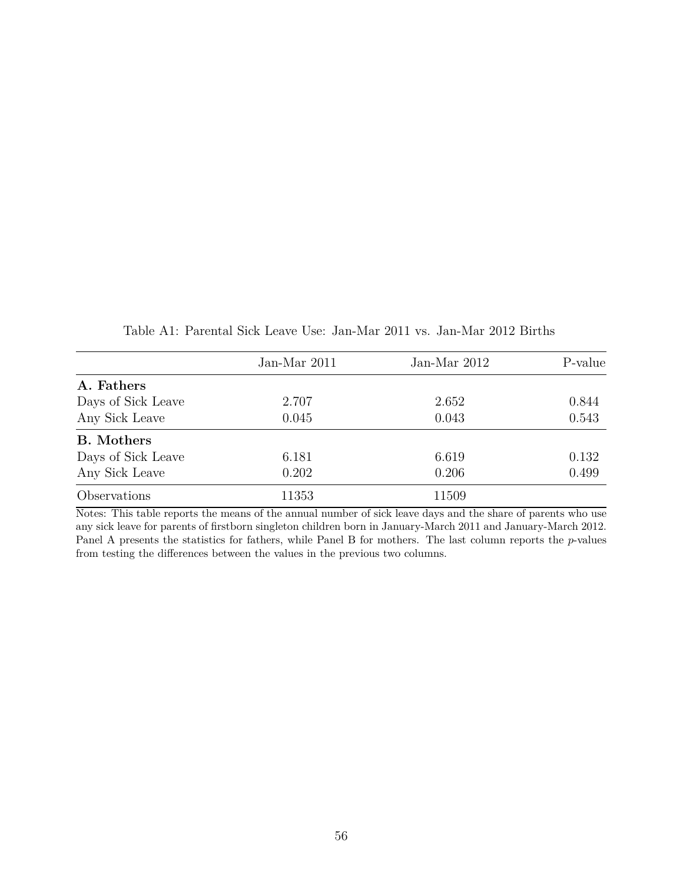Table A1: Parental Sick Leave Use: Jan-Mar 2011 vs. Jan-Mar 2012 Births

| | Jan-Mar 2011 | Jan-Mar 2012 | P-value |
|---|---|---|---|
| **A. Fathers** | | | |
| Days of Sick Leave | 2.707 | 2.652 | 0.844 |
| Any Sick Leave | 0.045 | 0.043 | 0.543 |
| **B. Mothers** | | | |
| Days of Sick Leave | 6.181 | 6.619 | 0.132 |
| Any Sick Leave | 0.202 | 0.206 | 0.499 |
| Observations | 11353 | 11509 | |

Notes: This table reports the means of the annual number of sick leave days and the share of parents who use any sick leave for parents of firstborn singleton children born in January-March 2011 and January-March 2012. Panel A presents the statistics for fathers, while Panel B for mothers. The last column reports the *p*-values from testing the differences between the values in the previous two columns.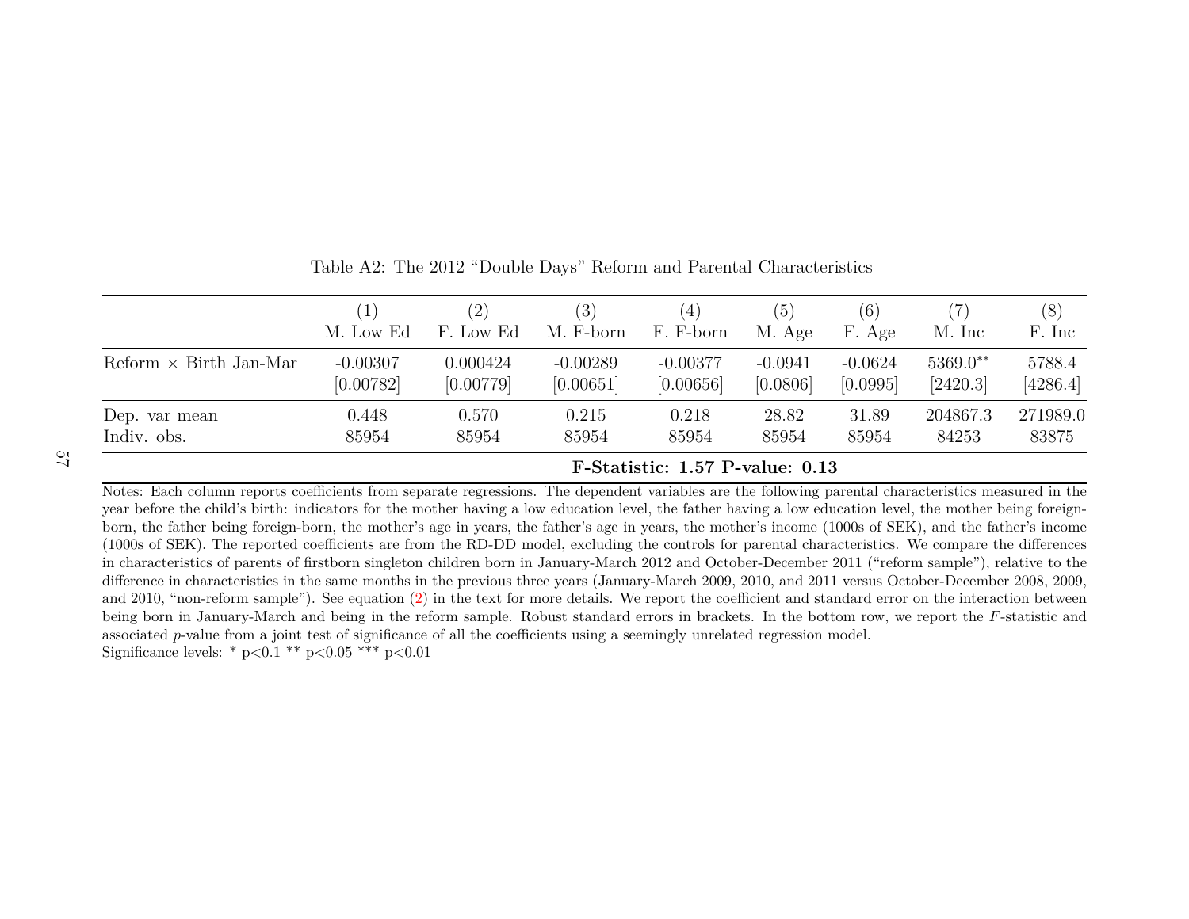Table A2: The 2012 "Double Days" Reform and Parental Characteristics

| | (1) M. Low Ed | (2) F. Low Ed | (3) M. F-born | (4) F. F-born | (5) M. Age | (6) F. Age | (7) M. Inc | (8) F. Inc |
|---|---|---|---|---|---|---|---|---|
| Reform × Birth Jan-Mar | -0.00307 | 0.000424 | -0.00289 | -0.00377 | -0.0941 | -0.0624 | 5369.0** | 5788.4 |
| | [0.00782] | [0.00779] | [0.00651] | [0.00656] | [0.0806] | [0.0995] | [2420.3] | [4286.4] |
| Dep. var mean | 0.448 | 0.570 | 0.215 | 0.218 | 28.82 | 31.89 | 204867.3 | 271989.0 |
| Indiv. obs. | 85954 | 85954 | 85954 | 85954 | 85954 | 85954 | 84253 | 83875 |
| | | | | | **F-Statistic: 1.57 P-value: 0.13** | | | |

Notes: Each column reports coefficients from separate regressions. The dependent variables are the following parental characteristics measured in the year before the child's birth: indicators for the mother having a low education level, the father having a low education level, the mother being foreign-born, the father being foreign-born, the mother's age in years, the father's age in years, the mother's income (1000s of SEK), and the father's income (1000s of SEK). The reported coefficients are from the RD-DD model, excluding the controls for parental characteristics. We compare the differences in characteristics of parents of firstborn singleton children born in January-March 2012 and October-December 2011 ("reform sample"), relative to the difference in characteristics in the same months in the previous three years (January-March 2009, 2010, and 2011 versus October-December 2008, 2009, and 2010, "non-reform sample"). See equation (2) in the text for more details. We report the coefficient and standard error on the interaction between being born in January-March and being in the reform sample. Robust standard errors in brackets. In the bottom row, we report the $F$-statistic and associated $p$-value from a joint test of significance of all the coefficients using a seemingly unrelated regression model.

Significance levels: * p<0.1 ** p<0.05 *** p<0.01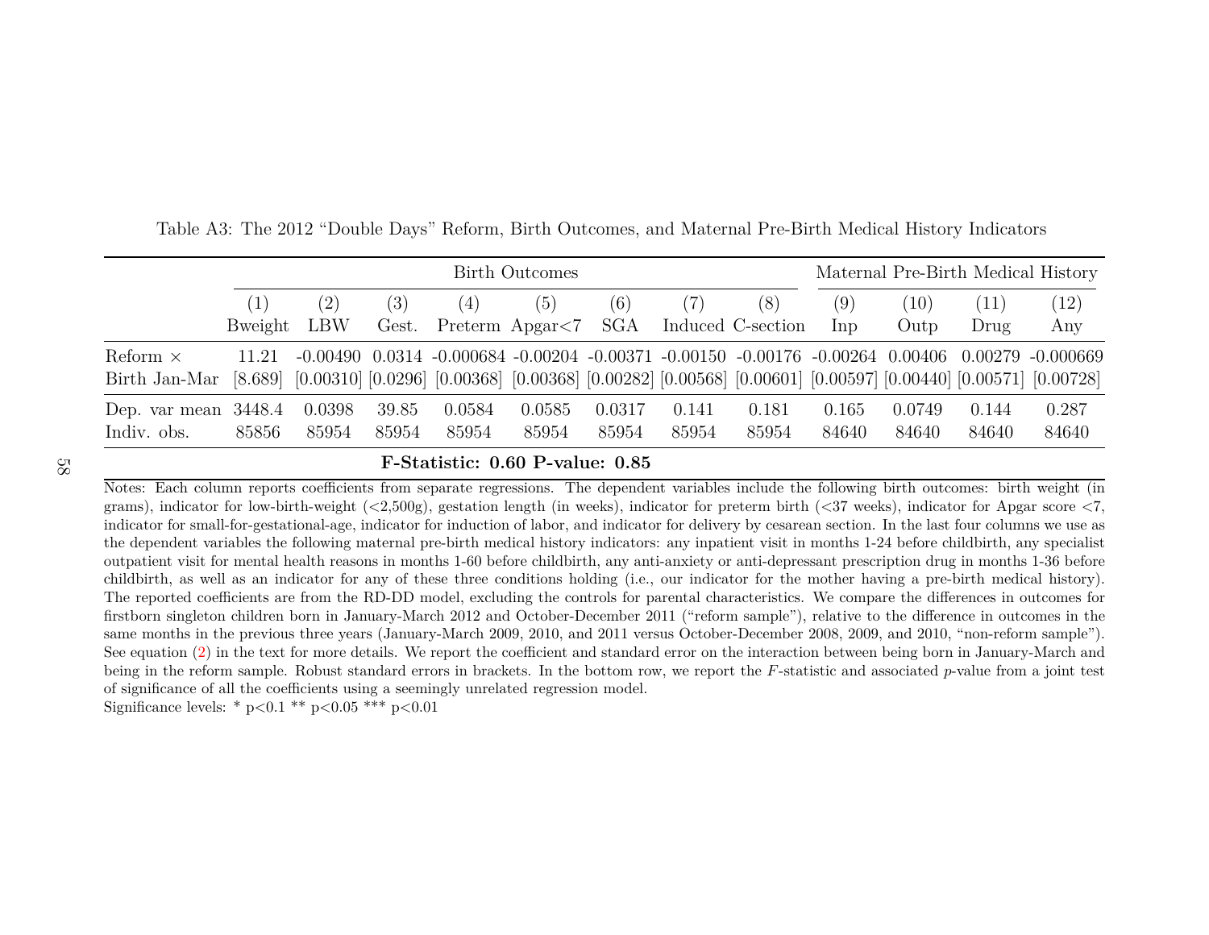Table A3: The 2012 "Double Days" Reform, Birth Outcomes, and Maternal Pre-Birth Medical History Indicators

| | Birth Outcomes | | | | | | | | Maternal Pre-Birth Medical History | | | |
|---|---|---|---|---|---|---|---|---|---|---|---|---|
| | (1) | (2) | (3) | (4) | (5) | (6) | (7) | (8) | (9) | (10) | (11) | (12) |
| | Bweight | LBW | Gest. | Preterm | Apgar<7 | SGA | Induced | C-section | Inp | Outp | Drug | Any |
| Reform × Birth Jan-Mar | 11.21 | -0.00490 | 0.0314 | -0.000684 | -0.00204 | -0.00371 | -0.00150 | -0.00176 | -0.00264 | 0.00406 | 0.00279 | -0.000669 |
| | [8.689] | [0.00310] | [0.0296] | [0.00368] | [0.00368] | [0.00282] | [0.00568] | [0.00601] | [0.00597] | [0.00440] | [0.00571] | [0.00728] |
| Dep. var mean | 3448.4 | 0.0398 | 39.85 | 0.0584 | 0.0585 | 0.0317 | 0.141 | 0.181 | 0.165 | 0.0749 | 0.144 | 0.287 |
| Indiv. obs. | 85856 | 85954 | 85954 | 85954 | 85954 | 85954 | 85954 | 85954 | 84640 | 84640 | 84640 | 84640 |

**F-Statistic: 0.60 P-value: 0.85**

Notes: Each column reports coefficients from separate regressions. The dependent variables include the following birth outcomes: birth weight (in grams), indicator for low-birth-weight (<2,500g), gestation length (in weeks), indicator for preterm birth (<37 weeks), indicator for Apgar score <7, indicator for small-for-gestational-age, indicator for induction of labor, and indicator for delivery by cesarean section. In the last four columns we use as the dependent variables the following maternal pre-birth medical history indicators: any inpatient visit in months 1-24 before childbirth, any specialist outpatient visit for mental health reasons in months 1-60 before childbirth, any anti-anxiety or anti-depressant prescription drug in months 1-36 before childbirth, as well as an indicator for any of these three conditions holding (i.e., our indicator for the mother having a pre-birth medical history). The reported coefficients are from the RD-DD model, excluding the controls for parental characteristics. We compare the differences in outcomes for firstborn singleton children born in January-March 2012 and October-December 2011 ("reform sample"), relative to the difference in outcomes in the same months in the previous three years (January-March 2009, 2010, and 2011 versus October-December 2008, 2009, and 2010, "non-reform sample"). See equation (2) in the text for more details. We report the coefficient and standard error on the interaction between being born in January-March and being in the reform sample. Robust standard errors in brackets. In the bottom row, we report the *F*-statistic and associated *p*-value from a joint test of significance of all the coefficients using a seemingly unrelated regression model.

Significance levels: * p<0.1 ** p<0.05 *** p<0.01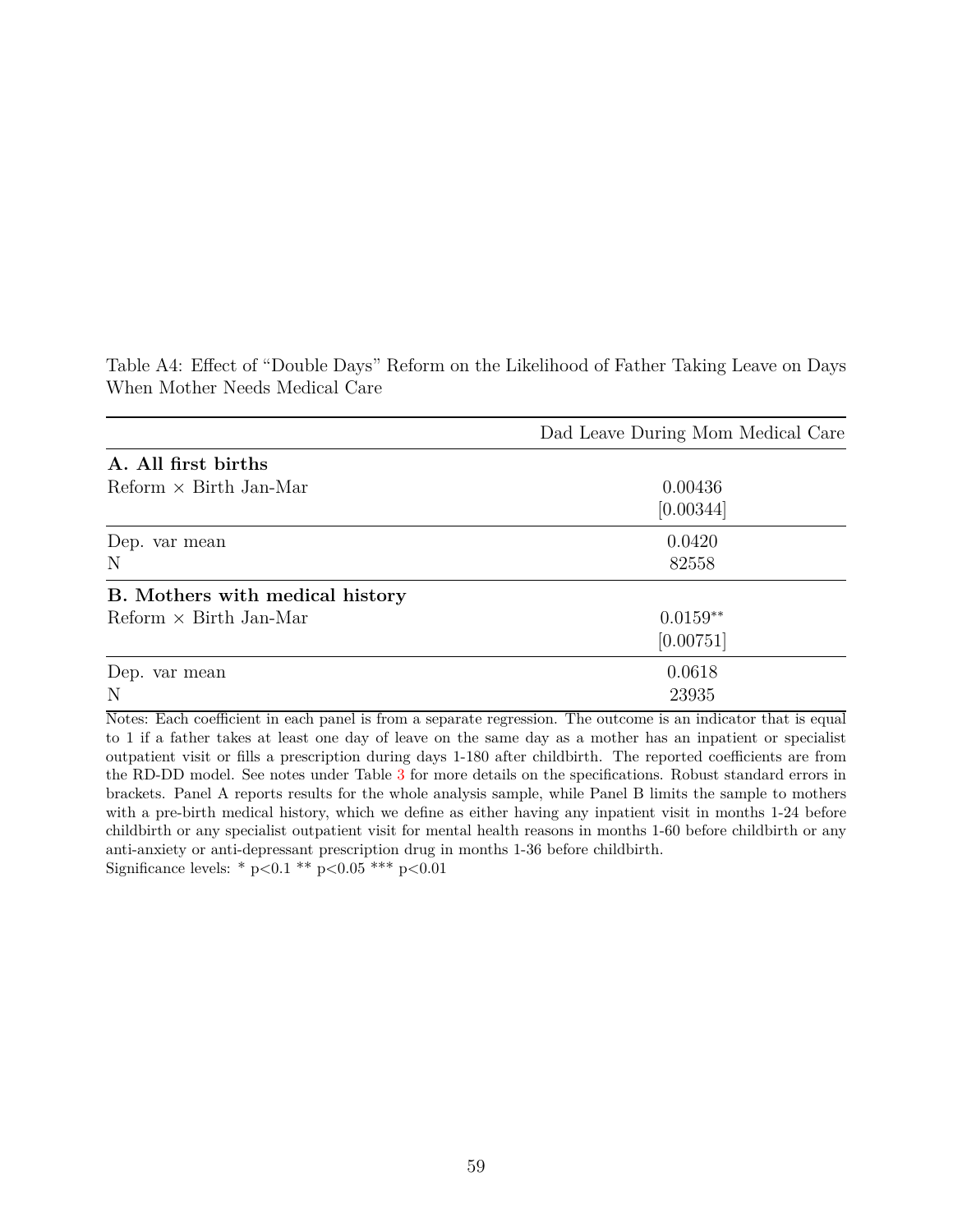Table A4: Effect of "Double Days" Reform on the Likelihood of Father Taking Leave on Days When Mother Needs Medical Care

| | Dad Leave During Mom Medical Care |
|---|---|
| **A. All first births** | |
| Reform × Birth Jan-Mar | 0.00436 |
| | [0.00344] |
| Dep. var mean | 0.0420 |
| N | 82558 |
| **B. Mothers with medical history** | |
| Reform × Birth Jan-Mar | 0.0159** |
| | [0.00751] |
| Dep. var mean | 0.0618 |
| N | 23935 |

Notes: Each coefficient in each panel is from a separate regression. The outcome is an indicator that is equal to 1 if a father takes at least one day of leave on the same day as a mother has an inpatient or specialist outpatient visit or fills a prescription during days 1-180 after childbirth. The reported coefficients are from the RD-DD model. See notes under Table 3 for more details on the specifications. Robust standard errors in brackets. Panel A reports results for the whole analysis sample, while Panel B limits the sample to mothers with a pre-birth medical history, which we define as either having any inpatient visit in months 1-24 before childbirth or any specialist outpatient visit for mental health reasons in months 1-60 before childbirth or any anti-anxiety or anti-depressant prescription drug in months 1-36 before childbirth.
Significance levels: * p<0.1 ** p<0.05 *** p<0.01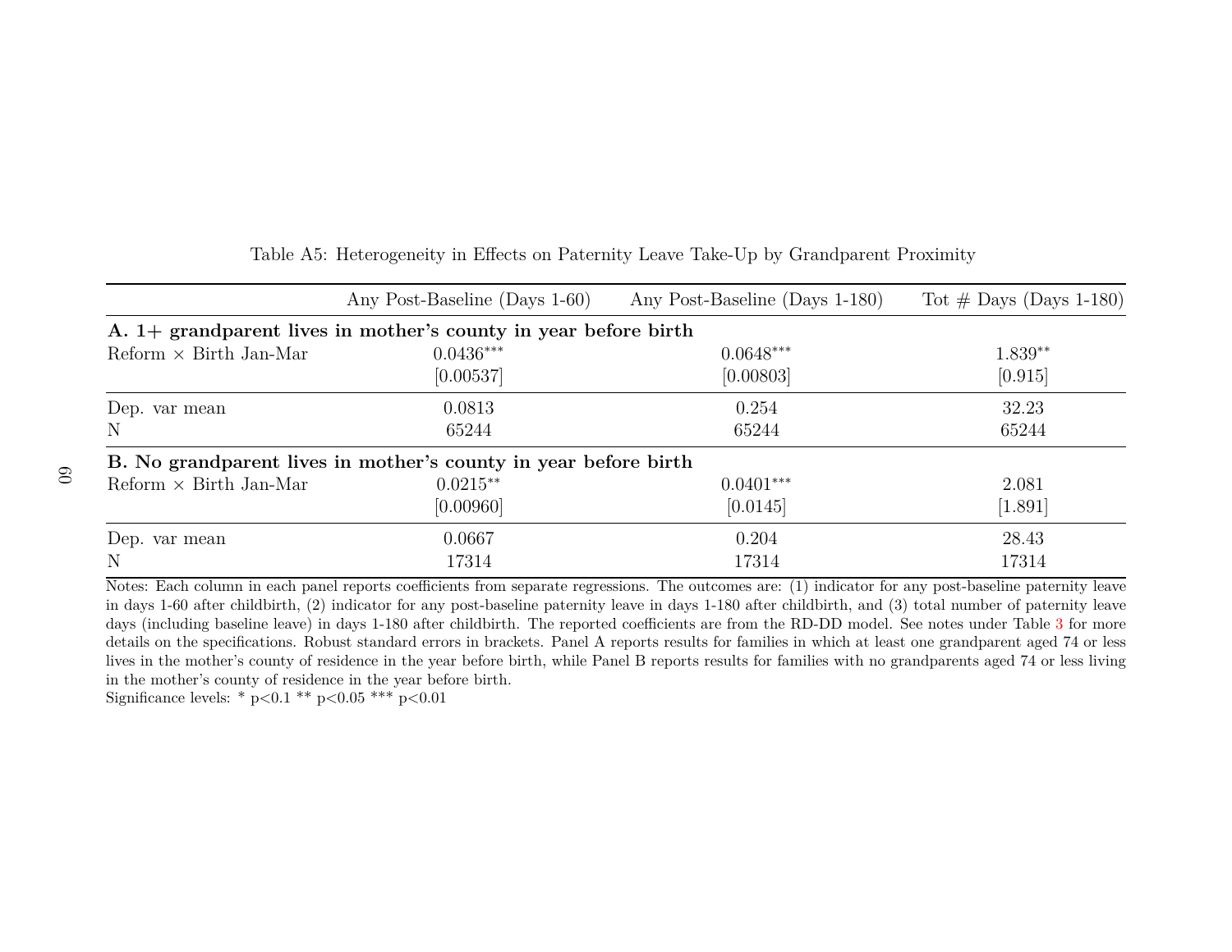Table A5: Heterogeneity in Effects on Paternity Leave Take-Up by Grandparent Proximity

| | Any Post-Baseline (Days 1-60) | Any Post-Baseline (Days 1-180) | Tot # Days (Days 1-180) |
|---|---|---|---|
| **A. 1+ grandparent lives in mother's county in year before birth** | | | |
| Reform × Birth Jan-Mar | 0.0436*** | 0.0648*** | 1.839** |
| | [0.00537] | [0.00803] | [0.915] |
| Dep. var mean | 0.0813 | 0.254 | 32.23 |
| N | 65244 | 65244 | 65244 |
| **B. No grandparent lives in mother's county in year before birth** | | | |
| Reform × Birth Jan-Mar | 0.0215** | 0.0401*** | 2.081 |
| | [0.00960] | [0.0145] | [1.891] |
| Dep. var mean | 0.0667 | 0.204 | 28.43 |
| N | 17314 | 17314 | 17314 |

Notes: Each column in each panel reports coefficients from separate regressions. The outcomes are: (1) indicator for any post-baseline paternity leave in days 1-60 after childbirth, (2) indicator for any post-baseline paternity leave in days 1-180 after childbirth, and (3) total number of paternity leave days (including baseline leave) in days 1-180 after childbirth. The reported coefficients are from the RD-DD model. See notes under Table 3 for more details on the specifications. Robust standard errors in brackets. Panel A reports results for families in which at least one grandparent aged 74 or less lives in the mother's county of residence in the year before birth, while Panel B reports results for families with no grandparents aged 74 or less living in the mother's county of residence in the year before birth.

Significance levels: * p<0.1 ** p<0.05 *** p<0.01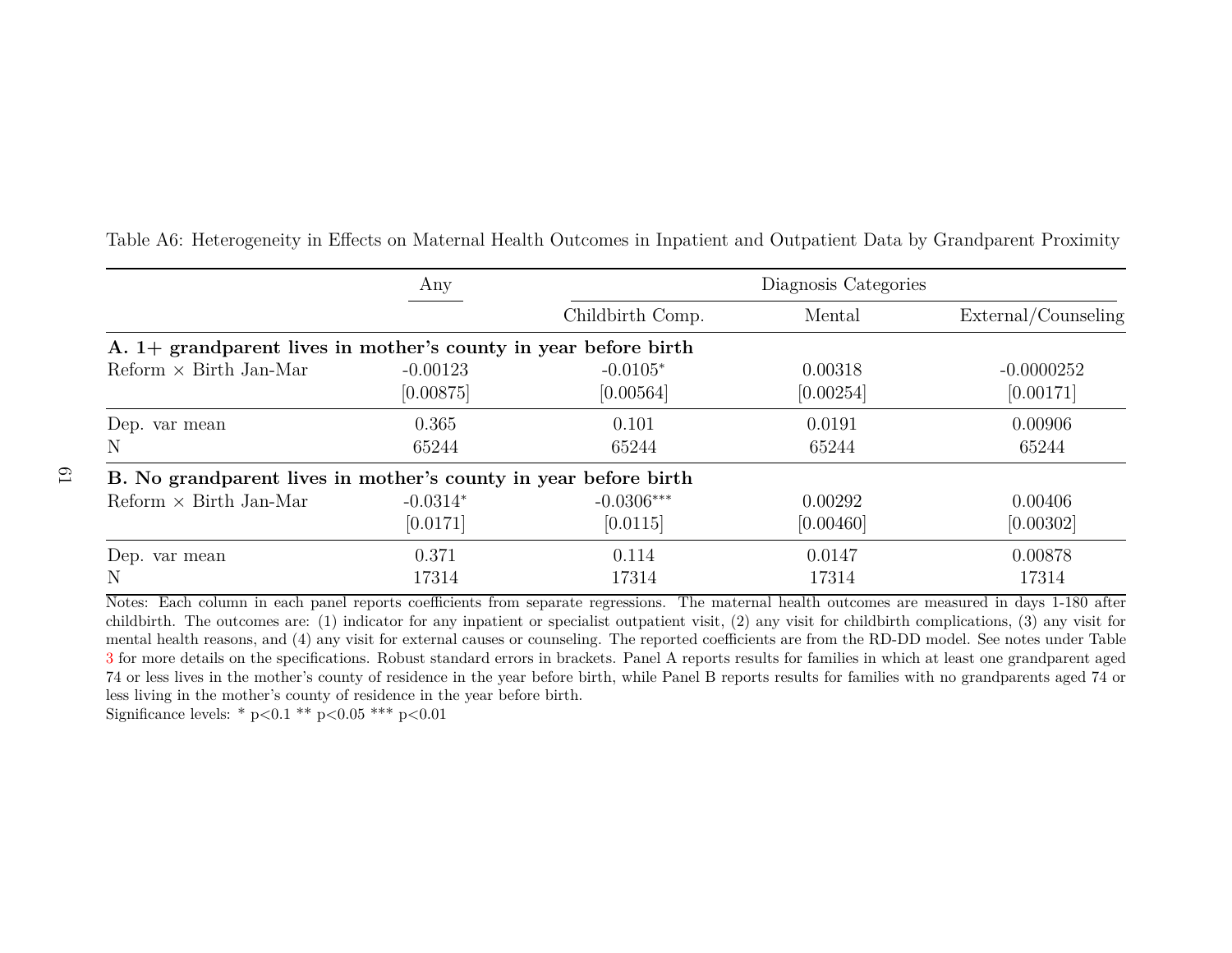Table A6: Heterogeneity in Effects on Maternal Health Outcomes in Inpatient and Outpatient Data by Grandparent Proximity

| | Any | Diagnosis Categories | | |
|---|---|---|---|---|
| | | Childbirth Comp. | Mental | External/Counseling |
| **A. 1+ grandparent lives in mother's county in year before birth** | | | | |
| Reform × Birth Jan-Mar | -0.00123 | -0.0105* | 0.00318 | -0.0000252 |
| | [0.00875] | [0.00564] | [0.00254] | [0.00171] |
| Dep. var mean | 0.365 | 0.101 | 0.0191 | 0.00906 |
| N | 65244 | 65244 | 65244 | 65244 |
| **B. No grandparent lives in mother's county in year before birth** | | | | |
| Reform × Birth Jan-Mar | -0.0314* | -0.0306*** | 0.00292 | 0.00406 |
| | [0.0171] | [0.0115] | [0.00460] | [0.00302] |
| Dep. var mean | 0.371 | 0.114 | 0.0147 | 0.00878 |
| N | 17314 | 17314 | 17314 | 17314 |

Notes: Each column in each panel reports coefficients from separate regressions. The maternal health outcomes are measured in days 1-180 after childbirth. The outcomes are: (1) indicator for any inpatient or specialist outpatient visit, (2) any visit for childbirth complications, (3) any visit for mental health reasons, and (4) any visit for external causes or counseling. The reported coefficients are from the RD-DD model. See notes under Table 3 for more details on the specifications. Robust standard errors in brackets. Panel A reports results for families in which at least one grandparent aged 74 or less lives in the mother's county of residence in the year before birth, while Panel B reports results for families with no grandparents aged 74 or less living in the mother's county of residence in the year before birth.

Significance levels: * p<0.1 ** p<0.05 *** p<0.01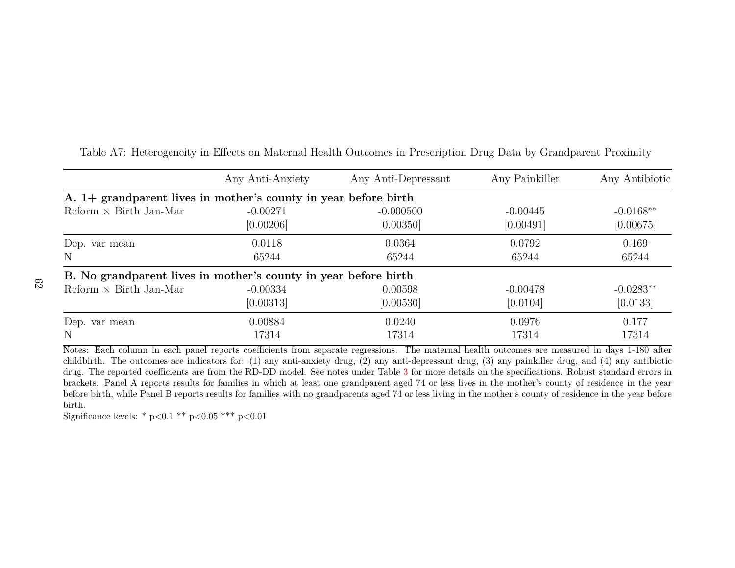Table A7: Heterogeneity in Effects on Maternal Health Outcomes in Prescription Drug Data by Grandparent Proximity

| | Any Anti-Anxiety | Any Anti-Depressant | Any Painkiller | Any Antibiotic |
|---|---|---|---|---|
| **A. 1+ grandparent lives in mother's county in year before birth** | | | | |
| Reform × Birth Jan-Mar | -0.00271 | -0.000500 | -0.00445 | -0.0168** |
| | [0.00206] | [0.00350] | [0.00491] | [0.00675] |
| Dep. var mean | 0.0118 | 0.0364 | 0.0792 | 0.169 |
| N | 65244 | 65244 | 65244 | 65244 |
| **B. No grandparent lives in mother's county in year before birth** | | | | |
| Reform × Birth Jan-Mar | -0.00334 | 0.00598 | -0.00478 | -0.0283** |
| | [0.00313] | [0.00530] | [0.0104] | [0.0133] |
| Dep. var mean | 0.00884 | 0.0240 | 0.0976 | 0.177 |
| N | 17314 | 17314 | 17314 | 17314 |

Notes: Each column in each panel reports coefficients from separate regressions. The maternal health outcomes are measured in days 1-180 after childbirth. The outcomes are indicators for: (1) any anti-anxiety drug, (2) any anti-depressant drug, (3) any painkiller drug, and (4) any antibiotic drug. The reported coefficients are from the RD-DD model. See notes under Table 3 for more details on the specifications. Robust standard errors in brackets. Panel A reports results for families in which at least one grandparent aged 74 or less lives in the mother's county of residence in the year before birth, while Panel B reports results for families with no grandparents aged 74 or less living in the mother's county of residence in the year before birth.

Significance levels: * p<0.1 ** p<0.05 *** p<0.01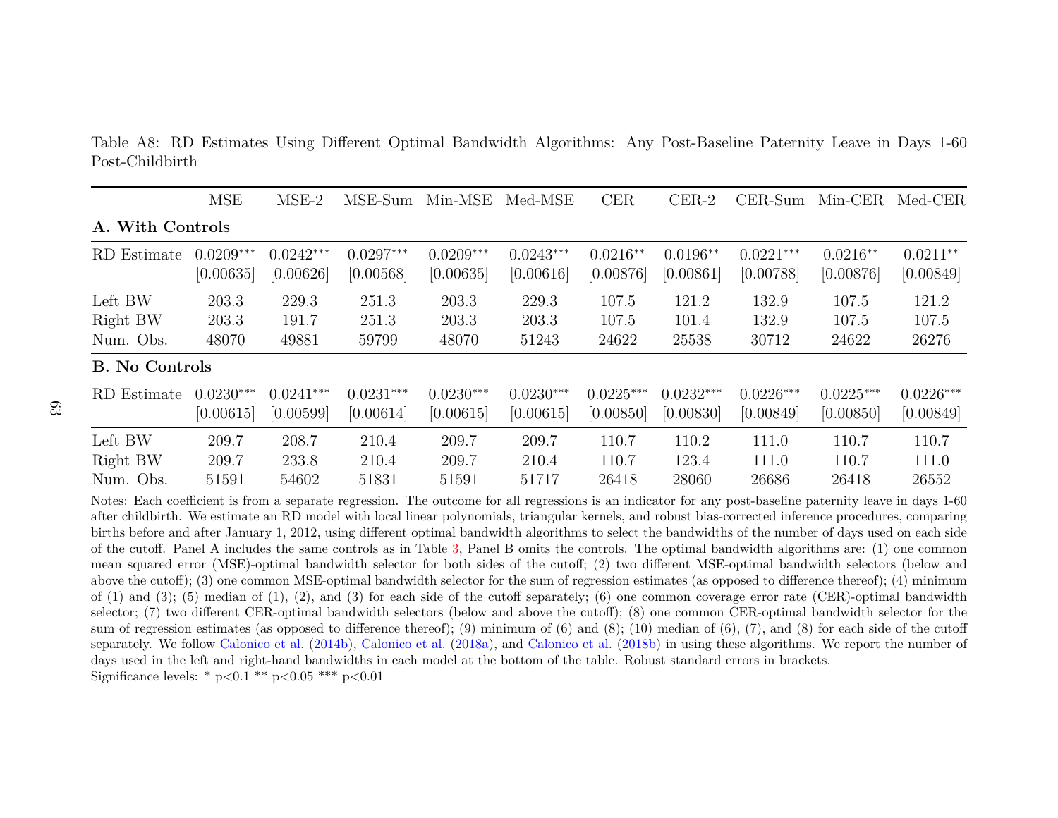Table A8: RD Estimates Using Different Optimal Bandwidth Algorithms: Any Post-Baseline Paternity Leave in Days 1-60 Post-Childbirth

| | MSE | MSE-2 | MSE-Sum | Min-MSE | Med-MSE | CER | CER-2 | CER-Sum | Min-CER | Med-CER |
|---|---|---|---|---|---|---|---|---|---|---|
| **A. With Controls** | | | | | | | | | | |
| RD Estimate | $0.0209^{***}$ | $0.0242^{***}$ | $0.0297^{***}$ | $0.0209^{***}$ | $0.0243^{***}$ | $0.0216^{**}$ | $0.0196^{**}$ | $0.0221^{***}$ | $0.0216^{**}$ | $0.0211^{**}$ |
| | [0.00635] | [0.00626] | [0.00568] | [0.00635] | [0.00616] | [0.00876] | [0.00861] | [0.00788] | [0.00876] | [0.00849] |
| Left BW | 203.3 | 229.3 | 251.3 | 203.3 | 229.3 | 107.5 | 121.2 | 132.9 | 107.5 | 121.2 |
| Right BW | 203.3 | 191.7 | 251.3 | 203.3 | 203.3 | 107.5 | 101.4 | 132.9 | 107.5 | 107.5 |
| Num. Obs. | 48070 | 49881 | 59799 | 48070 | 51243 | 24622 | 25538 | 30712 | 24622 | 26276 |
| **B. No Controls** | | | | | | | | | | |
| RD Estimate | $0.0230^{***}$ | $0.0241^{***}$ | $0.0231^{***}$ | $0.0230^{***}$ | $0.0230^{***}$ | $0.0225^{***}$ | $0.0232^{***}$ | $0.0226^{***}$ | $0.0225^{***}$ | $0.0226^{***}$ |
| | [0.00615] | [0.00599] | [0.00614] | [0.00615] | [0.00615] | [0.00850] | [0.00830] | [0.00849] | [0.00850] | [0.00849] |
| Left BW | 209.7 | 208.7 | 210.4 | 209.7 | 209.7 | 110.7 | 110.2 | 111.0 | 110.7 | 110.7 |
| Right BW | 209.7 | 233.8 | 210.4 | 209.7 | 210.4 | 110.7 | 123.4 | 111.0 | 110.7 | 111.0 |
| Num. Obs. | 51591 | 54602 | 51831 | 51591 | 51717 | 26418 | 28060 | 26686 | 26418 | 26552 |

Notes: Each coefficient is from a separate regression. The outcome for all regressions is an indicator for any post-baseline paternity leave in days 1-60 after childbirth. We estimate an RD model with local linear polynomials, triangular kernels, and robust bias-corrected inference procedures, comparing births before and after January 1, 2012, using different optimal bandwidth algorithms to select the bandwidths of the number of days used on each side of the cutoff. Panel A includes the same controls as in Table 3, Panel B omits the controls. The optimal bandwidth algorithms are: (1) one common mean squared error (MSE)-optimal bandwidth selector for both sides of the cutoff; (2) two different MSE-optimal bandwidth selectors (below and above the cutoff); (3) one common MSE-optimal bandwidth selector for the sum of regression estimates (as opposed to difference thereof); (4) minimum of (1) and (3); (5) median of (1), (2), and (3) for each side of the cutoff separately; (6) one common coverage error rate (CER)-optimal bandwidth selector; (7) two different CER-optimal bandwidth selectors (below and above the cutoff); (8) one common CER-optimal bandwidth selector for the sum of regression estimates (as opposed to difference thereof); (9) minimum of (6) and (8); (10) median of (6), (7), and (8) for each side of the cutoff separately. We follow Calonico et al. (2014b), Calonico et al. (2018a), and Calonico et al. (2018b) in using these algorithms. We report the number of days used in the left and right-hand bandwidths in each model at the bottom of the table. Robust standard errors in brackets.

Significance levels: * p<0.1 ** p<0.05 *** p<0.01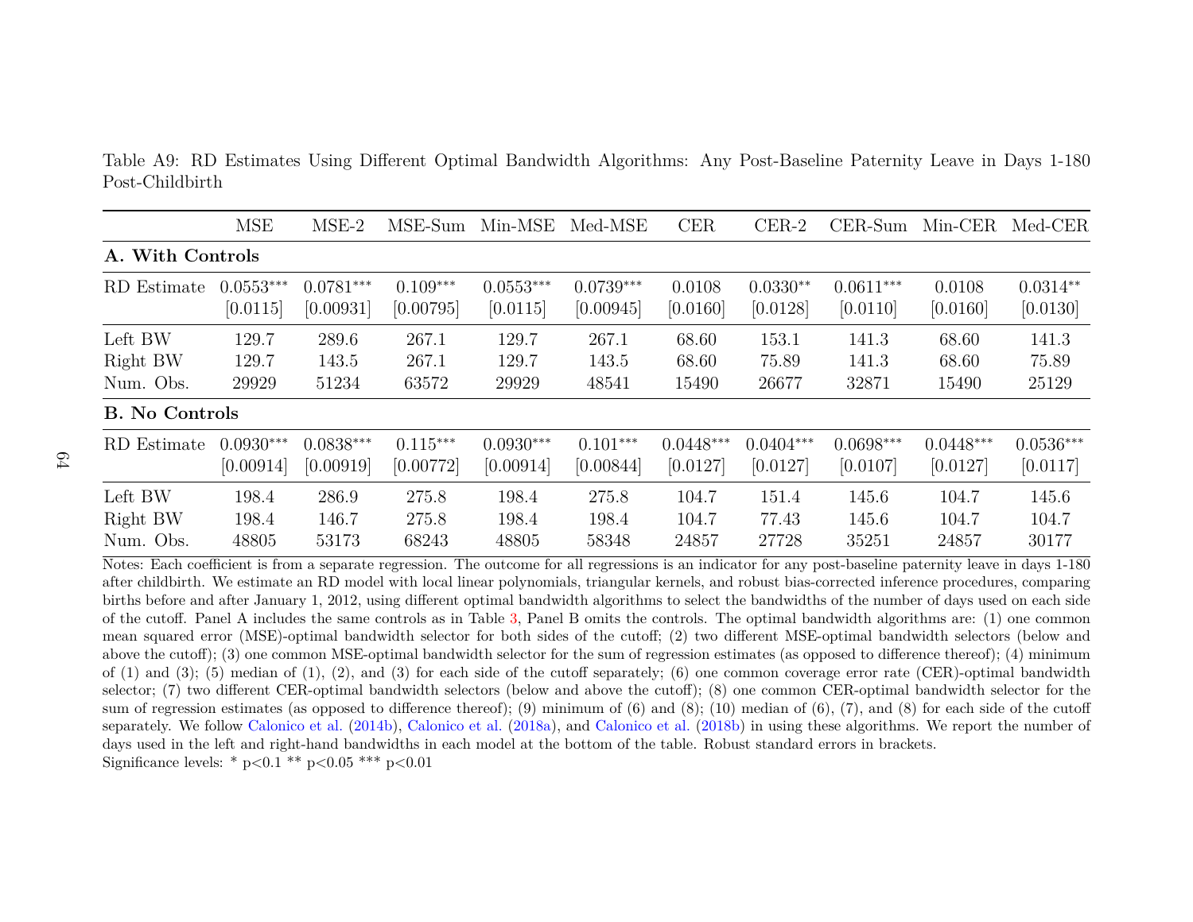Table A9: RD Estimates Using Different Optimal Bandwidth Algorithms: Any Post-Baseline Paternity Leave in Days 1-180 Post-Childbirth

| | MSE | MSE-2 | MSE-Sum | Min-MSE | Med-MSE | CER | CER-2 | CER-Sum | Min-CER | Med-CER |
|---|---|---|---|---|---|---|---|---|---|---|
| **A. With Controls** | | | | | | | | | | |
| RD Estimate | 0.0553*** | 0.0781*** | 0.109*** | 0.0553*** | 0.0739*** | 0.0108 | 0.0330** | 0.0611*** | 0.0108 | 0.0314** |
| | [0.0115] | [0.00931] | [0.00795] | [0.0115] | [0.00945] | [0.0160] | [0.0128] | [0.0110] | [0.0160] | [0.0130] |
| Left BW | 129.7 | 289.6 | 267.1 | 129.7 | 267.1 | 68.60 | 153.1 | 141.3 | 68.60 | 141.3 |
| Right BW | 129.7 | 143.5 | 267.1 | 129.7 | 143.5 | 68.60 | 75.89 | 141.3 | 68.60 | 75.89 |
| Num. Obs. | 29929 | 51234 | 63572 | 29929 | 48541 | 15490 | 26677 | 32871 | 15490 | 25129 |
| **B. No Controls** | | | | | | | | | | |
| RD Estimate | 0.0930*** | 0.0838*** | 0.115*** | 0.0930*** | 0.101*** | 0.0448*** | 0.0404*** | 0.0698*** | 0.0448*** | 0.0536*** |
| | [0.00914] | [0.00919] | [0.00772] | [0.00914] | [0.00844] | [0.0127] | [0.0127] | [0.0107] | [0.0127] | [0.0117] |
| Left BW | 198.4 | 286.9 | 275.8 | 198.4 | 275.8 | 104.7 | 151.4 | 145.6 | 104.7 | 145.6 |
| Right BW | 198.4 | 146.7 | 275.8 | 198.4 | 198.4 | 104.7 | 77.43 | 145.6 | 104.7 | 104.7 |
| Num. Obs. | 48805 | 53173 | 68243 | 48805 | 58348 | 24857 | 27728 | 35251 | 24857 | 30177 |

Notes: Each coefficient is from a separate regression. The outcome for all regressions is an indicator for any post-baseline paternity leave in days 1-180 after childbirth. We estimate an RD model with local linear polynomials, triangular kernels, and robust bias-corrected inference procedures, comparing births before and after January 1, 2012, using different optimal bandwidth algorithms to select the bandwidths of the number of days used on each side of the cutoff. Panel A includes the same controls as in Table 3, Panel B omits the controls. The optimal bandwidth algorithms are: (1) one common mean squared error (MSE)-optimal bandwidth selector for both sides of the cutoff; (2) two different MSE-optimal bandwidth selectors (below and above the cutoff); (3) one common MSE-optimal bandwidth selector for the sum of regression estimates (as opposed to difference thereof); (4) minimum of (1) and (3); (5) median of (1), (2), and (3) for each side of the cutoff separately; (6) one common coverage error rate (CER)-optimal bandwidth selector; (7) two different CER-optimal bandwidth selectors (below and above the cutoff); (8) one common CER-optimal bandwidth selector for the sum of regression estimates (as opposed to difference thereof); (9) minimum of (6) and (8); (10) median of (6), (7), and (8) for each side of the cutoff separately. We follow Calonico et al. (2014b), Calonico et al. (2018a), and Calonico et al. (2018b) in using these algorithms. We report the number of days used in the left and right-hand bandwidths in each model at the bottom of the table. Robust standard errors in brackets.

Significance levels: * p<0.1 ** p<0.05 *** p<0.01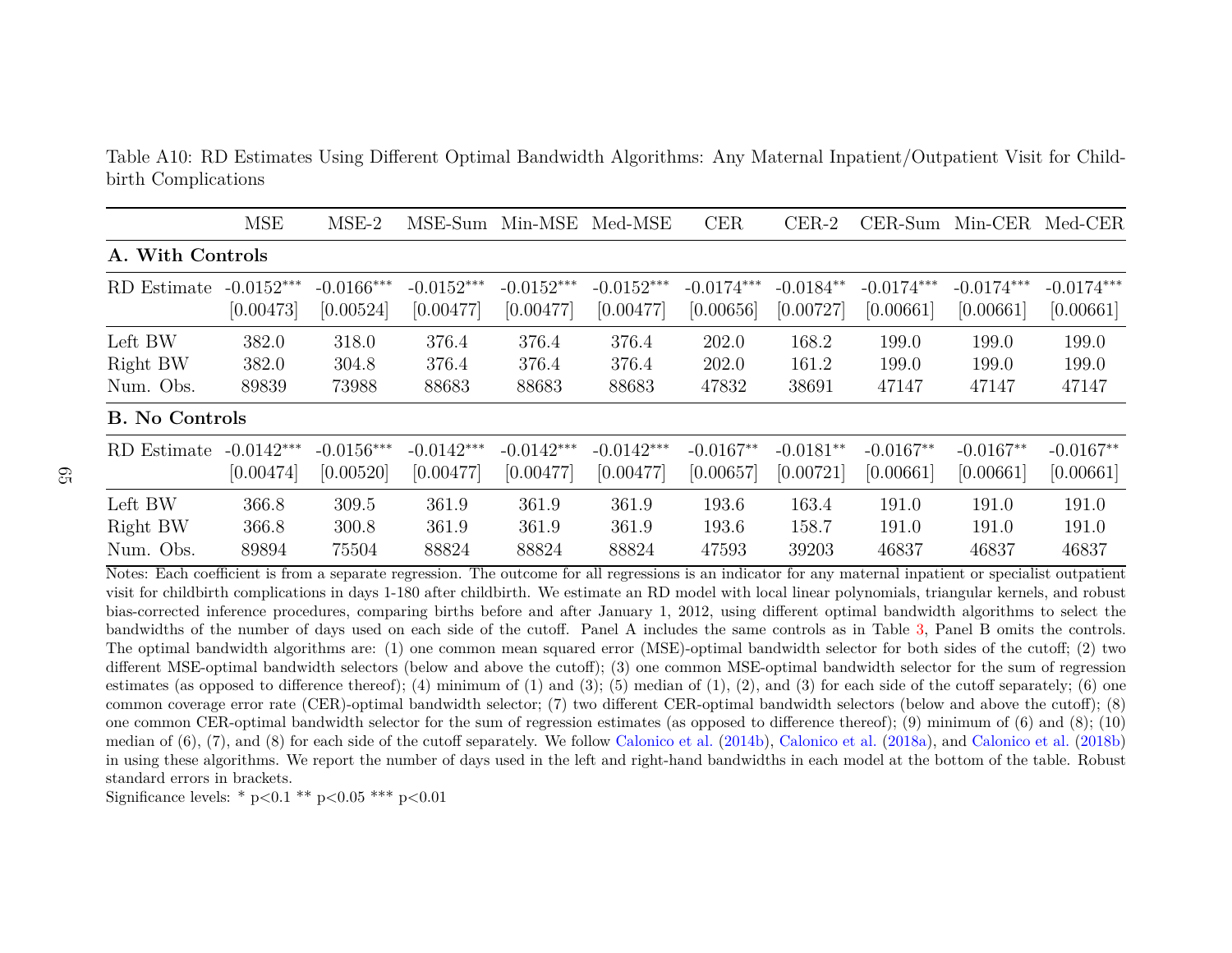Table A10: RD Estimates Using Different Optimal Bandwidth Algorithms: Any Maternal Inpatient/Outpatient Visit for Childbirth Complications

| | MSE | MSE-2 | MSE-Sum | Min-MSE | Med-MSE | CER | CER-2 | CER-Sum | Min-CER | Med-CER |
|---|---|---|---|---|---|---|---|---|---|---|
| **A. With Controls** | | | | | | | | | | |
| RD Estimate | -0.0152*** | -0.0166*** | -0.0152*** | -0.0152*** | -0.0152*** | -0.0174*** | -0.0184** | -0.0174*** | -0.0174*** | -0.0174*** |
| | [0.00473] | [0.00524] | [0.00477] | [0.00477] | [0.00477] | [0.00656] | [0.00727] | [0.00661] | [0.00661] | [0.00661] |
| Left BW | 382.0 | 318.0 | 376.4 | 376.4 | 376.4 | 202.0 | 168.2 | 199.0 | 199.0 | 199.0 |
| Right BW | 382.0 | 304.8 | 376.4 | 376.4 | 376.4 | 202.0 | 161.2 | 199.0 | 199.0 | 199.0 |
| Num. Obs. | 89839 | 73988 | 88683 | 88683 | 88683 | 47832 | 38691 | 47147 | 47147 | 47147 |
| **B. No Controls** | | | | | | | | | | |
| RD Estimate | -0.0142*** | -0.0156*** | -0.0142*** | -0.0142*** | -0.0142*** | -0.0167** | -0.0181** | -0.0167** | -0.0167** | -0.0167** |
| | [0.00474] | [0.00520] | [0.00477] | [0.00477] | [0.00477] | [0.00657] | [0.00721] | [0.00661] | [0.00661] | [0.00661] |
| Left BW | 366.8 | 309.5 | 361.9 | 361.9 | 361.9 | 193.6 | 163.4 | 191.0 | 191.0 | 191.0 |
| Right BW | 366.8 | 300.8 | 361.9 | 361.9 | 361.9 | 193.6 | 158.7 | 191.0 | 191.0 | 191.0 |
| Num. Obs. | 89894 | 75504 | 88824 | 88824 | 88824 | 47593 | 39203 | 46837 | 46837 | 46837 |

Notes: Each coefficient is from a separate regression. The outcome for all regressions is an indicator for any maternal inpatient or specialist outpatient visit for childbirth complications in days 1-180 after childbirth. We estimate an RD model with local linear polynomials, triangular kernels, and robust bias-corrected inference procedures, comparing births before and after January 1, 2012, using different optimal bandwidth algorithms to select the bandwidths of the number of days used on each side of the cutoff. Panel A includes the same controls as in Table 3, Panel B omits the controls. The optimal bandwidth algorithms are: (1) one common mean squared error (MSE)-optimal bandwidth selector for both sides of the cutoff; (2) two different MSE-optimal bandwidth selectors (below and above the cutoff); (3) one common MSE-optimal bandwidth selector for the sum of regression estimates (as opposed to difference thereof); (4) minimum of (1) and (3); (5) median of (1), (2), and (3) for each side of the cutoff separately; (6) one common coverage error rate (CER)-optimal bandwidth selector; (7) two different CER-optimal bandwidth selectors (below and above the cutoff); (8) one common CER-optimal bandwidth selector for the sum of regression estimates (as opposed to difference thereof); (9) minimum of (6) and (8); (10) median of (6), (7), and (8) for each side of the cutoff separately. We follow Calonico et al. (2014b), Calonico et al. (2018a), and Calonico et al. (2018b) in using these algorithms. We report the number of days used in the left and right-hand bandwidths in each model at the bottom of the table. Robust standard errors in brackets.

Significance levels: * p<0.1 ** p<0.05 *** p<0.01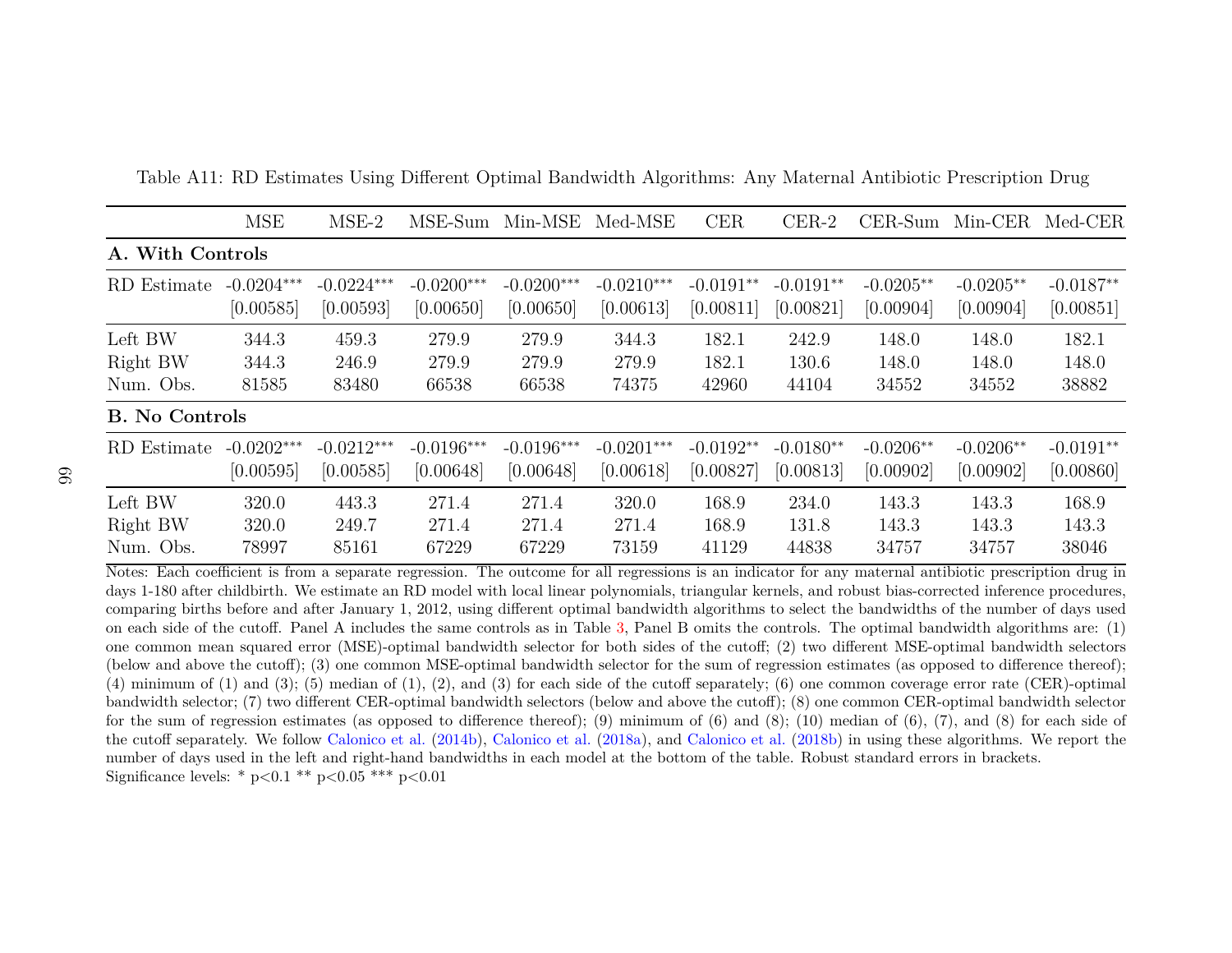Table A11: RD Estimates Using Different Optimal Bandwidth Algorithms: Any Maternal Antibiotic Prescription Drug

| | MSE | MSE-2 | MSE-Sum | Min-MSE | Med-MSE | CER | CER-2 | CER-Sum | Min-CER | Med-CER |
|---|---|---|---|---|---|---|---|---|---|---|
| **A. With Controls** | | | | | | | | | | |
| RD Estimate | -0.0204*** | -0.0224*** | -0.0200*** | -0.0200*** | -0.0210*** | -0.0191** | -0.0191** | -0.0205** | -0.0205** | -0.0187** |
| | [0.00585] | [0.00593] | [0.00650] | [0.00650] | [0.00613] | [0.00811] | [0.00821] | [0.00904] | [0.00904] | [0.00851] |
| Left BW | 344.3 | 459.3 | 279.9 | 279.9 | 344.3 | 182.1 | 242.9 | 148.0 | 148.0 | 182.1 |
| Right BW | 344.3 | 246.9 | 279.9 | 279.9 | 279.9 | 182.1 | 130.6 | 148.0 | 148.0 | 148.0 |
| Num. Obs. | 81585 | 83480 | 66538 | 66538 | 74375 | 42960 | 44104 | 34552 | 34552 | 38882 |
| **B. No Controls** | | | | | | | | | | |
| RD Estimate | -0.0202*** | -0.0212*** | -0.0196*** | -0.0196*** | -0.0201*** | -0.0192** | -0.0180** | -0.0206** | -0.0206** | -0.0191** |
| | [0.00595] | [0.00585] | [0.00648] | [0.00648] | [0.00618] | [0.00827] | [0.00813] | [0.00902] | [0.00902] | [0.00860] |
| Left BW | 320.0 | 443.3 | 271.4 | 271.4 | 320.0 | 168.9 | 234.0 | 143.3 | 143.3 | 168.9 |
| Right BW | 320.0 | 249.7 | 271.4 | 271.4 | 271.4 | 168.9 | 131.8 | 143.3 | 143.3 | 143.3 |
| Num. Obs. | 78997 | 85161 | 67229 | 67229 | 73159 | 41129 | 44838 | 34757 | 34757 | 38046 |

Notes: Each coefficient is from a separate regression. The outcome for all regressions is an indicator for any maternal antibiotic prescription drug in days 1-180 after childbirth. We estimate an RD model with local linear polynomials, triangular kernels, and robust bias-corrected inference procedures, comparing births before and after January 1, 2012, using different optimal bandwidth algorithms to select the bandwidths of the number of days used on each side of the cutoff. Panel A includes the same controls as in Table 3, Panel B omits the controls. The optimal bandwidth algorithms are: (1) one common mean squared error (MSE)-optimal bandwidth selector for both sides of the cutoff; (2) two different MSE-optimal bandwidth selectors (below and above the cutoff); (3) one common MSE-optimal bandwidth selector for the sum of regression estimates (as opposed to difference thereof); (4) minimum of (1) and (3); (5) median of (1), (2), and (3) for each side of the cutoff separately; (6) one common coverage error rate (CER)-optimal bandwidth selector; (7) two different CER-optimal bandwidth selectors (below and above the cutoff); (8) one common CER-optimal bandwidth selector for the sum of regression estimates (as opposed to difference thereof); (9) minimum of (6) and (8); (10) median of (6), (7), and (8) for each side of the cutoff separately. We follow Calonico et al. (2014b), Calonico et al. (2018a), and Calonico et al. (2018b) in using these algorithms. We report the number of days used in the left and right-hand bandwidths in each model at the bottom of the table. Robust standard errors in brackets.
Significance levels: * p<0.1 ** p<0.05 *** p<0.01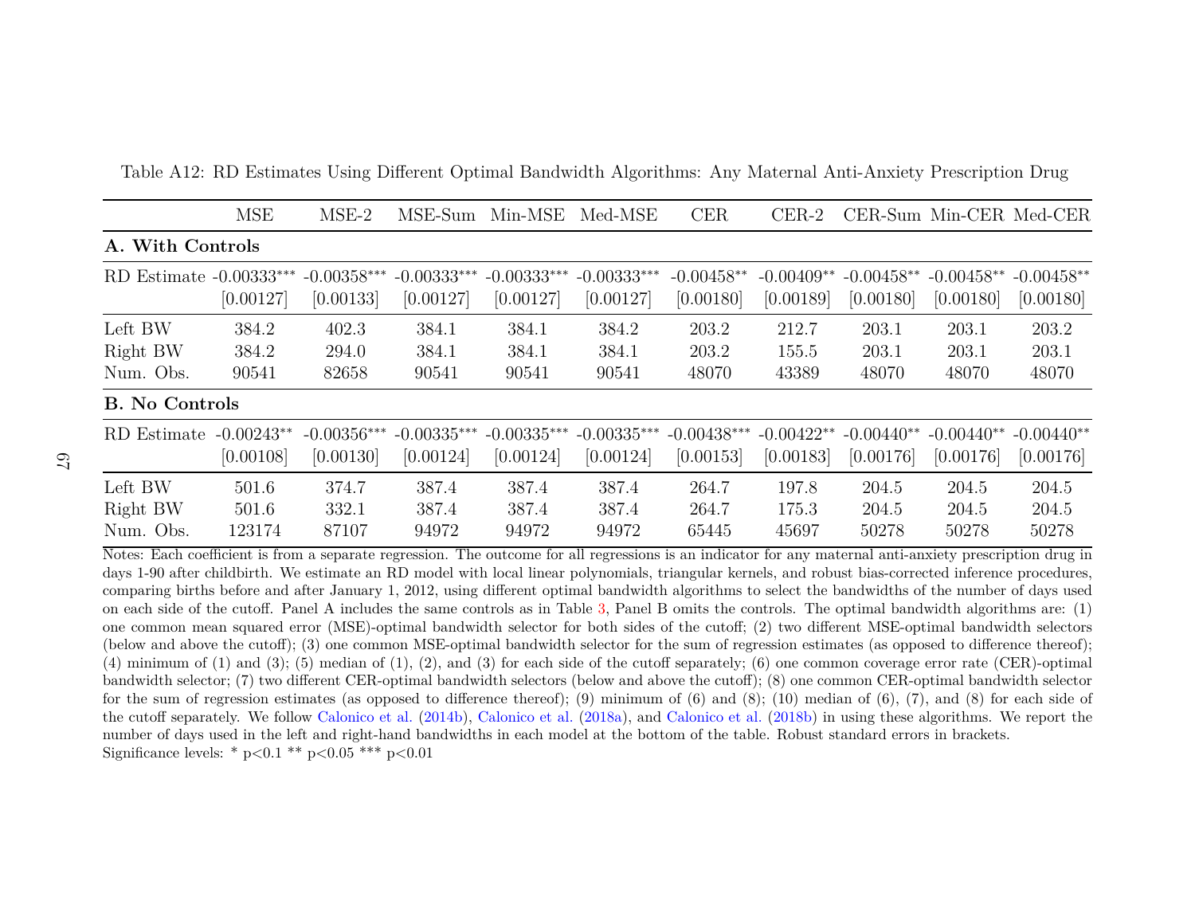Table A12: RD Estimates Using Different Optimal Bandwidth Algorithms: Any Maternal Anti-Anxiety Prescription Drug

| | MSE | MSE-2 | MSE-Sum | Min-MSE | Med-MSE | CER | CER-2 | CER-Sum | Min-CER | Med-CER |
|---|---|---|---|---|---|---|---|---|---|---|
| **A. With Controls** | | | | | | | | | | |
| RD Estimate | -0.00333*** | -0.00358*** | -0.00333*** | -0.00333*** | -0.00333*** | -0.00458** | -0.00409** | -0.00458** | -0.00458** | -0.00458** |
| | [0.00127] | [0.00133] | [0.00127] | [0.00127] | [0.00127] | [0.00180] | [0.00189] | [0.00180] | [0.00180] | [0.00180] |
| Left BW | 384.2 | 402.3 | 384.1 | 384.1 | 384.2 | 203.2 | 212.7 | 203.1 | 203.1 | 203.2 |
| Right BW | 384.2 | 294.0 | 384.1 | 384.1 | 384.1 | 203.2 | 155.5 | 203.1 | 203.1 | 203.1 |
| Num. Obs. | 90541 | 82658 | 90541 | 90541 | 90541 | 48070 | 43389 | 48070 | 48070 | 48070 |
| **B. No Controls** | | | | | | | | | | |
| RD Estimate | -0.00243** | -0.00356*** | -0.00335*** | -0.00335*** | -0.00335*** | -0.00438*** | -0.00422** | -0.00440** | -0.00440** | -0.00440** |
| | [0.00108] | [0.00130] | [0.00124] | [0.00124] | [0.00124] | [0.00153] | [0.00183] | [0.00176] | [0.00176] | [0.00176] |
| Left BW | 501.6 | 374.7 | 387.4 | 387.4 | 387.4 | 264.7 | 197.8 | 204.5 | 204.5 | 204.5 |
| Right BW | 501.6 | 332.1 | 387.4 | 387.4 | 387.4 | 264.7 | 175.3 | 204.5 | 204.5 | 204.5 |
| Num. Obs. | 123174 | 87107 | 94972 | 94972 | 94972 | 65445 | 45697 | 50278 | 50278 | 50278 |

Notes: Each coefficient is from a separate regression. The outcome for all regressions is an indicator for any maternal anti-anxiety prescription drug in days 1-90 after childbirth. We estimate an RD model with local linear polynomials, triangular kernels, and robust bias-corrected inference procedures, comparing births before and after January 1, 2012, using different optimal bandwidth algorithms to select the bandwidths of the number of days used on each side of the cutoff. Panel A includes the same controls as in Table 3, Panel B omits the controls. The optimal bandwidth algorithms are: (1) one common mean squared error (MSE)-optimal bandwidth selector for both sides of the cutoff; (2) two different MSE-optimal bandwidth selectors (below and above the cutoff); (3) one common MSE-optimal bandwidth selector for the sum of regression estimates (as opposed to difference thereof); (4) minimum of (1) and (3); (5) median of (1), (2), and (3) for each side of the cutoff separately; (6) one common coverage error rate (CER)-optimal bandwidth selector; (7) two different CER-optimal bandwidth selectors (below and above the cutoff); (8) one common CER-optimal bandwidth selector for the sum of regression estimates (as opposed to difference thereof); (9) minimum of (6) and (8); (10) median of (6), (7), and (8) for each side of the cutoff separately. We follow Calonico et al. (2014b), Calonico et al. (2018a), and Calonico et al. (2018b) in using these algorithms. We report the number of days used in the left and right-hand bandwidths in each model at the bottom of the table. Robust standard errors in brackets.
Significance levels: * p<0.1 ** p<0.05 *** p<0.01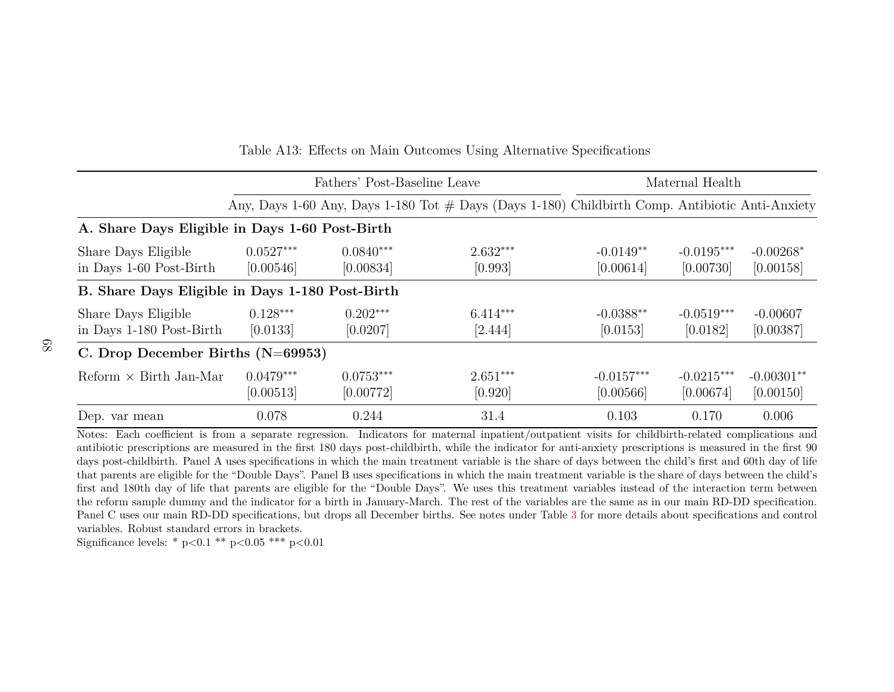Table A13: Effects on Main Outcomes Using Alternative Specifications

| | Fathers' Post-Baseline Leave | | | Maternal Health | | |
|---|---|---|---|---|---|---|
| | Any, Days 1-60 | Any, Days 1-180 | Tot # Days (Days 1-180) | Childbirth Comp. | Antibiotic | Anti-Anxiety |
| **A. Share Days Eligible in Days 1-60 Post-Birth** | | | | | | |
| Share Days Eligible in Days 1-60 Post-Birth | 0.0527*** | 0.0840*** | 2.632*** | -0.0149** | -0.0195*** | -0.00268* |
| | [0.00546] | [0.00834] | [0.993] | [0.00614] | [0.00730] | [0.00158] |
| **B. Share Days Eligible in Days 1-180 Post-Birth** | | | | | | |
| Share Days Eligible in Days 1-180 Post-Birth | 0.128*** | 0.202*** | 6.414*** | -0.0388** | -0.0519*** | -0.00607 |
| | [0.0133] | [0.0207] | [2.444] | [0.0153] | [0.0182] | [0.00387] |
| **C. Drop December Births (N=69953)** | | | | | | |
| Reform × Birth Jan-Mar | 0.0479*** | 0.0753*** | 2.651*** | -0.0157*** | -0.0215*** | -0.00301** |
| | [0.00513] | [0.00772] | [0.920] | [0.00566] | [0.00674] | [0.00150] |
| Dep. var mean | 0.078 | 0.244 | 31.4 | 0.103 | 0.170 | 0.006 |

Notes: Each coefficient is from a separate regression. Indicators for maternal inpatient/outpatient visits for childbirth-related complications and antibiotic prescriptions are measured in the first 180 days post-childbirth, while the indicator for anti-anxiety prescriptions is measured in the first 90 days post-childbirth. Panel A uses specifications in which the main treatment variable is the share of days between the child's first and 60th day of life that parents are eligible for the "Double Days". Panel B uses specifications in which the main treatment variable is the share of days between the child's first and 180th day of life that parents are eligible for the "Double Days". We uses this treatment variables instead of the interaction term between the reform sample dummy and the indicator for a birth in January-March. The rest of the variables are the same as in our main RD-DD specification. Panel C uses our main RD-DD specifications, but drops all December births. See notes under Table 3 for more details about specifications and control variables. Robust standard errors in brackets.

Significance levels: * p<0.1 ** p<0.05 *** p<0.01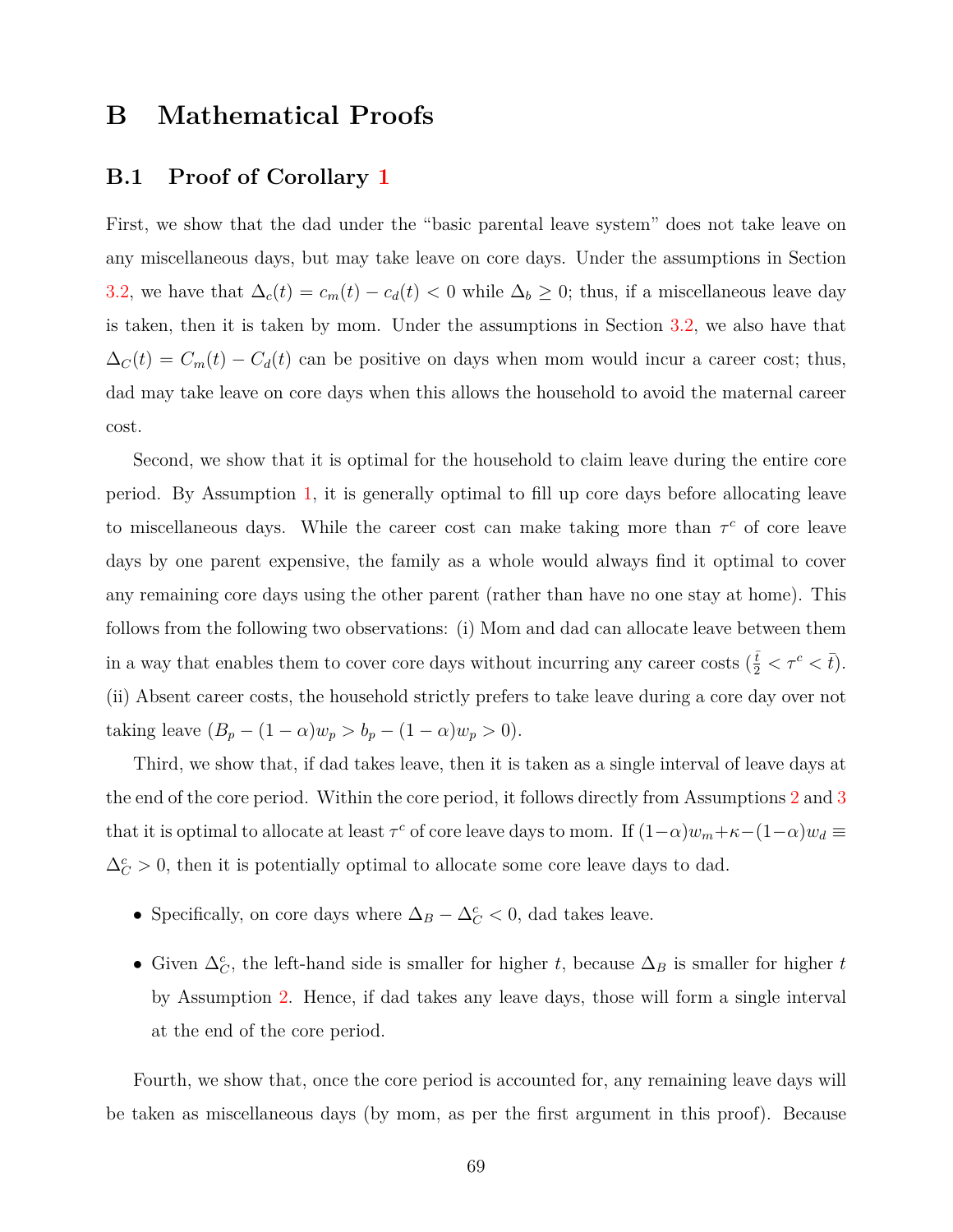# B Mathematical Proofs

## B.1 Proof of Corollary 1

First, we show that the dad under the "basic parental leave system" does not take leave on any miscellaneous days, but may take leave on core days. Under the assumptions in Section 3.2, we have that $\Delta_c(t) = c_m(t) - c_d(t) < 0$ while $\Delta_b \geq 0$; thus, if a miscellaneous leave day is taken, then it is taken by mom. Under the assumptions in Section 3.2, we also have that $\Delta_C(t) = C_m(t) - C_d(t)$ can be positive on days when mom would incur a career cost; thus, dad may take leave on core days when this allows the household to avoid the maternal career cost.

Second, we show that it is optimal for the household to claim leave during the entire core period. By Assumption 1, it is generally optimal to fill up core days before allocating leave to miscellaneous days. While the career cost can make taking more than $\tau^c$ of core leave days by one parent expensive, the family as a whole would always find it optimal to cover any remaining core days using the other parent (rather than have no one stay at home). This follows from the following two observations: (i) Mom and dad can allocate leave between them in a way that enables them to cover core days without incurring any career costs ($\frac{\bar{t}}{2} < \tau^c < \bar{t}$). (ii) Absent career costs, the household strictly prefers to take leave during a core day over not taking leave ($B_p - (1-\alpha)w_p > b_p - (1-\alpha)w_p > 0$).

Third, we show that, if dad takes leave, then it is taken as a single interval of leave days at the end of the core period. Within the core period, it follows directly from Assumptions 2 and 3 that it is optimal to allocate at least $\tau^c$ of core leave days to mom. If $(1-\alpha)w_m + \kappa - (1-\alpha)w_d \equiv \Delta_C^c > 0$, then it is potentially optimal to allocate some core leave days to dad.

- Specifically, on core days where $\Delta_B - \Delta_C^c < 0$, dad takes leave.
- Given $\Delta_C^c$, the left-hand side is smaller for higher $t$, because $\Delta_B$ is smaller for higher $t$ by Assumption 2. Hence, if dad takes any leave days, those will form a single interval at the end of the core period.

Fourth, we show that, once the core period is accounted for, any remaining leave days will be taken as miscellaneous days (by mom, as per the first argument in this proof). Because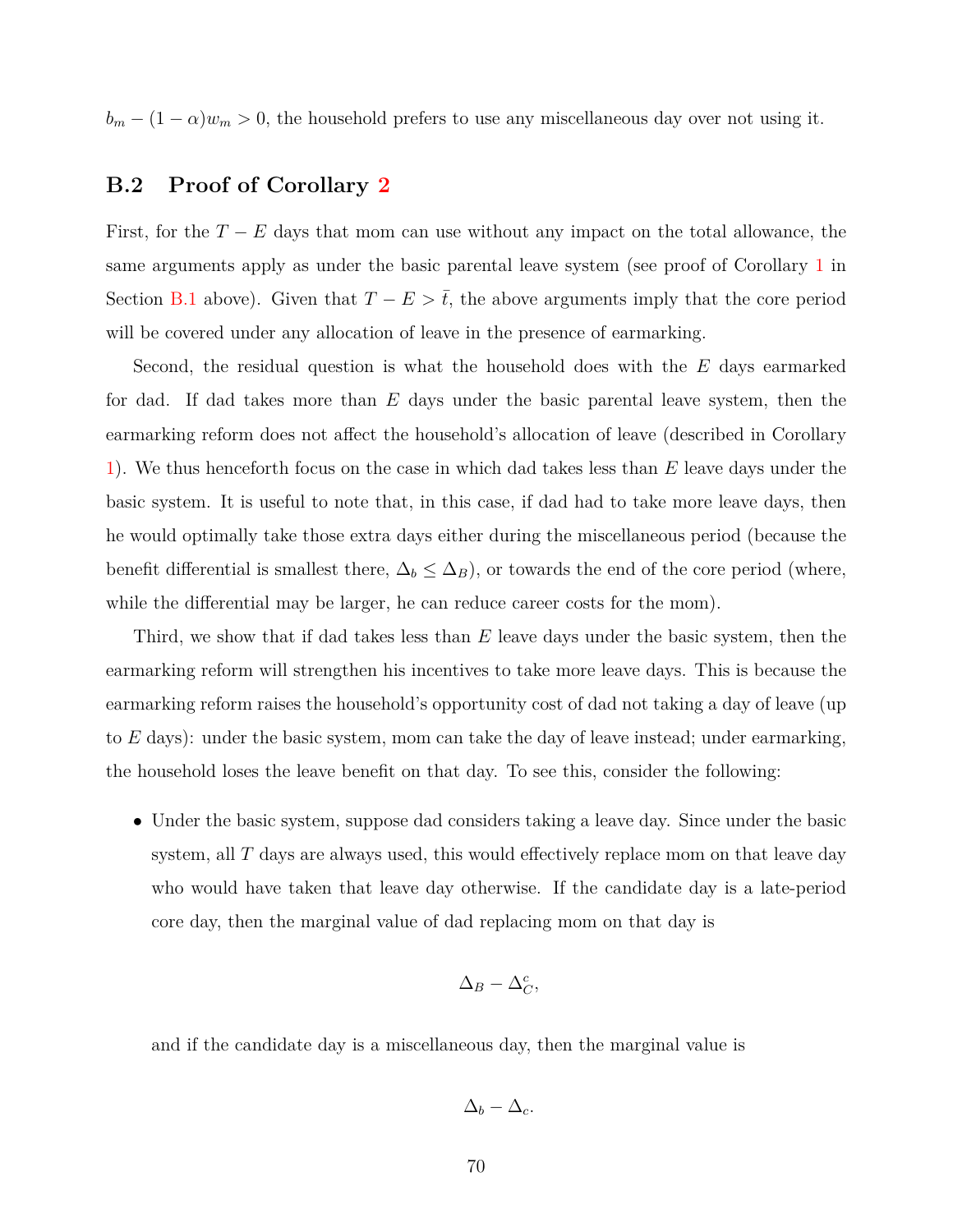$b_m - (1-\alpha)w_m > 0$, the household prefers to use any miscellaneous day over not using it.

## B.2 Proof of Corollary 2

First, for the $T - E$ days that mom can use without any impact on the total allowance, the same arguments apply as under the basic parental leave system (see proof of Corollary 1 in Section B.1 above). Given that $T - E > \bar{t}$, the above arguments imply that the core period will be covered under any allocation of leave in the presence of earmarking.

Second, the residual question is what the household does with the $E$ days earmarked for dad. If dad takes more than $E$ days under the basic parental leave system, then the earmarking reform does not affect the household's allocation of leave (described in Corollary 1). We thus henceforth focus on the case in which dad takes less than $E$ leave days under the basic system. It is useful to note that, in this case, if dad had to take more leave days, then he would optimally take those extra days either during the miscellaneous period (because the benefit differential is smallest there, $\Delta_b \leq \Delta_B$), or towards the end of the core period (where, while the differential may be larger, he can reduce career costs for the mom).

Third, we show that if dad takes less than $E$ leave days under the basic system, then the earmarking reform will strengthen his incentives to take more leave days. This is because the earmarking reform raises the household's opportunity cost of dad not taking a day of leave (up to $E$ days): under the basic system, mom can take the day of leave instead; under earmarking, the household loses the leave benefit on that day. To see this, consider the following:

- Under the basic system, suppose dad considers taking a leave day. Since under the basic system, all $T$ days are always used, this would effectively replace mom on that leave day who would have taken that leave day otherwise. If the candidate day is a late-period core day, then the marginal value of dad replacing mom on that day is

$$\Delta_B - \Delta_C^c,$$

and if the candidate day is a miscellaneous day, then the marginal value is

$$\Delta_b - \Delta_c.$$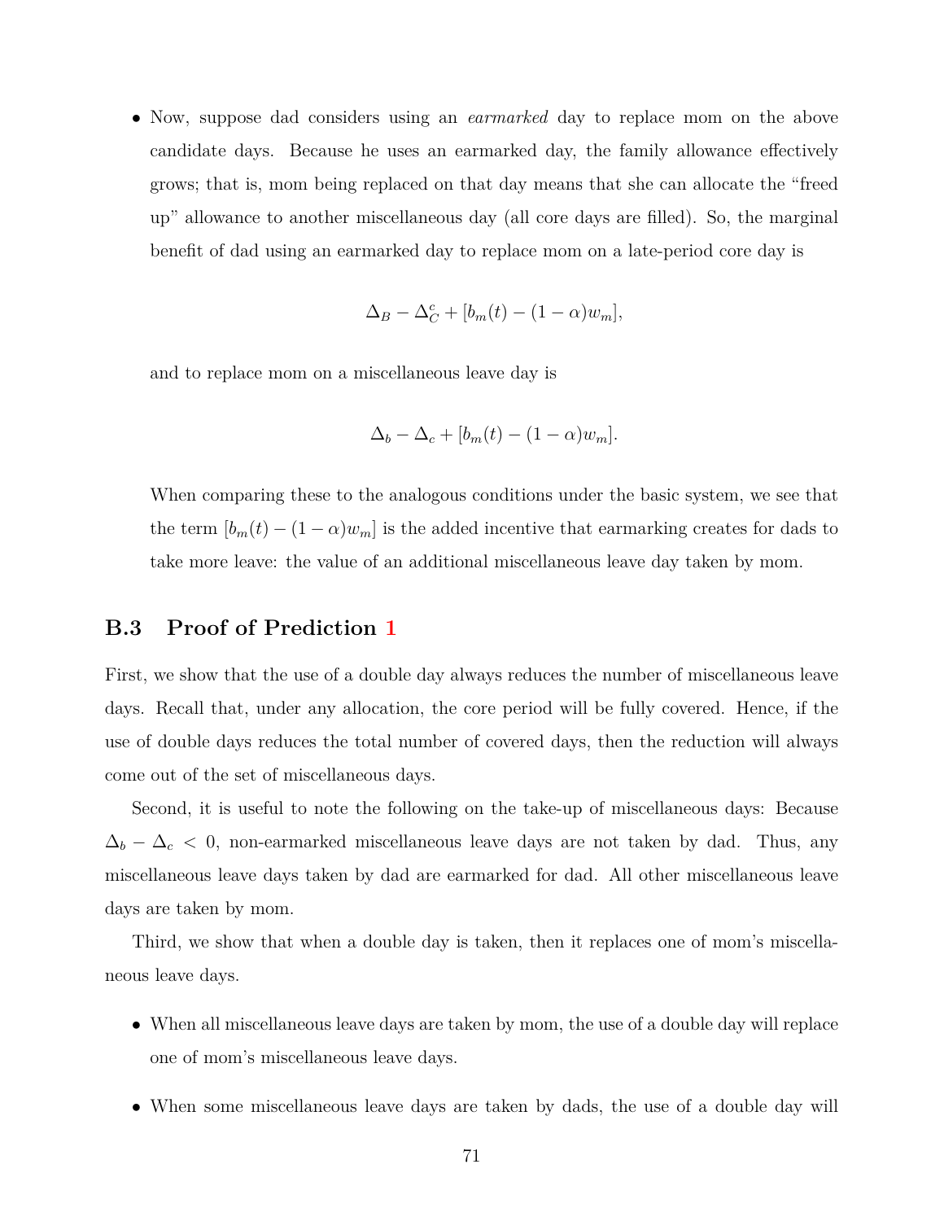- Now, suppose dad considers using an *earmarked* day to replace mom on the above candidate days. Because he uses an earmarked day, the family allowance effectively grows; that is, mom being replaced on that day means that she can allocate the "freed up" allowance to another miscellaneous day (all core days are filled). So, the marginal benefit of dad using an earmarked day to replace mom on a late-period core day is

$$\Delta_B - \Delta_C^c + [b_m(t) - (1-\alpha)w_m],$$

and to replace mom on a miscellaneous leave day is

$$\Delta_b - \Delta_c + [b_m(t) - (1-\alpha)w_m].$$

When comparing these to the analogous conditions under the basic system, we see that the term $[b_m(t) - (1-\alpha)w_m]$ is the added incentive that earmarking creates for dads to take more leave: the value of an additional miscellaneous leave day taken by mom.

### B.3 Proof of Prediction 1

First, we show that the use of a double day always reduces the number of miscellaneous leave days. Recall that, under any allocation, the core period will be fully covered. Hence, if the use of double days reduces the total number of covered days, then the reduction will always come out of the set of miscellaneous days.

Second, it is useful to note the following on the take-up of miscellaneous days: Because $\Delta_b - \Delta_c < 0$, non-earmarked miscellaneous leave days are not taken by dad. Thus, any miscellaneous leave days taken by dad are earmarked for dad. All other miscellaneous leave days are taken by mom.

Third, we show that when a double day is taken, then it replaces one of mom's miscellaneous leave days.

- When all miscellaneous leave days are taken by mom, the use of a double day will replace one of mom's miscellaneous leave days.
- When some miscellaneous leave days are taken by dads, the use of a double day will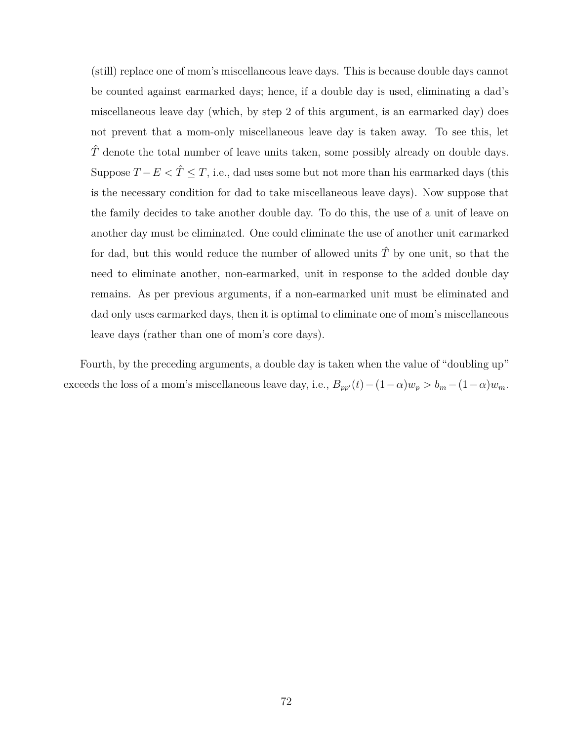(still) replace one of mom's miscellaneous leave days. This is because double days cannot be counted against earmarked days; hence, if a double day is used, eliminating a dad's miscellaneous leave day (which, by step 2 of this argument, is an earmarked day) does not prevent that a mom-only miscellaneous leave day is taken away. To see this, let $\hat{T}$ denote the total number of leave units taken, some possibly already on double days. Suppose $T - E < \hat{T} \leq T$, i.e., dad uses some but not more than his earmarked days (this is the necessary condition for dad to take miscellaneous leave days). Now suppose that the family decides to take another double day. To do this, the use of a unit of leave on another day must be eliminated. One could eliminate the use of another unit earmarked for dad, but this would reduce the number of allowed units $\hat{T}$ by one unit, so that the need to eliminate another, non-earmarked, unit in response to the added double day remains. As per previous arguments, if a non-earmarked unit must be eliminated and dad only uses earmarked days, then it is optimal to eliminate one of mom's miscellaneous leave days (rather than one of mom's core days).

Fourth, by the preceding arguments, a double day is taken when the value of "doubling up" exceeds the loss of a mom's miscellaneous leave day, i.e., $B_{pp'}(t) - (1-\alpha)w_p > b_m - (1-\alpha)w_m$.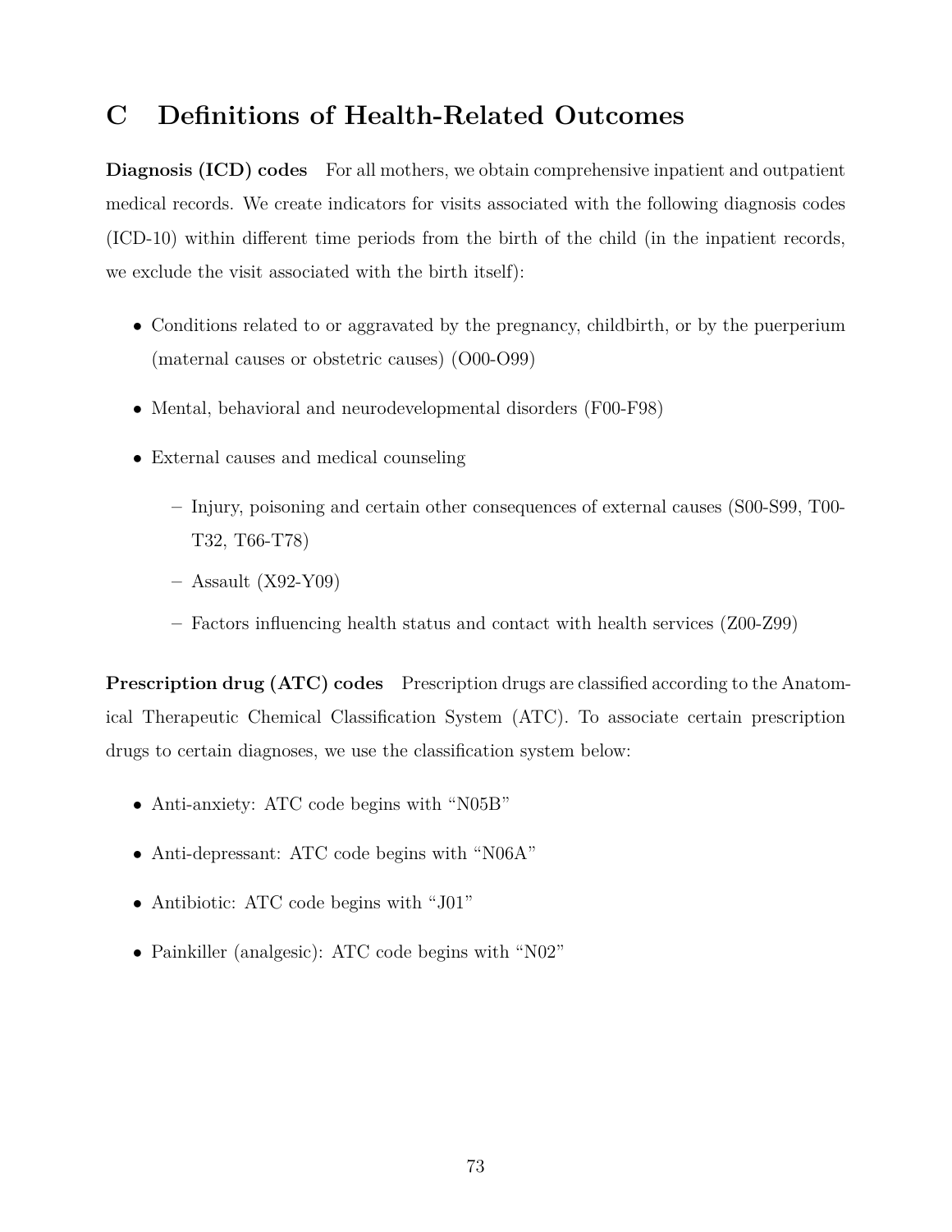# C Definitions of Health-Related Outcomes

**Diagnosis (ICD) codes** For all mothers, we obtain comprehensive inpatient and outpatient medical records. We create indicators for visits associated with the following diagnosis codes (ICD-10) within different time periods from the birth of the child (in the inpatient records, we exclude the visit associated with the birth itself):

- Conditions related to or aggravated by the pregnancy, childbirth, or by the puerperium (maternal causes or obstetric causes) (O00-O99)
- Mental, behavioral and neurodevelopmental disorders (F00-F98)
- External causes and medical counseling
  - Injury, poisoning and certain other consequences of external causes (S00-S99, T00-T32, T66-T78)
  - Assault (X92-Y09)
  - Factors influencing health status and contact with health services (Z00-Z99)

**Prescription drug (ATC) codes** Prescription drugs are classified according to the Anatomical Therapeutic Chemical Classification System (ATC). To associate certain prescription drugs to certain diagnoses, we use the classification system below:

- Anti-anxiety: ATC code begins with "N05B"
- Anti-depressant: ATC code begins with "N06A"
- Antibiotic: ATC code begins with "J01"
- Painkiller (analgesic): ATC code begins with "N02"